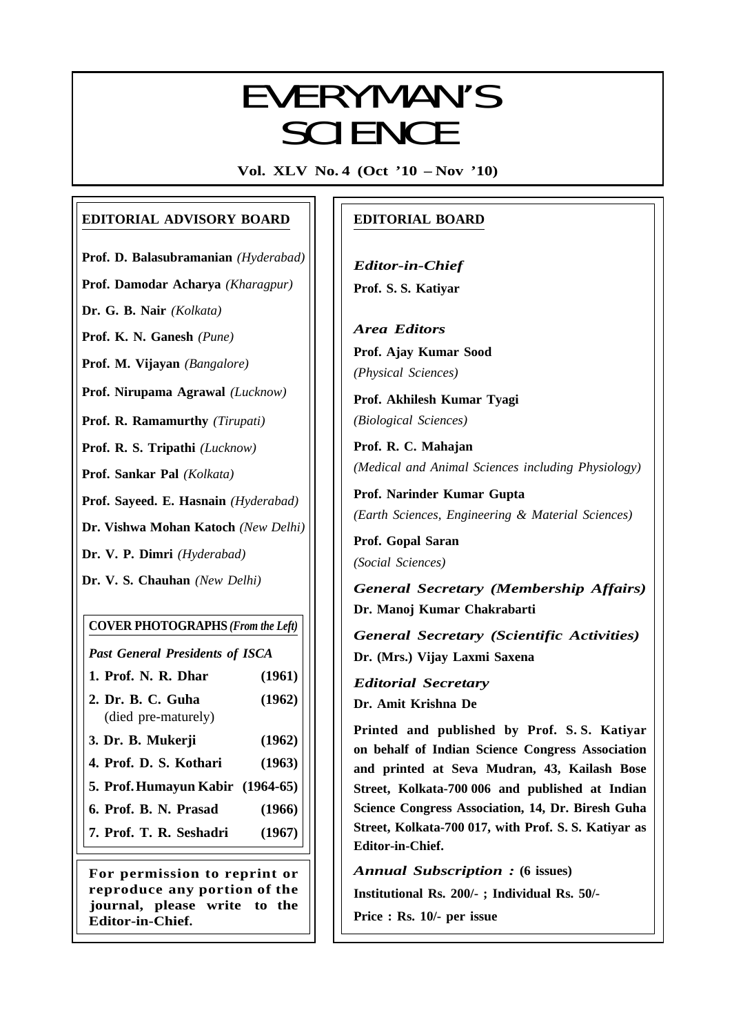# EVERYMAN'S SCIENCE

**Vol. XLV No. 4 (Oct '10 – Nov '10)**

## EDITORIAL ADVISORY BOARD

**Prof. D. Balasubramanian** *(Hyderabad)*

**Prof. Damodar Acharya** *(Kharagpur)*

**Dr. G. B. Nair** *(Kolkata)*

**Prof. K. N. Ganesh** *(Pune)*

**Prof. M. Vijayan** *(Bangalore)*

**Prof. Nirupama Agrawal** *(Lucknow)*

**Prof. R. Ramamurthy** *(Tirupati)*

**Prof. R. S. Tripathi** *(Lucknow)*

**Prof. Sankar Pal** *(Kolkata)*

**Prof. Sayeed. E. Hasnain** *(Hyderabad)*

**Dr. Vishwa Mohan Katoch** *(New Delhi)*

**Dr. V. P. Dimri** *(Hyderabad)*

**Dr. V. S. Chauhan** *(New Delhi)*

### COVER PHOTOGRAPHS *(From the Left)*

*Past General Presidents of ISCA*

| | |
|---|---|
| **1. Prof. N. R. Dhar** | **(1961)** |
| **2. Dr. B. C. Guha** (died pre-maturely) | **(1962)** |
| **3. Dr. B. Mukerji** | **(1962)** |
| **4. Prof. D. S. Kothari** | **(1963)** |
| **5. Prof. Humayun Kabir** | **(1964-65)** |
| **6. Prof. B. N. Prasad** | **(1966)** |
| **7. Prof. T. R. Seshadri** | **(1967)** |

**For permission to reprint or reproduce any portion of the journal, please write to the Editor-in-Chief.**

## EDITORIAL BOARD

*Editor-in-Chief*

**Prof. S. S. Katiyar**

*Area Editors*

**Prof. Ajay Kumar Sood**
*(Physical Sciences)*

**Prof. Akhilesh Kumar Tyagi**
*(Biological Sciences)*

**Prof. R. C. Mahajan**
*(Medical and Animal Sciences including Physiology)*

**Prof. Narinder Kumar Gupta**
*(Earth Sciences, Engineering & Material Sciences)*

**Prof. Gopal Saran**
*(Social Sciences)*

*General Secretary (Membership Affairs)*

**Dr. Manoj Kumar Chakrabarti**

*General Secretary (Scientific Activities)*

**Dr. (Mrs.) Vijay Laxmi Saxena**

*Editorial Secretary*

**Dr. Amit Krishna De**

**Printed and published by Prof. S. S. Katiyar on behalf of Indian Science Congress Association and printed at Seva Mudran, 43, Kailash Bose Street, Kolkata-700 006 and published at Indian Science Congress Association, 14, Dr. Biresh Guha Street, Kolkata-700 017, with Prof. S. S. Katiyar as Editor-in-Chief.**

*Annual Subscription :* **(6 issues)**

**Institutional Rs. 200/- ; Individual Rs. 50/-**

**Price : Rs. 10/- per issue**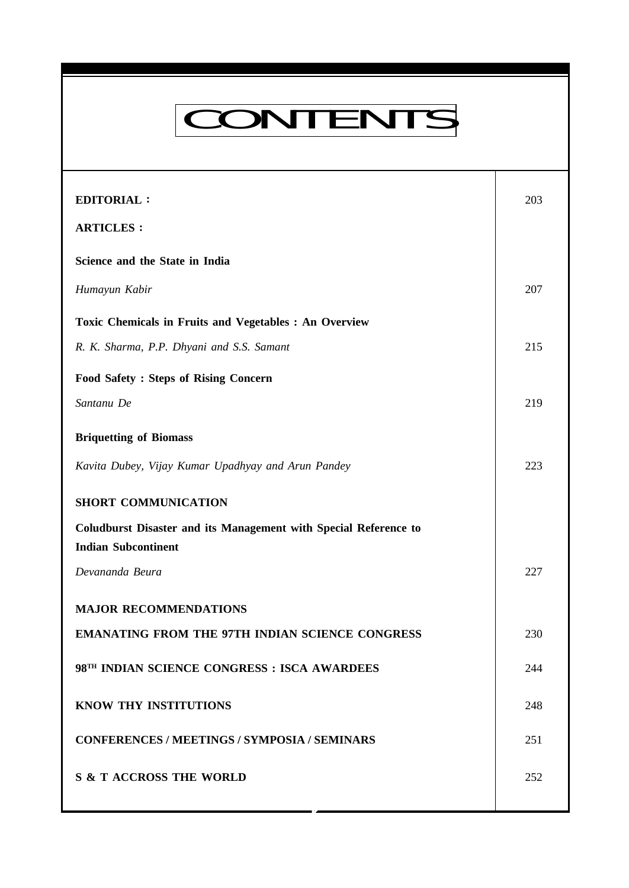# CONTENTS

| | |
|---|---|
| **EDITORIAL :** | 203 |
| **ARTICLES :** | |
| **Science and the State in India** | |
| *Humayun Kabir* | 207 |
| **Toxic Chemicals in Fruits and Vegetables : An Overview** | |
| *R. K. Sharma, P.P. Dhyani and S.S. Samant* | 215 |
| **Food Safety : Steps of Rising Concern** | |
| *Santanu De* | 219 |
| **Briquetting of Biomass** | |
| *Kavita Dubey, Vijay Kumar Upadhyay and Arun Pandey* | 223 |
| **SHORT COMMUNICATION** | |
| **Coludburst Disaster and its Management with Special Reference to Indian Subcontinent** | |
| *Devananda Beura* | 227 |
| **MAJOR RECOMMENDATIONS** | |
| **EMANATING FROM THE 97TH INDIAN SCIENCE CONGRESS** | 230 |
| **98TH INDIAN SCIENCE CONGRESS : ISCA AWARDEES** | 244 |
| **KNOW THY INSTITUTIONS** | 248 |
| **CONFERENCES / MEETINGS / SYMPOSIA / SEMINARS** | 251 |
| **S & T ACCROSS THE WORLD** | 252 |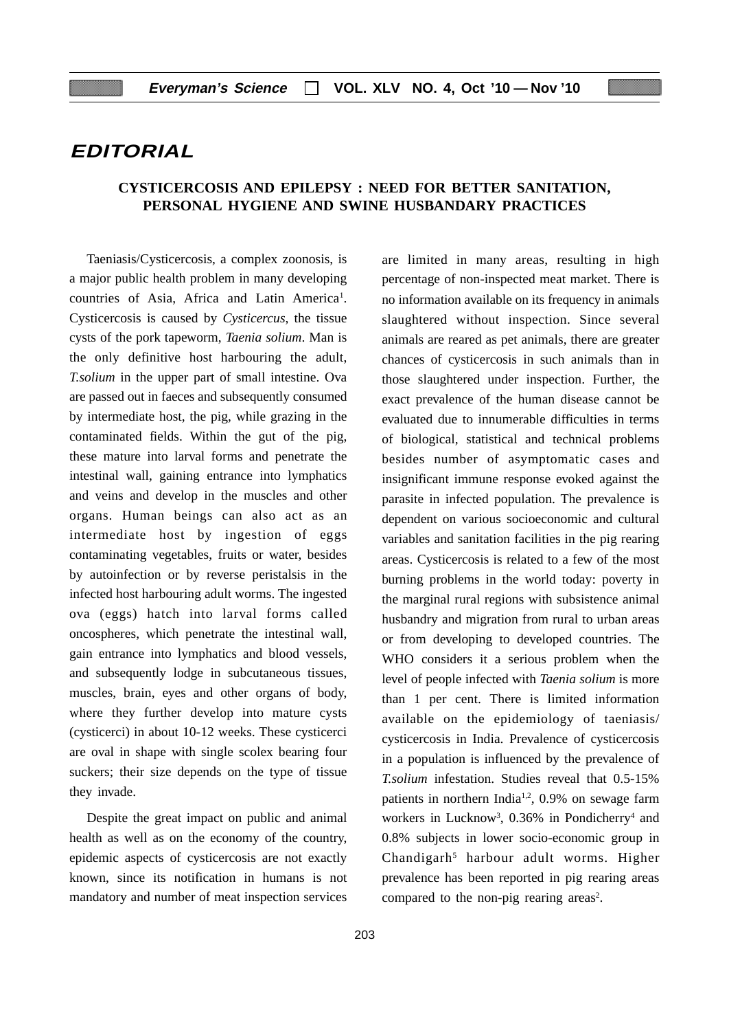# EDITORIAL

## CYSTICERCOSIS AND EPILEPSY : NEED FOR BETTER SANITATION, PERSONAL HYGIENE AND SWINE HUSBANDARY PRACTICES

Taeniasis/Cysticercosis, a complex zoonosis, is a major public health problem in many developing countries of Asia, Africa and Latin America[1]. Cysticercosis is caused by *Cysticercus*, the tissue cysts of the pork tapeworm, *Taenia solium*. Man is the only definitive host harbouring the adult, *T.solium* in the upper part of small intestine. Ova are passed out in faeces and subsequently consumed by intermediate host, the pig, while grazing in the contaminated fields. Within the gut of the pig, these mature into larval forms and penetrate the intestinal wall, gaining entrance into lymphatics and veins and develop in the muscles and other organs. Human beings can also act as an intermediate host by ingestion of eggs contaminating vegetables, fruits or water, besides by autoinfection or by reverse peristalsis in the infected host harbouring adult worms. The ingested ova (eggs) hatch into larval forms called oncospheres, which penetrate the intestinal wall, gain entrance into lymphatics and blood vessels, and subsequently lodge in subcutaneous tissues, muscles, brain, eyes and other organs of body, where they further develop into mature cysts (cysticerci) in about 10-12 weeks. These cysticerci are oval in shape with single scolex bearing four suckers; their size depends on the type of tissue they invade.

Despite the great impact on public and animal health as well as on the economy of the country, epidemic aspects of cysticercosis are not exactly known, since its notification in humans is not mandatory and number of meat inspection services are limited in many areas, resulting in high percentage of non-inspected meat market. There is no information available on its frequency in animals slaughtered without inspection. Since several animals are reared as pet animals, there are greater chances of cysticercosis in such animals than in those slaughtered under inspection. Further, the exact prevalence of the human disease cannot be evaluated due to innumerable difficulties in terms of biological, statistical and technical problems besides number of asymptomatic cases and insignificant immune response evoked against the parasite in infected population. The prevalence is dependent on various socioeconomic and cultural variables and sanitation facilities in the pig rearing areas. Cysticercosis is related to a few of the most burning problems in the world today: poverty in the marginal rural regions with subsistence animal husbandry and migration from rural to urban areas or from developing to developed countries. The WHO considers it a serious problem when the level of people infected with *Taenia solium* is more than 1 per cent. There is limited information available on the epidemiology of taeniasis/ cysticercosis in India. Prevalence of cysticercosis in a population is influenced by the prevalence of *T.solium* infestation. Studies reveal that 0.5-15% patients in northern India[1,2], 0.9% on sewage farm workers in Lucknow[3], 0.36% in Pondicherry[4] and 0.8% subjects in lower socio-economic group in Chandigarh[5] harbour adult worms. Higher prevalence has been reported in pig rearing areas compared to the non-pig rearing areas[2].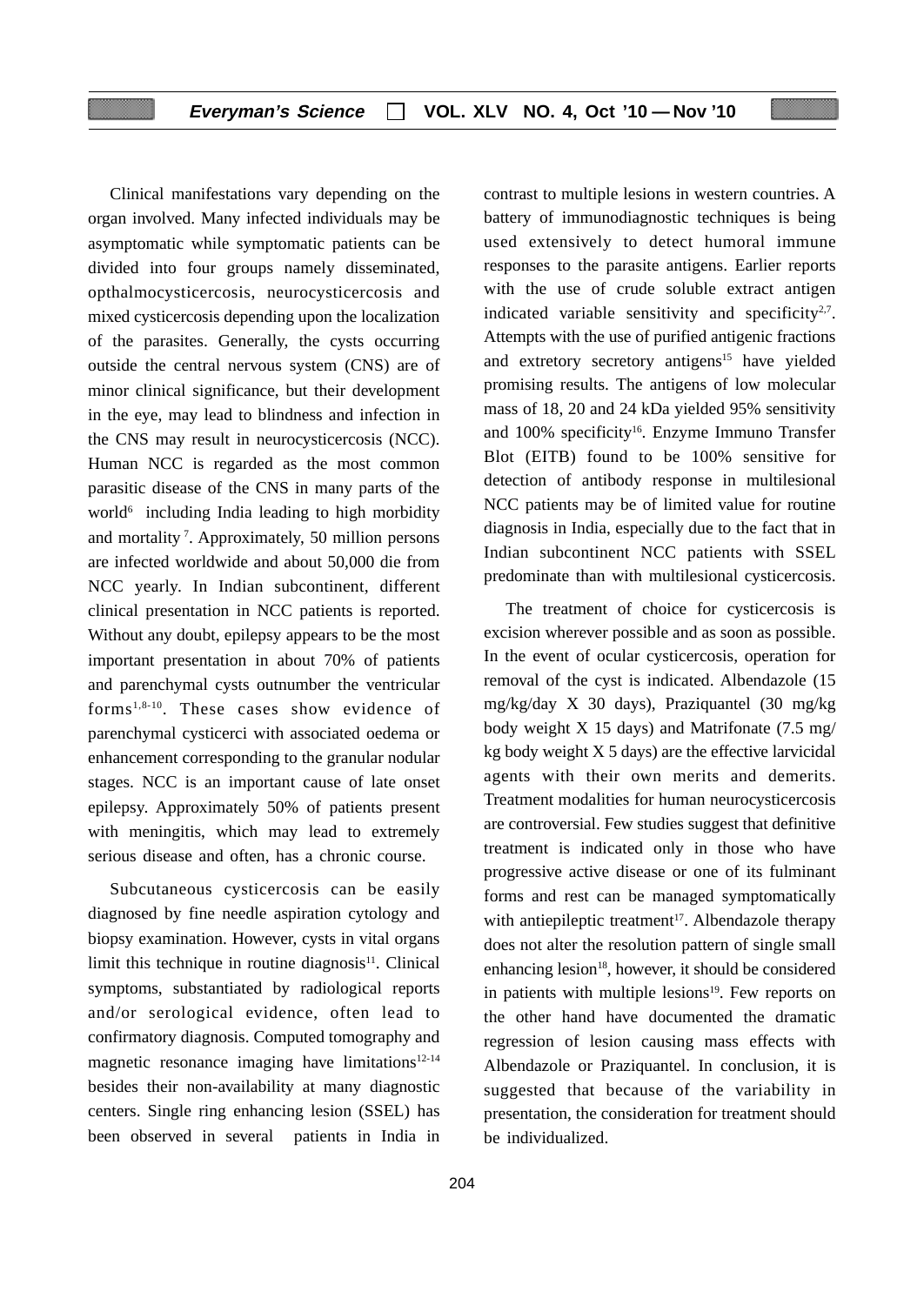Clinical manifestations vary depending on the organ involved. Many infected individuals may be asymptomatic while symptomatic patients can be divided into four groups namely disseminated, opthalmocysticercosis, neurocysticercosis and mixed cysticercosis depending upon the localization of the parasites. Generally, the cysts occurring outside the central nervous system (CNS) are of minor clinical significance, but their development in the eye, may lead to blindness and infection in the CNS may result in neurocysticercosis (NCC). Human NCC is regarded as the most common parasitic disease of the CNS in many parts of the world[6] including India leading to high morbidity and mortality[7]. Approximately, 50 million persons are infected worldwide and about 50,000 die from NCC yearly. In Indian subcontinent, different clinical presentation in NCC patients is reported. Without any doubt, epilepsy appears to be the most important presentation in about 70% of patients and parenchymal cysts outnumber the ventricular forms[1,8-10]. These cases show evidence of parenchymal cysticerci with associated oedema or enhancement corresponding to the granular nodular stages. NCC is an important cause of late onset epilepsy. Approximately 50% of patients present with meningitis, which may lead to extremely serious disease and often, has a chronic course.

Subcutaneous cysticercosis can be easily diagnosed by fine needle aspiration cytology and biopsy examination. However, cysts in vital organs limit this technique in routine diagnosis[11]. Clinical symptoms, substantiated by radiological reports and/or serological evidence, often lead to confirmatory diagnosis. Computed tomography and magnetic resonance imaging have limitations[12-14] besides their non-availability at many diagnostic centers. Single ring enhancing lesion (SSEL) has been observed in several patients in India in contrast to multiple lesions in western countries. A battery of immunodiagnostic techniques is being used extensively to detect humoral immune responses to the parasite antigens. Earlier reports with the use of crude soluble extract antigen indicated variable sensitivity and specificity[2,7]. Attempts with the use of purified antigenic fractions and extretory secretory antigens[15] have yielded promising results. The antigens of low molecular mass of 18, 20 and 24 kDa yielded 95% sensitivity and 100% specificity[16]. Enzyme Immuno Transfer Blot (EITB) found to be 100% sensitive for detection of antibody response in multilesional NCC patients may be of limited value for routine diagnosis in India, especially due to the fact that in Indian subcontinent NCC patients with SSEL predominate than with multilesional cysticercosis.

The treatment of choice for cysticercosis is excision wherever possible and as soon as possible. In the event of ocular cysticercosis, operation for removal of the cyst is indicated. Albendazole (15 mg/kg/day X 30 days), Praziquantel (30 mg/kg body weight X 15 days) and Matrifonate (7.5 mg/kg body weight X 5 days) are the effective larvicidal agents with their own merits and demerits. Treatment modalities for human neurocysticercosis are controversial. Few studies suggest that definitive treatment is indicated only in those who have progressive active disease or one of its fulminant forms and rest can be managed symptomatically with antiepileptic treatment[17]. Albendazole therapy does not alter the resolution pattern of single small enhancing lesion[18], however, it should be considered in patients with multiple lesions[19]. Few reports on the other hand have documented the dramatic regression of lesion causing mass effects with Albendazole or Praziquantel. In conclusion, it is suggested that because of the variability in presentation, the consideration for treatment should be individualized.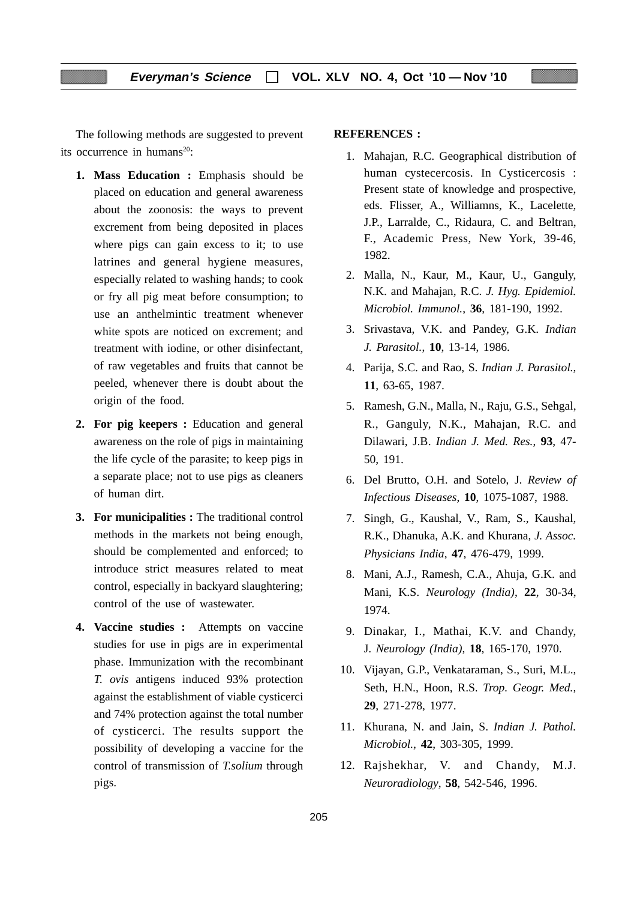The following methods are suggested to prevent its occurrence in humans[20]:

1. **Mass Education :** Emphasis should be placed on education and general awareness about the zoonosis: the ways to prevent excrement from being deposited in places where pigs can gain excess to it; to use latrines and general hygiene measures, especially related to washing hands; to cook or fry all pig meat before consumption; to use an anthelmintic treatment whenever white spots are noticed on excrement; and treatment with iodine, or other disinfectant, of raw vegetables and fruits that cannot be peeled, whenever there is doubt about the origin of the food.

2. **For pig keepers :** Education and general awareness on the role of pigs in maintaining the life cycle of the parasite; to keep pigs in a separate place; not to use pigs as cleaners of human dirt.

3. **For municipalities :** The traditional control methods in the markets not being enough, should be complemented and enforced; to introduce strict measures related to meat control, especially in backyard slaughtering; control of the use of wastewater.

4. **Vaccine studies :** Attempts on vaccine studies for use in pigs are in experimental phase. Immunization with the recombinant *T. ovis* antigens induced 93% protection against the establishment of viable cysticerci and 74% protection against the total number of cysticerci. The results support the possibility of developing a vaccine for the control of transmission of *T.solium* through pigs.

**REFERENCES :**

1. Mahajan, R.C. Geographical distribution of human cystecercosis. In Cysticercosis : Present state of knowledge and prospective, eds. Flisser, A., Williamns, K., Lacelette, J.P., Larralde, C., Ridaura, C. and Beltran, F., Academic Press, New York, 39-46, 1982.
2. Malla, N., Kaur, M., Kaur, U., Ganguly, N.K. and Mahajan, R.C. *J. Hyg. Epidemiol. Microbiol. Immunol.*, **36**, 181-190, 1992.
3. Srivastava, V.K. and Pandey, G.K. *Indian J. Parasitol.*, **10**, 13-14, 1986.
4. Parija, S.C. and Rao, S. *Indian J. Parasitol.*, **11**, 63-65, 1987.
5. Ramesh, G.N., Malla, N., Raju, G.S., Sehgal, R., Ganguly, N.K., Mahajan, R.C. and Dilawari, J.B. *Indian J. Med. Res.*, **93**, 47-50, 191.
6. Del Brutto, O.H. and Sotelo, J. *Review of Infectious Diseases*, **10**, 1075-1087, 1988.
7. Singh, G., Kaushal, V., Ram, S., Kaushal, R.K., Dhanuka, A.K. and Khurana, *J. Assoc. Physicians India*, **47**, 476-479, 1999.
8. Mani, A.J., Ramesh, C.A., Ahuja, G.K. and Mani, K.S. *Neurology (India)*, **22**, 30-34, 1974.
9. Dinakar, I., Mathai, K.V. and Chandy, J. *Neurology (India)*, **18**, 165-170, 1970.
10. Vijayan, G.P., Venkataraman, S., Suri, M.L., Seth, H.N., Hoon, R.S. *Trop. Geogr. Med.*, **29**, 271-278, 1977.
11. Khurana, N. and Jain, S. *Indian J. Pathol. Microbiol.*, **42**, 303-305, 1999.
12. Rajshekhar, V. and Chandy, M.J. *Neuroradiology*, **58**, 542-546, 1996.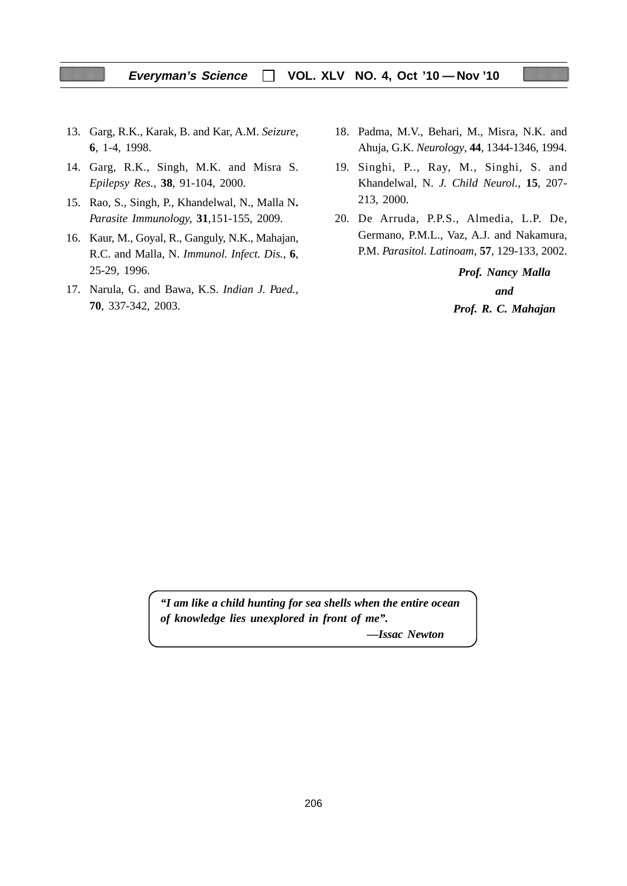13. Garg, R.K., Karak, B. and Kar, A.M. *Seizure*, **6**, 1-4, 1998.
14. Garg, R.K., Singh, M.K. and Misra S. *Epilepsy Res.*, **38**, 91-104, 2000.
15. Rao, S., Singh, P., Khandelwal, N., Malla N**.** *Parasite Immunology*, **31**,151-155, 2009.
16. Kaur, M., Goyal, R., Ganguly, N.K., Mahajan, R.C. and Malla, N. *Immunol. Infect. Dis.*, **6**, 25-29, 1996.
17. Narula, G. and Bawa, K.S. *Indian J. Paed.*, **70**, 337-342, 2003.
18. Padma, M.V., Behari, M., Misra, N.K. and Ahuja, G.K. *Neurology*, **44**, 1344-1346, 1994.
19. Singhi, P.., Ray, M., Singhi, S. and Khandelwal, N. *J. Child Neurol.*, **15**, 207-213, 2000.
20. De Arruda, P.P.S., Almedia, L.P. De, Germano, P.M.L., Vaz, A.J. and Nakamura, P.M. *Parasitol. Latinoam*, **57**, 129-133, 2002.

***Prof. Nancy Malla***
***and***
***Prof. R. C. Mahajan***

***"I am like a child hunting for sea shells when the entire ocean of knowledge lies unexplored in front of me".***

***—Issac Newton***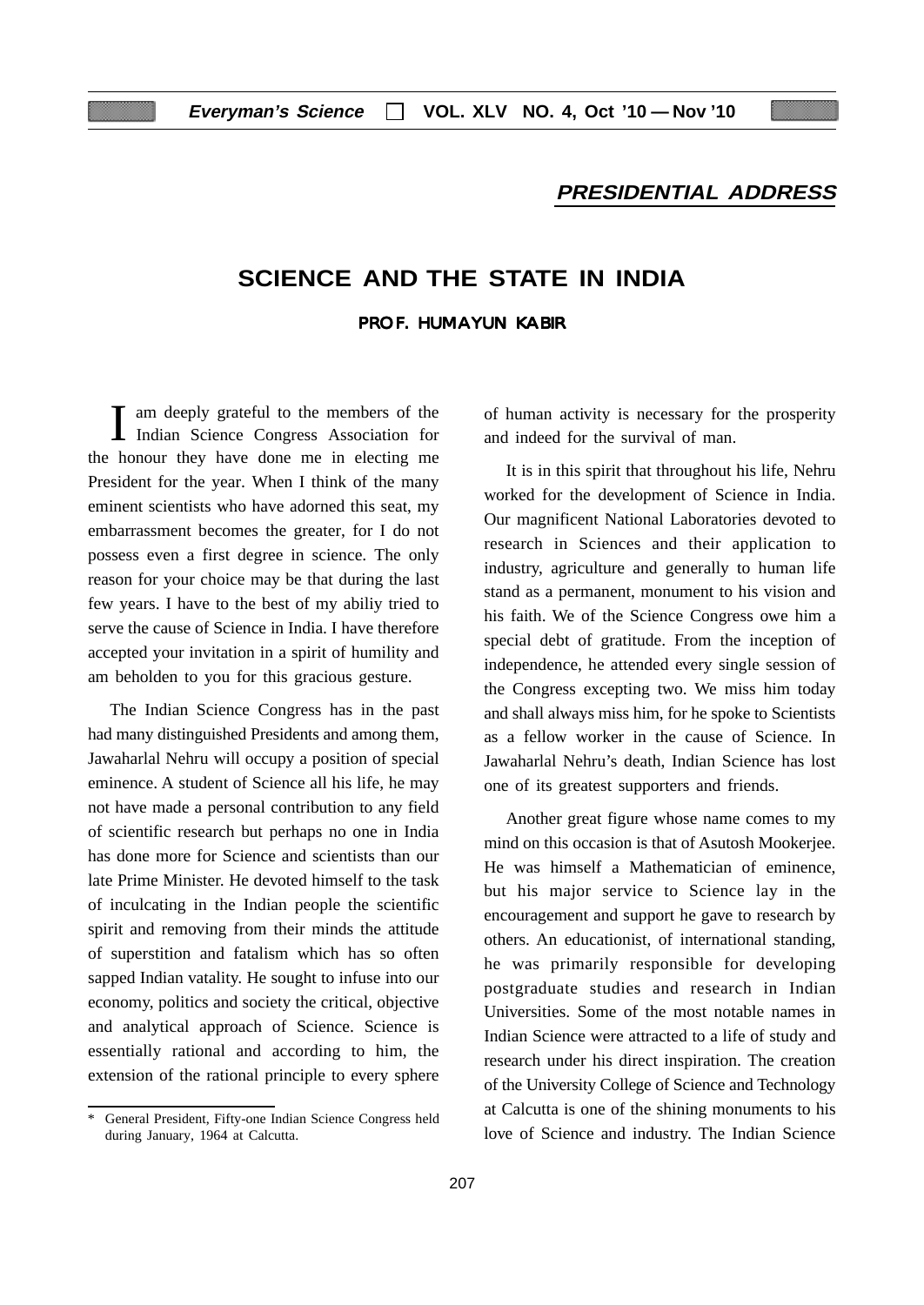## PRESIDENTIAL ADDRESS

# SCIENCE AND THE STATE IN INDIA

**PROF. HUMAYUN KABIR**

I am deeply grateful to the members of the Indian Science Congress Association for the honour they have done me in electing me President for the year. When I think of the many eminent scientists who have adorned this seat, my embarrassment becomes the greater, for I do not possess even a first degree in science. The only reason for your choice may be that during the last few years. I have to the best of my abiliy tried to serve the cause of Science in India. I have therefore accepted your invitation in a spirit of humility and am beholden to you for this gracious gesture.

The Indian Science Congress has in the past had many distinguished Presidents and among them, Jawaharlal Nehru will occupy a position of special eminence. A student of Science all his life, he may not have made a personal contribution to any field of scientific research but perhaps no one in India has done more for Science and scientists than our late Prime Minister. He devoted himself to the task of inculcating in the Indian people the scientific spirit and removing from their minds the attitude of superstition and fatalism which has so often sapped Indian vatality. He sought to infuse into our economy, politics and society the critical, objective and analytical approach of Science. Science is essentially rational and according to him, the extension of the rational principle to every sphere of human activity is necessary for the prosperity and indeed for the survival of man.

It is in this spirit that throughout his life, Nehru worked for the development of Science in India. Our magnificent National Laboratories devoted to research in Sciences and their application to industry, agriculture and generally to human life stand as a permanent, monument to his vision and his faith. We of the Science Congress owe him a special debt of gratitude. From the inception of independence, he attended every single session of the Congress excepting two. We miss him today and shall always miss him, for he spoke to Scientists as a fellow worker in the cause of Science. In Jawaharlal Nehru's death, Indian Science has lost one of its greatest supporters and friends.

Another great figure whose name comes to my mind on this occasion is that of Asutosh Mookerjee. He was himself a Mathematician of eminence, but his major service to Science lay in the encouragement and support he gave to research by others. An educationist, of international standing, he was primarily responsible for developing postgraduate studies and research in Indian Universities. Some of the most notable names in Indian Science were attracted to a life of study and research under his direct inspiration. The creation of the University College of Science and Technology at Calcutta is one of the shining monuments to his love of Science and industry. The Indian Science

---

\* General President, Fifty-one Indian Science Congress held during January, 1964 at Calcutta.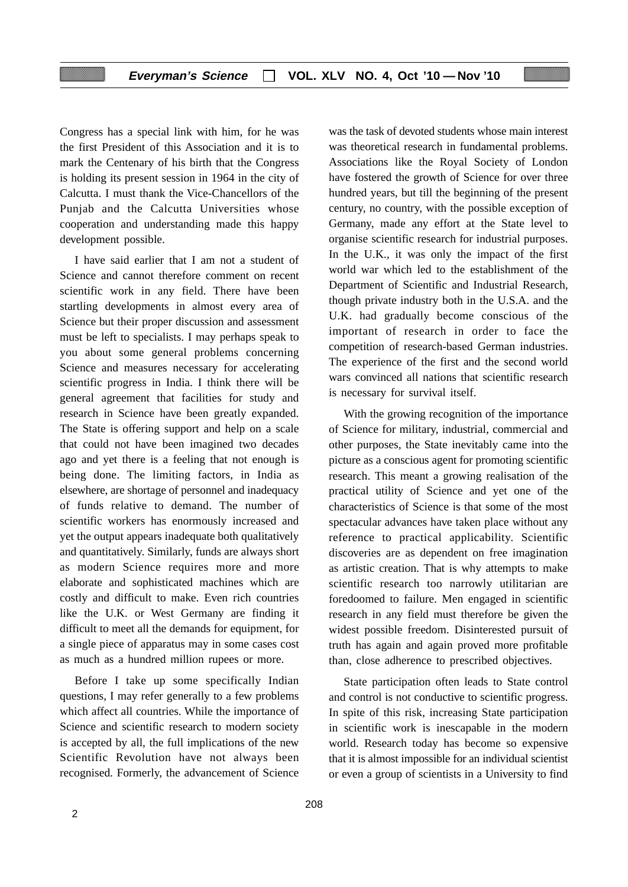Congress has a special link with him, for he was the first President of this Association and it is to mark the Centenary of his birth that the Congress is holding its present session in 1964 in the city of Calcutta. I must thank the Vice-Chancellors of the Punjab and the Calcutta Universities whose cooperation and understanding made this happy development possible.

I have said earlier that I am not a student of Science and cannot therefore comment on recent scientific work in any field. There have been startling developments in almost every area of Science but their proper discussion and assessment must be left to specialists. I may perhaps speak to you about some general problems concerning Science and measures necessary for accelerating scientific progress in India. I think there will be general agreement that facilities for study and research in Science have been greatly expanded. The State is offering support and help on a scale that could not have been imagined two decades ago and yet there is a feeling that not enough is being done. The limiting factors, in India as elsewhere, are shortage of personnel and inadequacy of funds relative to demand. The number of scientific workers has enormously increased and yet the output appears inadequate both qualitatively and quantitatively. Similarly, funds are always short as modern Science requires more and more elaborate and sophisticated machines which are costly and difficult to make. Even rich countries like the U.K. or West Germany are finding it difficult to meet all the demands for equipment, for a single piece of apparatus may in some cases cost as much as a hundred million rupees or more.

Before I take up some specifically Indian questions, I may refer generally to a few problems which affect all countries. While the importance of Science and scientific research to modern society is accepted by all, the full implications of the new Scientific Revolution have not always been recognised. Formerly, the advancement of Science was the task of devoted students whose main interest was theoretical research in fundamental problems. Associations like the Royal Society of London have fostered the growth of Science for over three hundred years, but till the beginning of the present century, no country, with the possible exception of Germany, made any effort at the State level to organise scientific research for industrial purposes. In the U.K., it was only the impact of the first world war which led to the establishment of the Department of Scientific and Industrial Research, though private industry both in the U.S.A. and the U.K. had gradually become conscious of the important of research in order to face the competition of research-based German industries. The experience of the first and the second world wars convinced all nations that scientific research is necessary for survival itself.

With the growing recognition of the importance of Science for military, industrial, commercial and other purposes, the State inevitably came into the picture as a conscious agent for promoting scientific research. This meant a growing realisation of the practical utility of Science and yet one of the characteristics of Science is that some of the most spectacular advances have taken place without any reference to practical applicability. Scientific discoveries are as dependent on free imagination as artistic creation. That is why attempts to make scientific research too narrowly utilitarian are foredoomed to failure. Men engaged in scientific research in any field must therefore be given the widest possible freedom. Disinterested pursuit of truth has again and again proved more profitable than, close adherence to prescribed objectives.

State participation often leads to State control and control is not conductive to scientific progress. In spite of this risk, increasing State participation in scientific work is inescapable in the modern world. Research today has become so expensive that it is almost impossible for an individual scientist or even a group of scientists in a University to find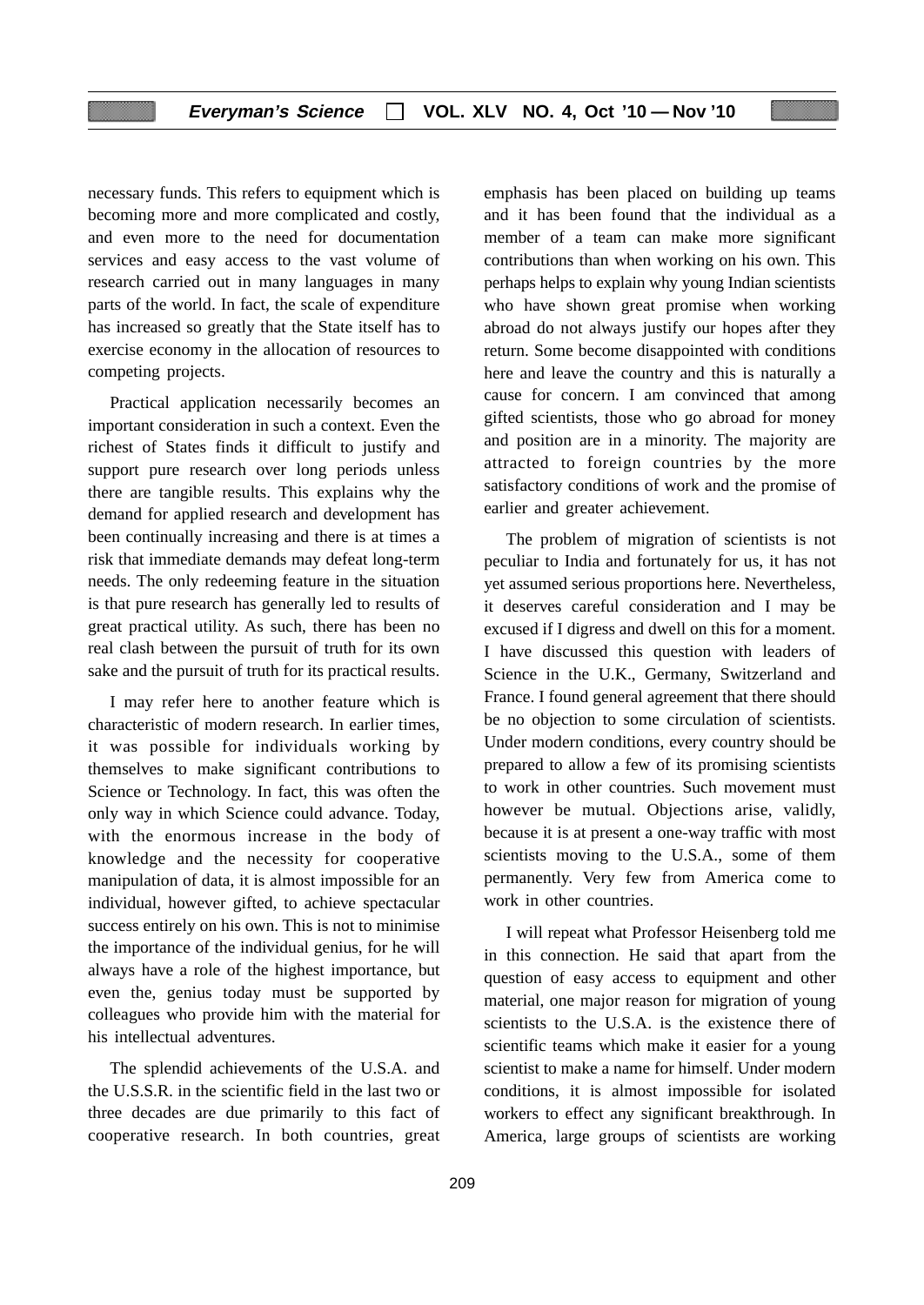necessary funds. This refers to equipment which is becoming more and more complicated and costly, and even more to the need for documentation services and easy access to the vast volume of research carried out in many languages in many parts of the world. In fact, the scale of expenditure has increased so greatly that the State itself has to exercise economy in the allocation of resources to competing projects.

Practical application necessarily becomes an important consideration in such a context. Even the richest of States finds it difficult to justify and support pure research over long periods unless there are tangible results. This explains why the demand for applied research and development has been continually increasing and there is at times a risk that immediate demands may defeat long-term needs. The only redeeming feature in the situation is that pure research has generally led to results of great practical utility. As such, there has been no real clash between the pursuit of truth for its own sake and the pursuit of truth for its practical results.

I may refer here to another feature which is characteristic of modern research. In earlier times, it was possible for individuals working by themselves to make significant contributions to Science or Technology. In fact, this was often the only way in which Science could advance. Today, with the enormous increase in the body of knowledge and the necessity for cooperative manipulation of data, it is almost impossible for an individual, however gifted, to achieve spectacular success entirely on his own. This is not to minimise the importance of the individual genius, for he will always have a role of the highest importance, but even the, genius today must be supported by colleagues who provide him with the material for his intellectual adventures.

The splendid achievements of the U.S.A. and the U.S.S.R. in the scientific field in the last two or three decades are due primarily to this fact of cooperative research. In both countries, great emphasis has been placed on building up teams and it has been found that the individual as a member of a team can make more significant contributions than when working on his own. This perhaps helps to explain why young Indian scientists who have shown great promise when working abroad do not always justify our hopes after they return. Some become disappointed with conditions here and leave the country and this is naturally a cause for concern. I am convinced that among gifted scientists, those who go abroad for money and position are in a minority. The majority are attracted to foreign countries by the more satisfactory conditions of work and the promise of earlier and greater achievement.

The problem of migration of scientists is not peculiar to India and fortunately for us, it has not yet assumed serious proportions here. Nevertheless, it deserves careful consideration and I may be excused if I digress and dwell on this for a moment. I have discussed this question with leaders of Science in the U.K., Germany, Switzerland and France. I found general agreement that there should be no objection to some circulation of scientists. Under modern conditions, every country should be prepared to allow a few of its promising scientists to work in other countries. Such movement must however be mutual. Objections arise, validly, because it is at present a one-way traffic with most scientists moving to the U.S.A., some of them permanently. Very few from America come to work in other countries.

I will repeat what Professor Heisenberg told me in this connection. He said that apart from the question of easy access to equipment and other material, one major reason for migration of young scientists to the U.S.A. is the existence there of scientific teams which make it easier for a young scientist to make a name for himself. Under modern conditions, it is almost impossible for isolated workers to effect any significant breakthrough. In America, large groups of scientists are working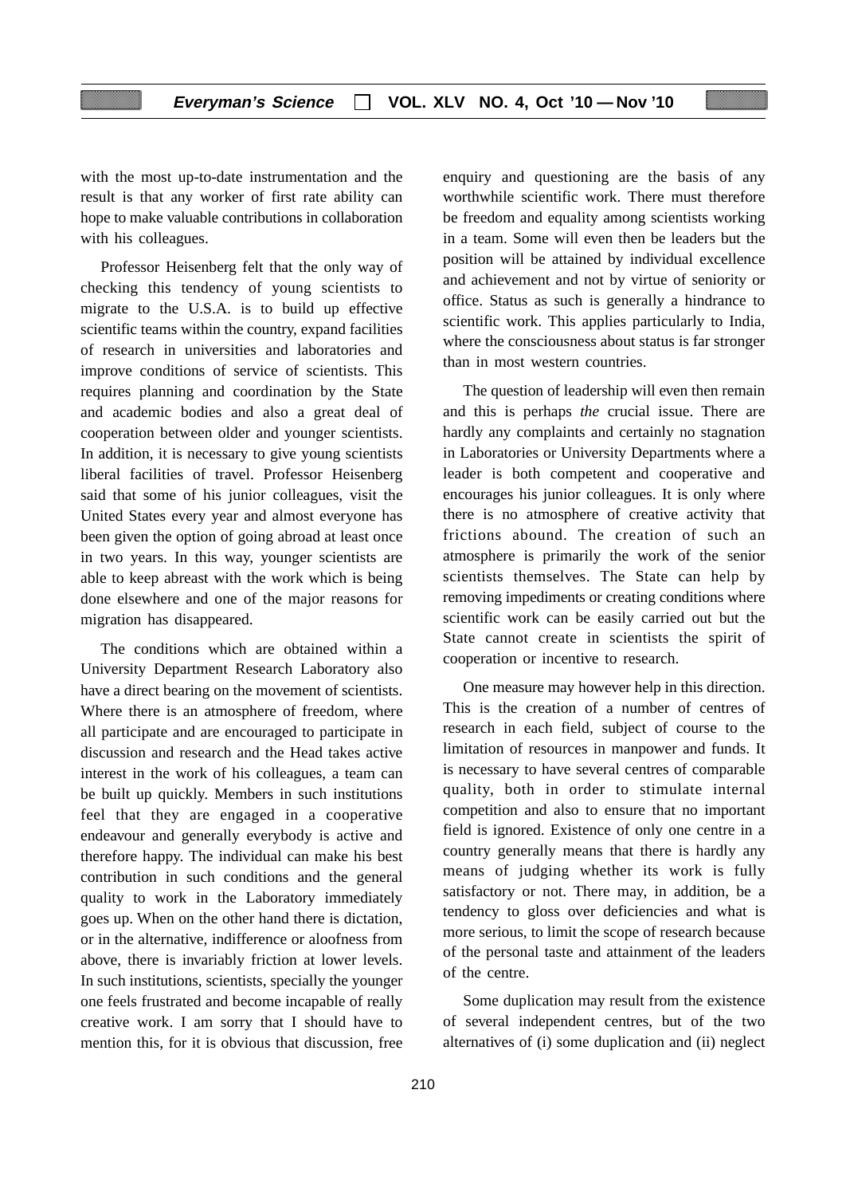with the most up-to-date instrumentation and the result is that any worker of first rate ability can hope to make valuable contributions in collaboration with his colleagues.

Professor Heisenberg felt that the only way of checking this tendency of young scientists to migrate to the U.S.A. is to build up effective scientific teams within the country, expand facilities of research in universities and laboratories and improve conditions of service of scientists. This requires planning and coordination by the State and academic bodies and also a great deal of cooperation between older and younger scientists. In addition, it is necessary to give young scientists liberal facilities of travel. Professor Heisenberg said that some of his junior colleagues, visit the United States every year and almost everyone has been given the option of going abroad at least once in two years. In this way, younger scientists are able to keep abreast with the work which is being done elsewhere and one of the major reasons for migration has disappeared.

The conditions which are obtained within a University Department Research Laboratory also have a direct bearing on the movement of scientists. Where there is an atmosphere of freedom, where all participate and are encouraged to participate in discussion and research and the Head takes active interest in the work of his colleagues, a team can be built up quickly. Members in such institutions feel that they are engaged in a cooperative endeavour and generally everybody is active and therefore happy. The individual can make his best contribution in such conditions and the general quality to work in the Laboratory immediately goes up. When on the other hand there is dictation, or in the alternative, indifference or aloofness from above, there is invariably friction at lower levels. In such institutions, scientists, specially the younger one feels frustrated and become incapable of really creative work. I am sorry that I should have to mention this, for it is obvious that discussion, free enquiry and questioning are the basis of any worthwhile scientific work. There must therefore be freedom and equality among scientists working in a team. Some will even then be leaders but the position will be attained by individual excellence and achievement and not by virtue of seniority or office. Status as such is generally a hindrance to scientific work. This applies particularly to India, where the consciousness about status is far stronger than in most western countries.

The question of leadership will even then remain and this is perhaps *the* crucial issue. There are hardly any complaints and certainly no stagnation in Laboratories or University Departments where a leader is both competent and cooperative and encourages his junior colleagues. It is only where there is no atmosphere of creative activity that frictions abound. The creation of such an atmosphere is primarily the work of the senior scientists themselves. The State can help by removing impediments or creating conditions where scientific work can be easily carried out but the State cannot create in scientists the spirit of cooperation or incentive to research.

One measure may however help in this direction. This is the creation of a number of centres of research in each field, subject of course to the limitation of resources in manpower and funds. It is necessary to have several centres of comparable quality, both in order to stimulate internal competition and also to ensure that no important field is ignored. Existence of only one centre in a country generally means that there is hardly any means of judging whether its work is fully satisfactory or not. There may, in addition, be a tendency to gloss over deficiencies and what is more serious, to limit the scope of research because of the personal taste and attainment of the leaders of the centre.

Some duplication may result from the existence of several independent centres, but of the two alternatives of (i) some duplication and (ii) neglect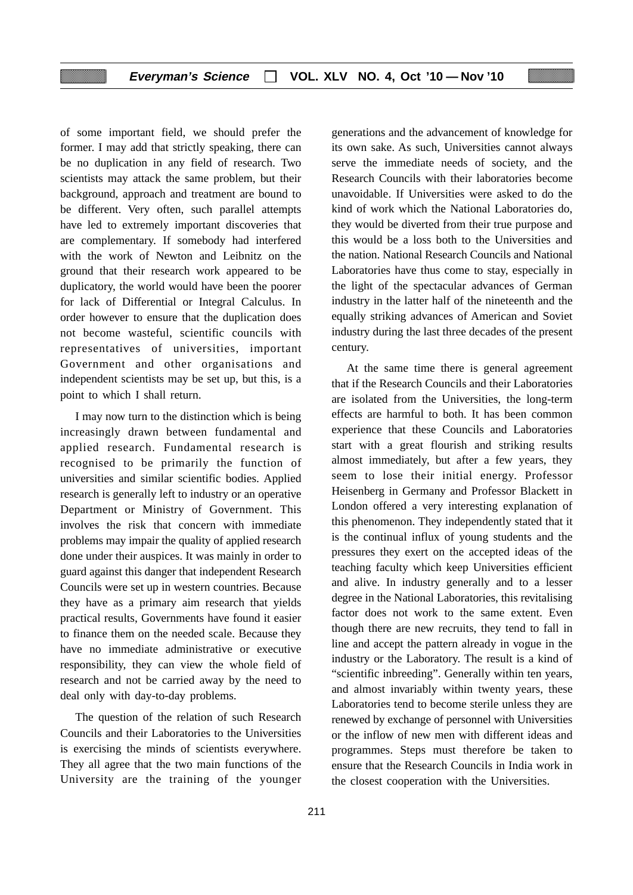of some important field, we should prefer the former. I may add that strictly speaking, there can be no duplication in any field of research. Two scientists may attack the same problem, but their background, approach and treatment are bound to be different. Very often, such parallel attempts have led to extremely important discoveries that are complementary. If somebody had interfered with the work of Newton and Leibnitz on the ground that their research work appeared to be duplicatory, the world would have been the poorer for lack of Differential or Integral Calculus. In order however to ensure that the duplication does not become wasteful, scientific councils with representatives of universities, important Government and other organisations and independent scientists may be set up, but this, is a point to which I shall return.

I may now turn to the distinction which is being increasingly drawn between fundamental and applied research. Fundamental research is recognised to be primarily the function of universities and similar scientific bodies. Applied research is generally left to industry or an operative Department or Ministry of Government. This involves the risk that concern with immediate problems may impair the quality of applied research done under their auspices. It was mainly in order to guard against this danger that independent Research Councils were set up in western countries. Because they have as a primary aim research that yields practical results, Governments have found it easier to finance them on the needed scale. Because they have no immediate administrative or executive responsibility, they can view the whole field of research and not be carried away by the need to deal only with day-to-day problems.

The question of the relation of such Research Councils and their Laboratories to the Universities is exercising the minds of scientists everywhere. They all agree that the two main functions of the University are the training of the younger generations and the advancement of knowledge for its own sake. As such, Universities cannot always serve the immediate needs of society, and the Research Councils with their laboratories become unavoidable. If Universities were asked to do the kind of work which the National Laboratories do, they would be diverted from their true purpose and this would be a loss both to the Universities and the nation. National Research Councils and National Laboratories have thus come to stay, especially in the light of the spectacular advances of German industry in the latter half of the nineteenth and the equally striking advances of American and Soviet industry during the last three decades of the present century.

At the same time there is general agreement that if the Research Councils and their Laboratories are isolated from the Universities, the long-term effects are harmful to both. It has been common experience that these Councils and Laboratories start with a great flourish and striking results almost immediately, but after a few years, they seem to lose their initial energy. Professor Heisenberg in Germany and Professor Blackett in London offered a very interesting explanation of this phenomenon. They independently stated that it is the continual influx of young students and the pressures they exert on the accepted ideas of the teaching faculty which keep Universities efficient and alive. In industry generally and to a lesser degree in the National Laboratories, this revitalising factor does not work to the same extent. Even though there are new recruits, they tend to fall in line and accept the pattern already in vogue in the industry or the Laboratory. The result is a kind of "scientific inbreeding". Generally within ten years, and almost invariably within twenty years, these Laboratories tend to become sterile unless they are renewed by exchange of personnel with Universities or the inflow of new men with different ideas and programmes. Steps must therefore be taken to ensure that the Research Councils in India work in the closest cooperation with the Universities.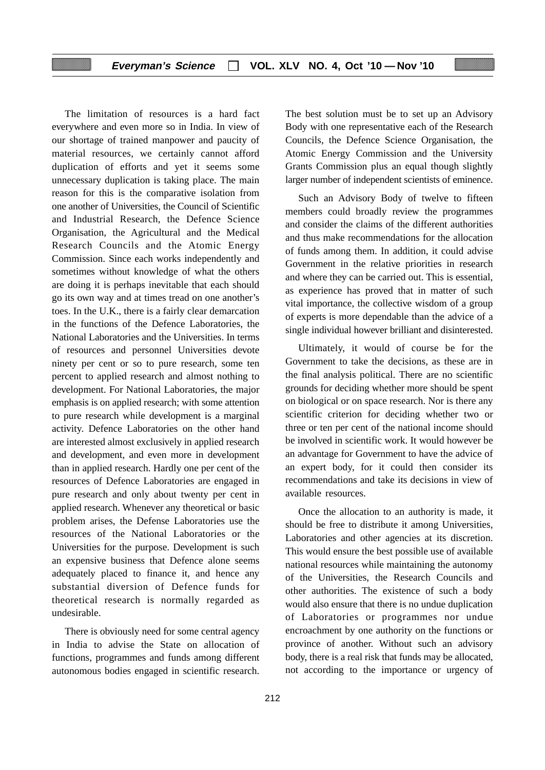The limitation of resources is a hard fact everywhere and even more so in India. In view of our shortage of trained manpower and paucity of material resources, we certainly cannot afford duplication of efforts and yet it seems some unnecessary duplication is taking place. The main reason for this is the comparative isolation from one another of Universities, the Council of Scientific and Industrial Research, the Defence Science Organisation, the Agricultural and the Medical Research Councils and the Atomic Energy Commission. Since each works independently and sometimes without knowledge of what the others are doing it is perhaps inevitable that each should go its own way and at times tread on one another's toes. In the U.K., there is a fairly clear demarcation in the functions of the Defence Laboratories, the National Laboratories and the Universities. In terms of resources and personnel Universities devote ninety per cent or so to pure research, some ten percent to applied research and almost nothing to development. For National Laboratories, the major emphasis is on applied research; with some attention to pure research while development is a marginal activity. Defence Laboratories on the other hand are interested almost exclusively in applied research and development, and even more in development than in applied research. Hardly one per cent of the resources of Defence Laboratories are engaged in pure research and only about twenty per cent in applied research. Whenever any theoretical or basic problem arises, the Defense Laboratories use the resources of the National Laboratories or the Universities for the purpose. Development is such an expensive business that Defence alone seems adequately placed to finance it, and hence any substantial diversion of Defence funds for theoretical research is normally regarded as undesirable.

There is obviously need for some central agency in India to advise the State on allocation of functions, programmes and funds among different autonomous bodies engaged in scientific research. The best solution must be to set up an Advisory Body with one representative each of the Research Councils, the Defence Science Organisation, the Atomic Energy Commission and the University Grants Commission plus an equal though slightly larger number of independent scientists of eminence.

Such an Advisory Body of twelve to fifteen members could broadly review the programmes and consider the claims of the different authorities and thus make recommendations for the allocation of funds among them. In addition, it could advise Government in the relative priorities in research and where they can be carried out. This is essential, as experience has proved that in matter of such vital importance, the collective wisdom of a group of experts is more dependable than the advice of a single individual however brilliant and disinterested.

Ultimately, it would of course be for the Government to take the decisions, as these are in the final analysis political. There are no scientific grounds for deciding whether more should be spent on biological or on space research. Nor is there any scientific criterion for deciding whether two or three or ten per cent of the national income should be involved in scientific work. It would however be an advantage for Government to have the advice of an expert body, for it could then consider its recommendations and take its decisions in view of available resources.

Once the allocation to an authority is made, it should be free to distribute it among Universities, Laboratories and other agencies at its discretion. This would ensure the best possible use of available national resources while maintaining the autonomy of the Universities, the Research Councils and other authorities. The existence of such a body would also ensure that there is no undue duplication of Laboratories or programmes nor undue encroachment by one authority on the functions or province of another. Without such an advisory body, there is a real risk that funds may be allocated, not according to the importance or urgency of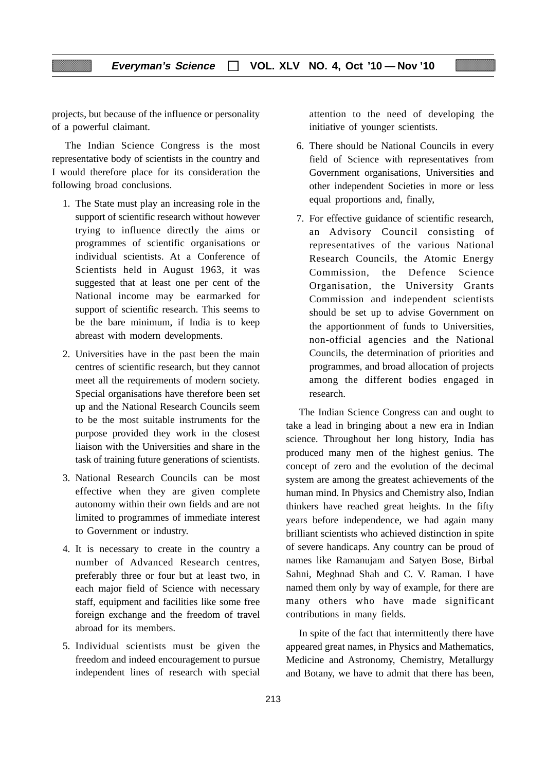projects, but because of the influence or personality of a powerful claimant.

The Indian Science Congress is the most representative body of scientists in the country and I would therefore place for its consideration the following broad conclusions.

1. The State must play an increasing role in the support of scientific research without however trying to influence directly the aims or programmes of scientific organisations or individual scientists. At a Conference of Scientists held in August 1963, it was suggested that at least one per cent of the National income may be earmarked for support of scientific research. This seems to be the bare minimum, if India is to keep abreast with modern developments.
2. Universities have in the past been the main centres of scientific research, but they cannot meet all the requirements of modern society. Special organisations have therefore been set up and the National Research Councils seem to be the most suitable instruments for the purpose provided they work in the closest liaison with the Universities and share in the task of training future generations of scientists.
3. National Research Councils can be most effective when they are given complete autonomy within their own fields and are not limited to programmes of immediate interest to Government or industry.
4. It is necessary to create in the country a number of Advanced Research centres, preferably three or four but at least two, in each major field of Science with necessary staff, equipment and facilities like some free foreign exchange and the freedom of travel abroad for its members.
5. Individual scientists must be given the freedom and indeed encouragement to pursue independent lines of research with special attention to the need of developing the initiative of younger scientists.
6. There should be National Councils in every field of Science with representatives from Government organisations, Universities and other independent Societies in more or less equal proportions and, finally,
7. For effective guidance of scientific research, an Advisory Council consisting of representatives of the various National Research Councils, the Atomic Energy Commission, the Defence Science Organisation, the University Grants Commission and independent scientists should be set up to advise Government on the apportionment of funds to Universities, non-official agencies and the National Councils, the determination of priorities and programmes, and broad allocation of projects among the different bodies engaged in research.

The Indian Science Congress can and ought to take a lead in bringing about a new era in Indian science. Throughout her long history, India has produced many men of the highest genius. The concept of zero and the evolution of the decimal system are among the greatest achievements of the human mind. In Physics and Chemistry also, Indian thinkers have reached great heights. In the fifty years before independence, we had again many brilliant scientists who achieved distinction in spite of severe handicaps. Any country can be proud of names like Ramanujam and Satyen Bose, Birbal Sahni, Meghnad Shah and C. V. Raman. I have named them only by way of example, for there are many others who have made significant contributions in many fields.

In spite of the fact that intermittently there have appeared great names, in Physics and Mathematics, Medicine and Astronomy, Chemistry, Metallurgy and Botany, we have to admit that there has been,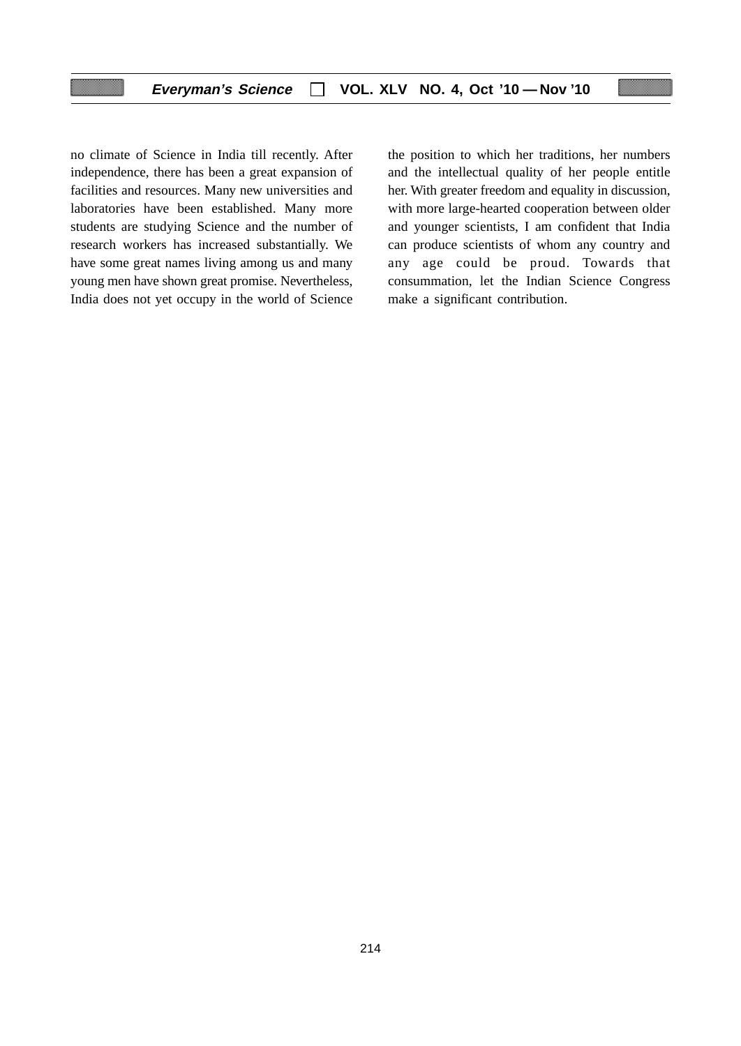no climate of Science in India till recently. After independence, there has been a great expansion of facilities and resources. Many new universities and laboratories have been established. Many more students are studying Science and the number of research workers has increased substantially. We have some great names living among us and many young men have shown great promise. Nevertheless, India does not yet occupy in the world of Science the position to which her traditions, her numbers and the intellectual quality of her people entitle her. With greater freedom and equality in discussion, with more large-hearted cooperation between older and younger scientists, I am confident that India can produce scientists of whom any country and any age could be proud. Towards that consummation, let the Indian Science Congress make a significant contribution.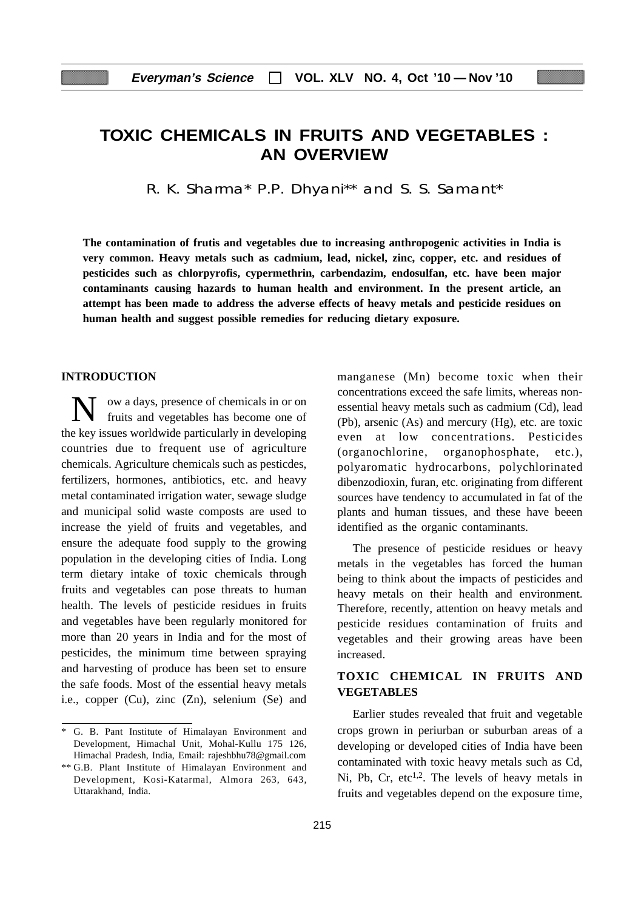# TOXIC CHEMICALS IN FRUITS AND VEGETABLES : AN OVERVIEW

R. K. Sharma* P.P. Dhyani** and S. S. Samant*

**The contamination of frutis and vegetables due to increasing anthropogenic activities in India is very common. Heavy metals such as cadmium, lead, nickel, zinc, copper, etc. and residues of pesticides such as chlorpyrofis, cypermethrin, carbendazim, endosulfan, etc. have been major contaminants causing hazards to human health and environment. In the present article, an attempt has been made to address the adverse effects of heavy metals and pesticide residues on human health and suggest possible remedies for reducing dietary exposure.**

## INTRODUCTION

Now a days, presence of chemicals in or on fruits and vegetables has become one of the key issues worldwide particularly in developing countries due to frequent use of agriculture chemicals. Agriculture chemicals such as pesticdes, fertilizers, hormones, antibiotics, etc. and heavy metal contaminated irrigation water, sewage sludge and municipal solid waste composts are used to increase the yield of fruits and vegetables, and ensure the adequate food supply to the growing population in the developing cities of India. Long term dietary intake of toxic chemicals through fruits and vegetables can pose threats to human health. The levels of pesticide residues in fruits and vegetables have been regularly monitored for more than 20 years in India and for the most of pesticides, the minimum time between spraying and harvesting of produce has been set to ensure the safe foods. Most of the essential heavy metals i.e., copper (Cu), zinc (Zn), selenium (Se) and manganese (Mn) become toxic when their concentrations exceed the safe limits, whereas non-essential heavy metals such as cadmium (Cd), lead (Pb), arsenic (As) and mercury (Hg), etc. are toxic even at low concentrations. Pesticides (organochlorine, organophosphate, etc.), polyaromatic hydrocarbons, polychlorinated dibenzodioxin, furan, etc. originating from different sources have tendency to accumulated in fat of the plants and human tissues, and these have beeen identified as the organic contaminants.

The presence of pesticide residues or heavy metals in the vegetables has forced the human being to think about the impacts of pesticides and heavy metals on their health and environment. Therefore, recently, attention on heavy metals and pesticide residues contamination of fruits and vegetables and their growing areas have been increased.

## TOXIC CHEMICAL IN FRUITS AND VEGETABLES

Earlier studes revealed that fruit and vegetable crops grown in periurban or suburban areas of a developing or developed cities of India have been contaminated with toxic heavy metals such as Cd, Ni, Pb, Cr, etc[1,2]. The levels of heavy metals in fruits and vegetables depend on the exposure time,

---

\* G. B. Pant Institute of Himalayan Environment and Development, Himachal Unit, Mohal-Kullu 175 126, Himachal Pradesh, India, Email: rajeshbhu78@gmail.com

\*\* G.B. Plant Institute of Himalayan Environment and Development, Kosi-Katarmal, Almora 263, 643, Uttarakhand, India.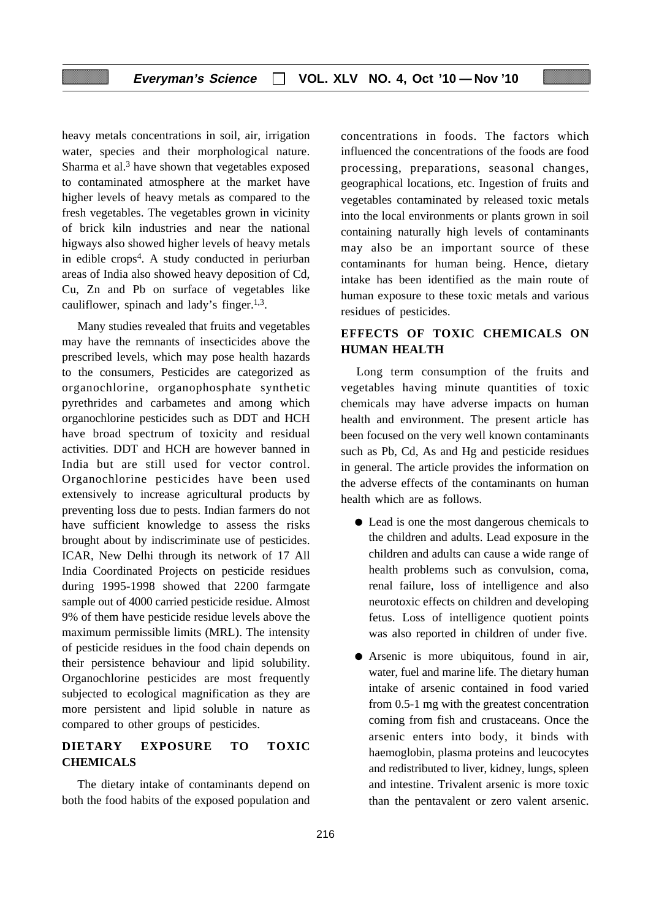heavy metals concentrations in soil, air, irrigation water, species and their morphological nature. Sharma et al.[3] have shown that vegetables exposed to contaminated atmosphere at the market have higher levels of heavy metals as compared to the fresh vegetables. The vegetables grown in vicinity of brick kiln industries and near the national higways also showed higher levels of heavy metals in edible crops[4]. A study conducted in periurban areas of India also showed heavy deposition of Cd, Cu, Zn and Pb on surface of vegetables like cauliflower, spinach and lady's finger.[1,3].

Many studies revealed that fruits and vegetables may have the remnants of insecticides above the prescribed levels, which may pose health hazards to the consumers, Pesticides are categorized as organochlorine, organophosphate synthetic pyrethrides and carbametes and among which organochlorine pesticides such as DDT and HCH have broad spectrum of toxicity and residual activities. DDT and HCH are however banned in India but are still used for vector control. Organochlorine pesticides have been used extensively to increase agricultural products by preventing loss due to pests. Indian farmers do not have sufficient knowledge to assess the risks brought about by indiscriminate use of pesticides. ICAR, New Delhi through its network of 17 All India Coordinated Projects on pesticide residues during 1995-1998 showed that 2200 farmgate sample out of 4000 carried pesticide residue. Almost 9% of them have pesticide residue levels above the maximum permissible limits (MRL). The intensity of pesticide residues in the food chain depends on their persistence behaviour and lipid solubility. Organochlorine pesticides are most frequently subjected to ecological magnification as they are more persistent and lipid soluble in nature as compared to other groups of pesticides.

## DIETARY EXPOSURE TO TOXIC CHEMICALS

The dietary intake of contaminants depend on both the food habits of the exposed population and concentrations in foods. The factors which influenced the concentrations of the foods are food processing, preparations, seasonal changes, geographical locations, etc. Ingestion of fruits and vegetables contaminated by released toxic metals into the local environments or plants grown in soil containing naturally high levels of contaminants may also be an important source of these contaminants for human being. Hence, dietary intake has been identified as the main route of human exposure to these toxic metals and various residues of pesticides.

## EFFECTS OF TOXIC CHEMICALS ON HUMAN HEALTH

Long term consumption of the fruits and vegetables having minute quantities of toxic chemicals may have adverse impacts on human health and environment. The present article has been focused on the very well known contaminants such as Pb, Cd, As and Hg and pesticide residues in general. The article provides the information on the adverse effects of the contaminants on human health which are as follows.

- Lead is one the most dangerous chemicals to the children and adults. Lead exposure in the children and adults can cause a wide range of health problems such as convulsion, coma, renal failure, loss of intelligence and also neurotoxic effects on children and developing fetus. Loss of intelligence quotient points was also reported in children of under five.
- Arsenic is more ubiquitous, found in air, water, fuel and marine life. The dietary human intake of arsenic contained in food varied from 0.5-1 mg with the greatest concentration coming from fish and crustaceans. Once the arsenic enters into body, it binds with haemoglobin, plasma proteins and leucocytes and redistributed to liver, kidney, lungs, spleen and intestine. Trivalent arsenic is more toxic than the pentavalent or zero valent arsenic.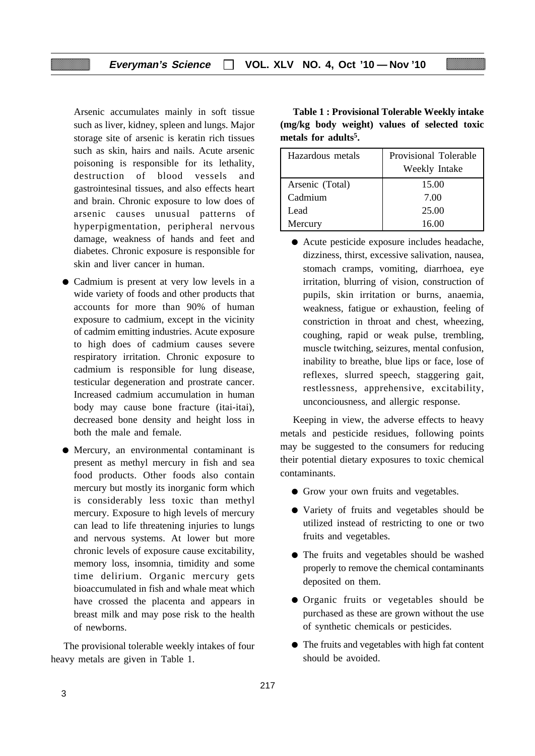Arsenic accumulates mainly in soft tissue such as liver, kidney, spleen and lungs. Major storage site of arsenic is keratin rich tissues such as skin, hairs and nails. Acute arsenic poisoning is responsible for its lethality, destruction of blood vessels and gastrointesinal tissues, and also effects heart and brain. Chronic exposure to low does of arsenic causes unusual patterns of hyperpigmentation, peripheral nervous damage, weakness of hands and feet and diabetes. Chronic exposure is responsible for skin and liver cancer in human.

- Cadmium is present at very low levels in a wide variety of foods and other products that accounts for more than 90% of human exposure to cadmium, except in the vicinity of cadmim emitting industries. Acute exposure to high does of cadmium causes severe respiratory irritation. Chronic exposure to cadmium is responsible for lung disease, testicular degeneration and prostrate cancer. Increased cadmium accumulation in human body may cause bone fracture (itai-itai), decreased bone density and height loss in both the male and female.

- Mercury, an environmental contaminant is present as methyl mercury in fish and sea food products. Other foods also contain mercury but mostly its inorganic form which is considerably less toxic than methyl mercury. Exposure to high levels of mercury can lead to life threatening injuries to lungs and nervous systems. At lower but more chronic levels of exposure cause excitability, memory loss, insomnia, timidity and some time delirium. Organic mercury gets bioaccumulated in fish and whale meat which have crossed the placenta and appears in breast milk and may pose risk to the health of newborns.

The provisional tolerable weekly intakes of four heavy metals are given in Table 1.

**Table 1 : Provisional Tolerable Weekly intake (mg/kg body weight) values of selected toxic metals for adults[5].**

| Hazardous metals | Provisional Tolerable Weekly Intake |
|---|---|
| Arsenic (Total) | 15.00 |
| Cadmium | 7.00 |
| Lead | 25.00 |
| Mercury | 16.00 |

- Acute pesticide exposure includes headache, dizziness, thirst, excessive salivation, nausea, stomach cramps, vomiting, diarrhoea, eye irritation, blurring of vision, construction of pupils, skin irritation or burns, anaemia, weakness, fatigue or exhaustion, feeling of constriction in throat and chest, wheezing, coughing, rapid or weak pulse, trembling, muscle twitching, seizures, mental confusion, inability to breathe, blue lips or face, lose of reflexes, slurred speech, staggering gait, restlessness, apprehensive, excitability, unconciousness, and allergic response.

Keeping in view, the adverse effects to heavy metals and pesticide residues, following points may be suggested to the consumers for reducing their potential dietary exposures to toxic chemical contaminants.

- Grow your own fruits and vegetables.
- Variety of fruits and vegetables should be utilized instead of restricting to one or two fruits and vegetables.
- The fruits and vegetables should be washed properly to remove the chemical contaminants deposited on them.
- Organic fruits or vegetables should be purchased as these are grown without the use of synthetic chemicals or pesticides.
- The fruits and vegetables with high fat content should be avoided.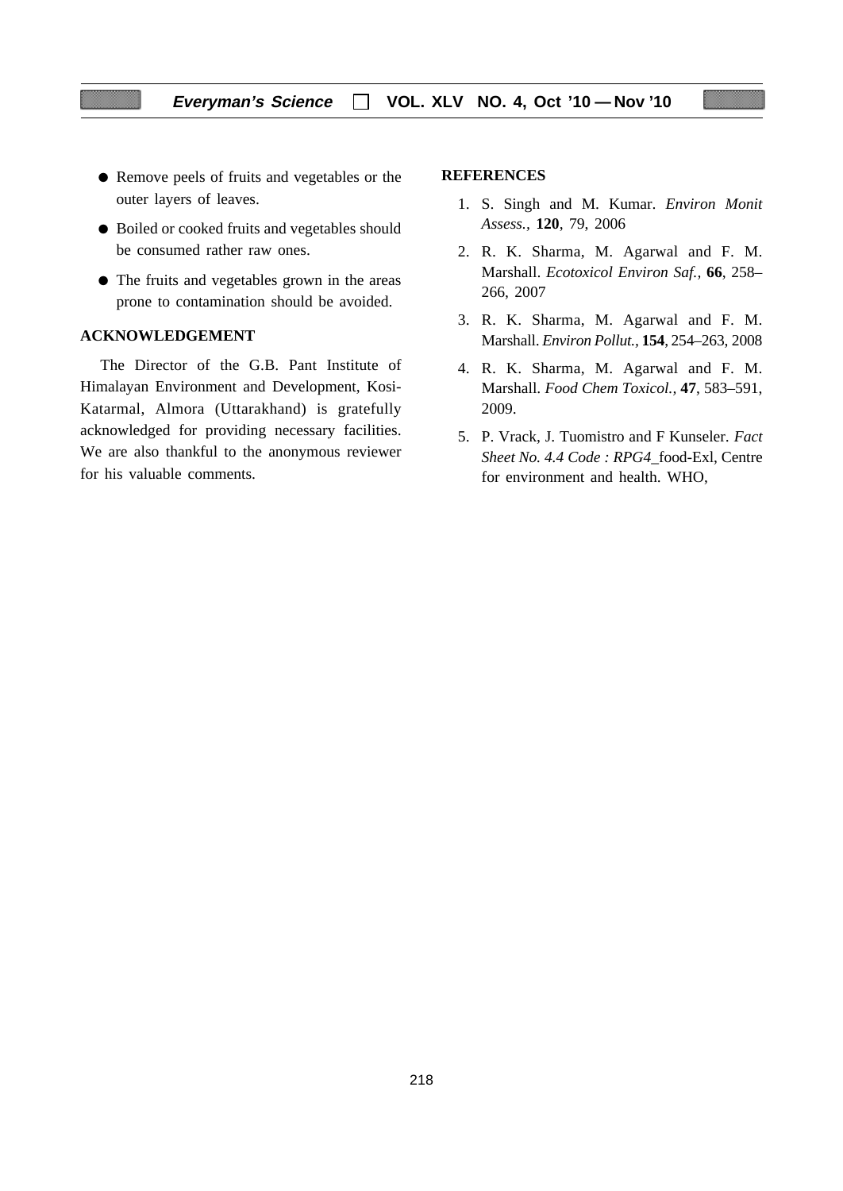- Remove peels of fruits and vegetables or the outer layers of leaves.
- Boiled or cooked fruits and vegetables should be consumed rather raw ones.
- The fruits and vegetables grown in the areas prone to contamination should be avoided.

## ACKNOWLEDGEMENT

The Director of the G.B. Pant Institute of Himalayan Environment and Development, Kosi-Katarmal, Almora (Uttarakhand) is gratefully acknowledged for providing necessary facilities. We are also thankful to the anonymous reviewer for his valuable comments.

## REFERENCES

1. S. Singh and M. Kumar. *Environ Monit Assess.*, **120**, 79, 2006
2. R. K. Sharma, M. Agarwal and F. M. Marshall. *Ecotoxicol Environ Saf.*, **66**, 258–266, 2007
3. R. K. Sharma, M. Agarwal and F. M. Marshall. *Environ Pollut.*, **154**, 254–263, 2008
4. R. K. Sharma, M. Agarwal and F. M. Marshall. *Food Chem Toxicol.*, **47**, 583–591, 2009.
5. P. Vrack, J. Tuomistro and F Kunseler. *Fact Sheet No. 4.4 Code : RPG4*_food-Exl, Centre for environment and health. WHO,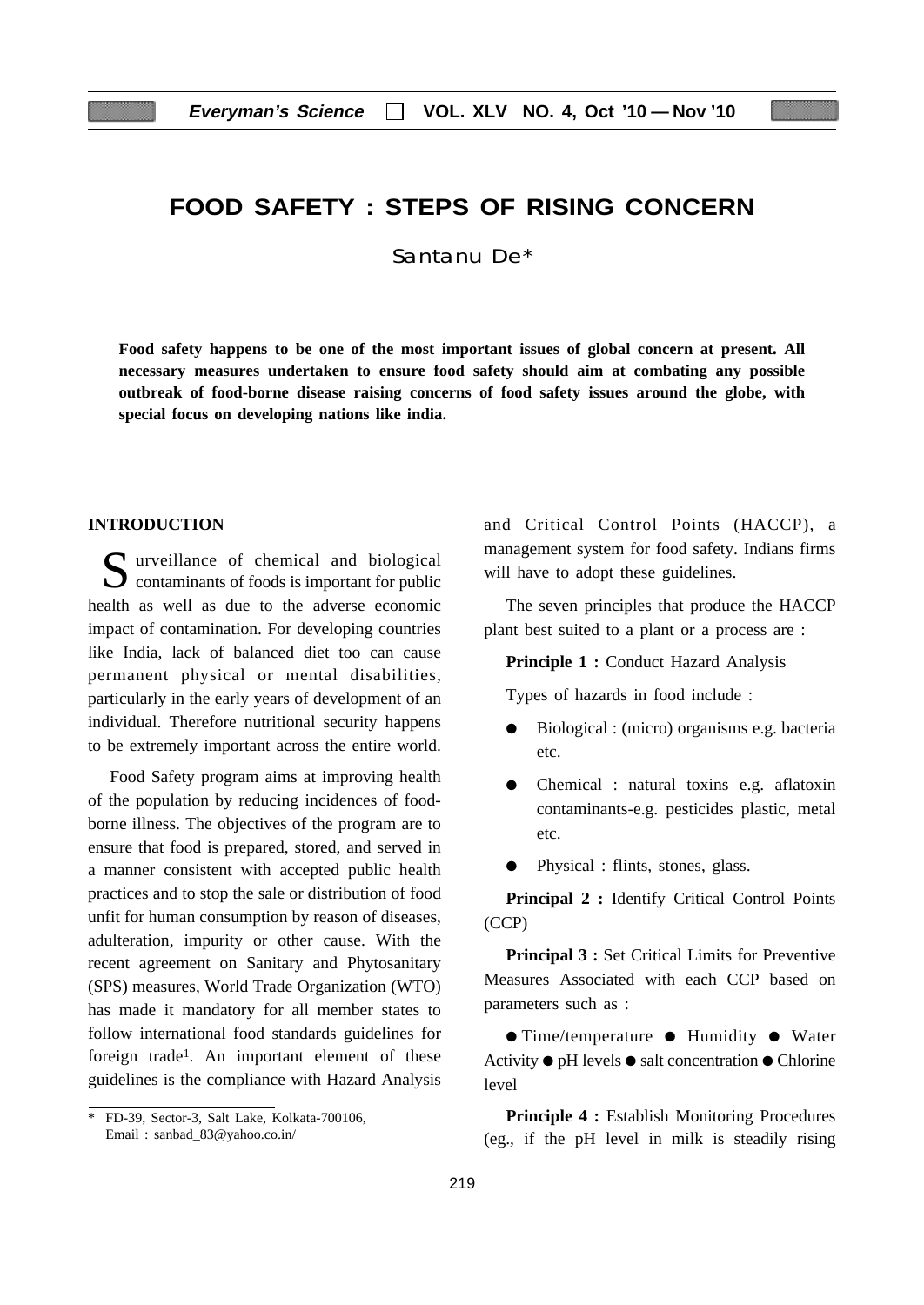# FOOD SAFETY : STEPS OF RISING CONCERN

Santanu De*

**Food safety happens to be one of the most important issues of global concern at present. All necessary measures undertaken to ensure food safety should aim at combating any possible outbreak of food-borne disease raising concerns of food safety issues around the globe, with special focus on developing nations like india.**

## INTRODUCTION

Surveillance of chemical and biological contaminants of foods is important for public health as well as due to the adverse economic impact of contamination. For developing countries like India, lack of balanced diet too can cause permanent physical or mental disabilities, particularly in the early years of development of an individual. Therefore nutritional security happens to be extremely important across the entire world.

Food Safety program aims at improving health of the population by reducing incidences of food-borne illness. The objectives of the program are to ensure that food is prepared, stored, and served in a manner consistent with accepted public health practices and to stop the sale or distribution of food unfit for human consumption by reason of diseases, adulteration, impurity or other cause. With the recent agreement on Sanitary and Phytosanitary (SPS) measures, World Trade Organization (WTO) has made it mandatory for all member states to follow international food standards guidelines for foreign trade[1]. An important element of these guidelines is the compliance with Hazard Analysis and Critical Control Points (HACCP), a management system for food safety. Indians firms will have to adopt these guidelines.

The seven principles that produce the HACCP plant best suited to a plant or a process are :

**Principle 1 :** Conduct Hazard Analysis

Types of hazards in food include :

- Biological : (micro) organisms e.g. bacteria etc.
- Chemical : natural toxins e.g. aflatoxin contaminants-e.g. pesticides plastic, metal etc.
- Physical : flints, stones, glass.

**Principal 2 :** Identify Critical Control Points (CCP)

**Principal 3 :** Set Critical Limits for Preventive Measures Associated with each CCP based on parameters such as :

● Time/temperature ● Humidity ● Water Activity ● pH levels ● salt concentration ● Chlorine level

**Principle 4 :** Establish Monitoring Procedures (eg., if the pH level in milk is steadily rising

---

\* FD-39, Sector-3, Salt Lake, Kolkata-700106, Email : sanbad_83@yahoo.co.in/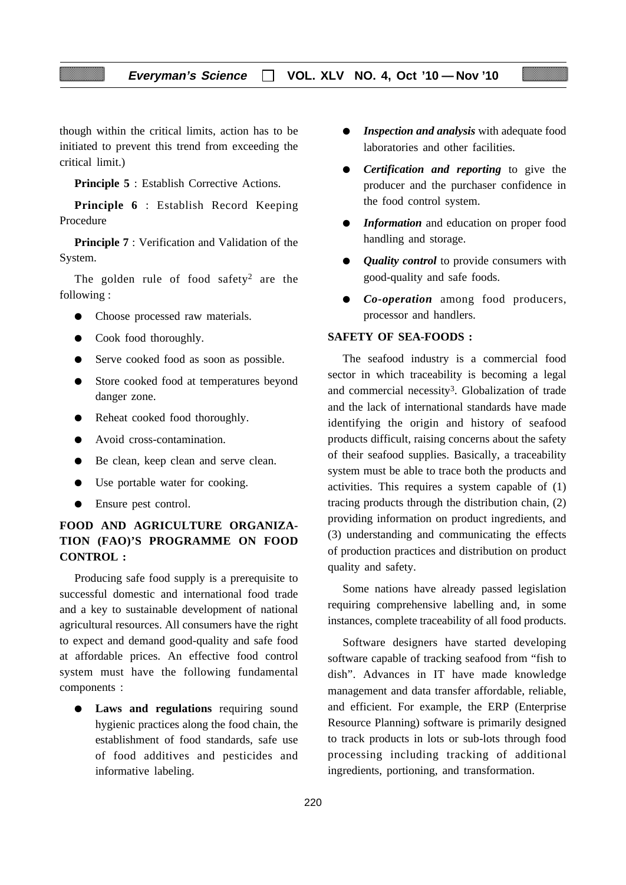though within the critical limits, action has to be initiated to prevent this trend from exceeding the critical limit.)

**Principle 5** : Establish Corrective Actions.

**Principle 6** : Establish Record Keeping Procedure

**Principle 7** : Verification and Validation of the System.

The golden rule of food safety[2] are the following :

- Choose processed raw materials.
- Cook food thoroughly.
- Serve cooked food as soon as possible.
- Store cooked food at temperatures beyond danger zone.
- Reheat cooked food thoroughly.
- Avoid cross-contamination.
- Be clean, keep clean and serve clean.
- Use portable water for cooking.
- Ensure pest control.

## FOOD AND AGRICULTURE ORGANIZATION (FAO)'S PROGRAMME ON FOOD CONTROL :

Producing safe food supply is a prerequisite to successful domestic and international food trade and a key to sustainable development of national agricultural resources. All consumers have the right to expect and demand good-quality and safe food at affordable prices. An effective food control system must have the following fundamental components :

- **Laws and regulations** requiring sound hygienic practices along the food chain, the establishment of food standards, safe use of food additives and pesticides and informative labeling.
- ***Inspection and analysis*** with adequate food laboratories and other facilities.
- ***Certification and reporting*** to give the producer and the purchaser confidence in the food control system.
- ***Information*** and education on proper food handling and storage.
- ***Quality control*** to provide consumers with good-quality and safe foods.
- ***Co-operation*** among food producers, processor and handlers.

## SAFETY OF SEA-FOODS :

The seafood industry is a commercial food sector in which traceability is becoming a legal and commercial necessity[3]. Globalization of trade and the lack of international standards have made identifying the origin and history of seafood products difficult, raising concerns about the safety of their seafood supplies. Basically, a traceability system must be able to trace both the products and activities. This requires a system capable of (1) tracing products through the distribution chain, (2) providing information on product ingredients, and (3) understanding and communicating the effects of production practices and distribution on product quality and safety.

Some nations have already passed legislation requiring comprehensive labelling and, in some instances, complete traceability of all food products.

Software designers have started developing software capable of tracking seafood from "fish to dish". Advances in IT have made knowledge management and data transfer affordable, reliable, and efficient. For example, the ERP (Enterprise Resource Planning) software is primarily designed to track products in lots or sub-lots through food processing including tracking of additional ingredients, portioning, and transformation.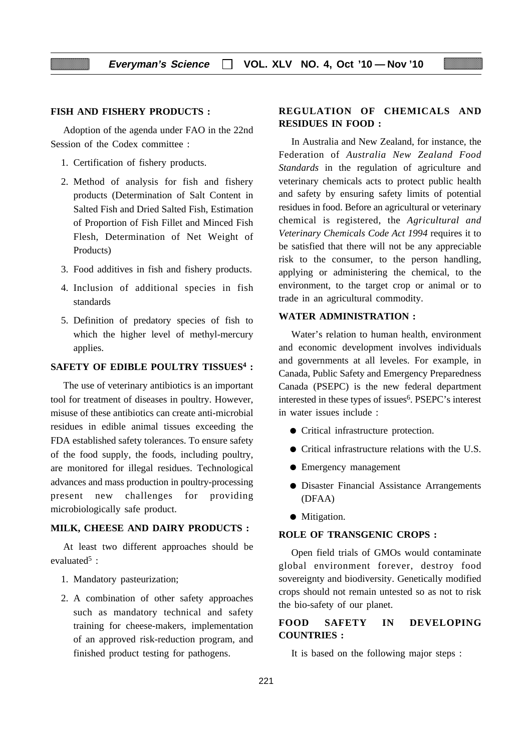## FISH AND FISHERY PRODUCTS :

Adoption of the agenda under FAO in the 22nd Session of the Codex committee :

1. Certification of fishery products.
2. Method of analysis for fish and fishery products (Determination of Salt Content in Salted Fish and Dried Salted Fish, Estimation of Proportion of Fish Fillet and Minced Fish Flesh, Determination of Net Weight of Products)
3. Food additives in fish and fishery products.
4. Inclusion of additional species in fish standards
5. Definition of predatory species of fish to which the higher level of methyl-mercury applies.

## SAFETY OF EDIBLE POULTRY TISSUES[4] :

The use of veterinary antibiotics is an important tool for treatment of diseases in poultry. However, misuse of these antibiotics can create anti-microbial residues in edible animal tissues exceeding the FDA established safety tolerances. To ensure safety of the food supply, the foods, including poultry, are monitored for illegal residues. Technological advances and mass production in poultry-processing present new challenges for providing microbiologically safe product.

## MILK, CHEESE AND DAIRY PRODUCTS :

At least two different approaches should be evaluated[5] :

1. Mandatory pasteurization;
2. A combination of other safety approaches such as mandatory technical and safety training for cheese-makers, implementation of an approved risk-reduction program, and finished product testing for pathogens.

## REGULATION OF CHEMICALS AND RESIDUES IN FOOD :

In Australia and New Zealand, for instance, the Federation of *Australia New Zealand Food Standards* in the regulation of agriculture and veterinary chemicals acts to protect public health and safety by ensuring safety limits of potential residues in food. Before an agricultural or veterinary chemical is registered, the *Agricultural and Veterinary Chemicals Code Act 1994* requires it to be satisfied that there will not be any appreciable risk to the consumer, to the person handling, applying or administering the chemical, to the environment, to the target crop or animal or to trade in an agricultural commodity.

## WATER ADMINISTRATION :

Water's relation to human health, environment and economic development involves individuals and governments at all leveles. For example, in Canada, Public Safety and Emergency Preparedness Canada (PSEPC) is the new federal department interested in these types of issues[6]. PSEPC's interest in water issues include :

- Critical infrastructure protection.
- Critical infrastructure relations with the U.S.
- Emergency management
- Disaster Financial Assistance Arrangements (DFAA)
- Mitigation.

## ROLE OF TRANSGENIC CROPS :

Open field trials of GMOs would contaminate global environment forever, destroy food sovereignty and biodiversity. Genetically modified crops should not remain untested so as not to risk the bio-safety of our planet.

## FOOD SAFETY IN DEVELOPING COUNTRIES :

It is based on the following major steps :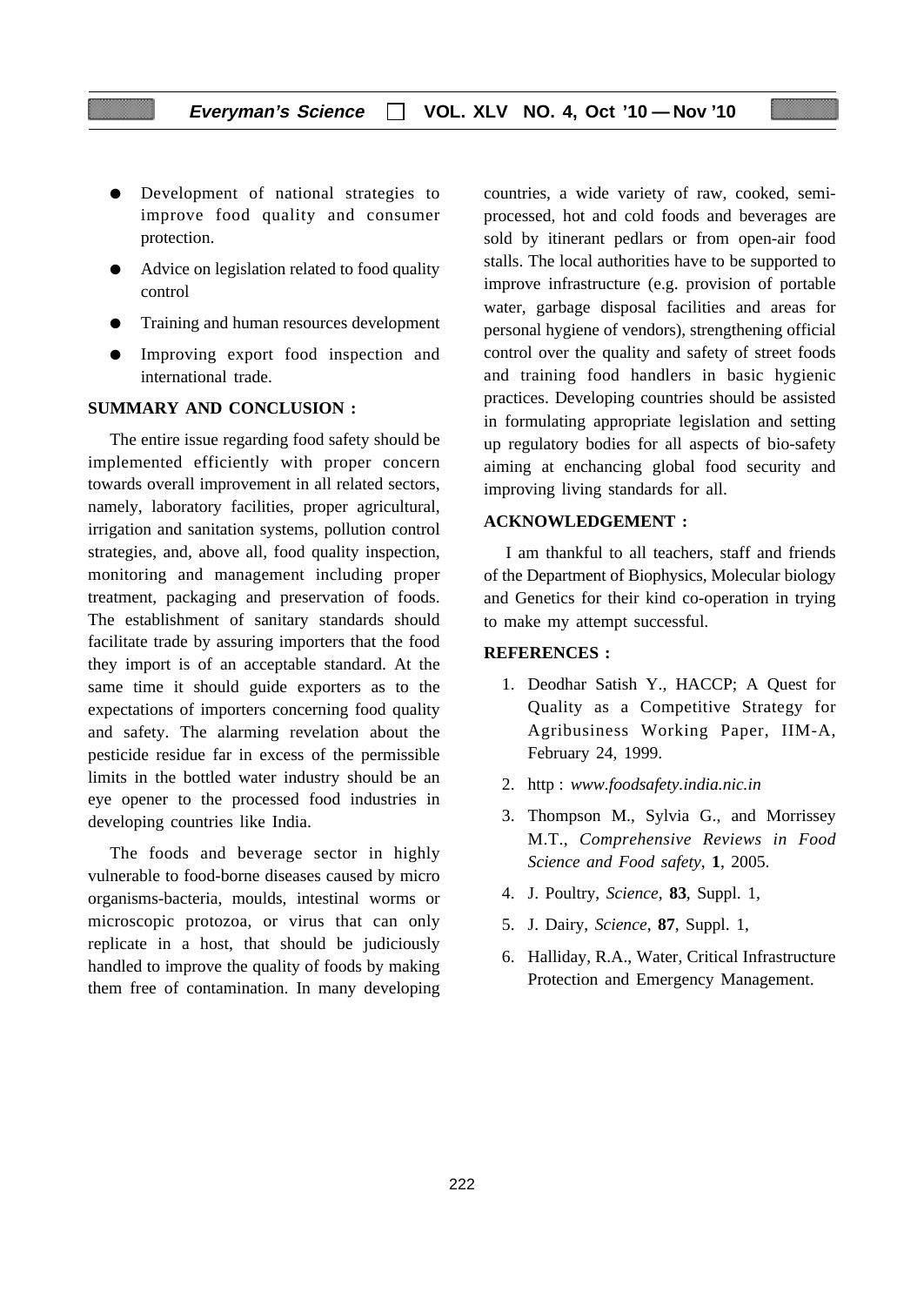- Development of national strategies to improve food quality and consumer protection.
- Advice on legislation related to food quality control
- Training and human resources development
- Improving export food inspection and international trade.

## SUMMARY AND CONCLUSION :

The entire issue regarding food safety should be implemented efficiently with proper concern towards overall improvement in all related sectors, namely, laboratory facilities, proper agricultural, irrigation and sanitation systems, pollution control strategies, and, above all, food quality inspection, monitoring and management including proper treatment, packaging and preservation of foods. The establishment of sanitary standards should facilitate trade by assuring importers that the food they import is of an acceptable standard. At the same time it should guide exporters as to the expectations of importers concerning food quality and safety. The alarming revelation about the pesticide residue far in excess of the permissible limits in the bottled water industry should be an eye opener to the processed food industries in developing countries like India.

The foods and beverage sector in highly vulnerable to food-borne diseases caused by micro organisms-bacteria, moulds, intestinal worms or microscopic protozoa, or virus that can only replicate in a host, that should be judiciously handled to improve the quality of foods by making them free of contamination. In many developing countries, a wide variety of raw, cooked, semi-processed, hot and cold foods and beverages are sold by itinerant pedlars or from open-air food stalls. The local authorities have to be supported to improve infrastructure (e.g. provision of portable water, garbage disposal facilities and areas for personal hygiene of vendors), strengthening official control over the quality and safety of street foods and training food handlers in basic hygienic practices. Developing countries should be assisted in formulating appropriate legislation and setting up regulatory bodies for all aspects of bio-safety aiming at enchancing global food security and improving living standards for all.

## ACKNOWLEDGEMENT :

I am thankful to all teachers, staff and friends of the Department of Biophysics, Molecular biology and Genetics for their kind co-operation in trying to make my attempt successful.

## REFERENCES :

1. Deodhar Satish Y., HACCP; A Quest for Quality as a Competitive Strategy for Agribusiness Working Paper, IIM-A, February 24, 1999.
2. http : *www.foodsafety.india.nic.in*
3. Thompson M., Sylvia G., and Morrissey M.T., *Comprehensive Reviews in Food Science and Food safety*, **1**, 2005.
4. J. Poultry, *Science*, **83**, Suppl. 1,
5. J. Dairy, *Science*, **87**, Suppl. 1,
6. Halliday, R.A., Water, Critical Infrastructure Protection and Emergency Management.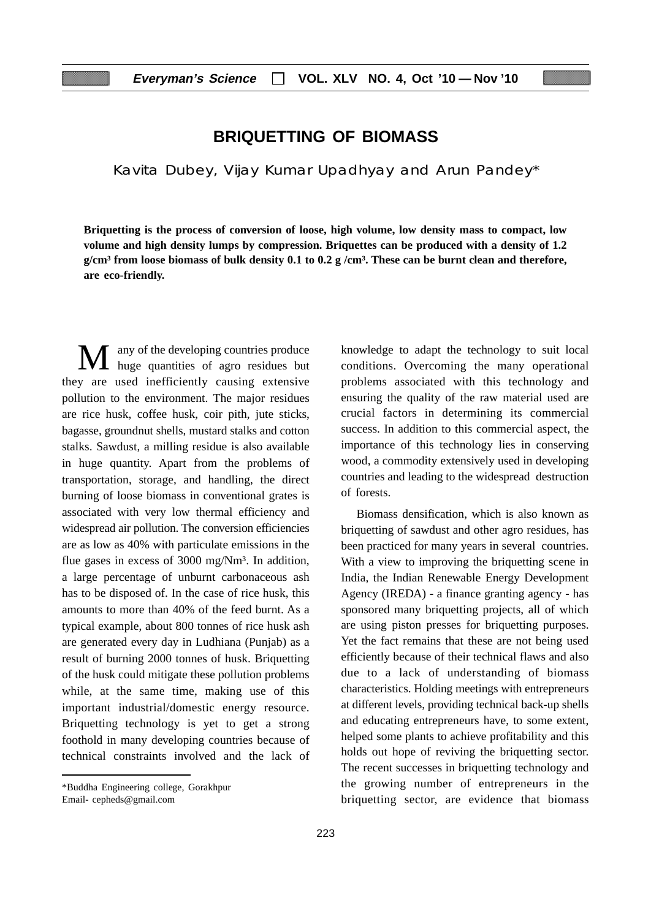# BRIQUETTING OF BIOMASS

Kavita Dubey, Vijay Kumar Upadhyay and Arun Pandey*

**Briquetting is the process of conversion of loose, high volume, low density mass to compact, low volume and high density lumps by compression. Briquettes can be produced with a density of 1.2 g/cm³ from loose biomass of bulk density 0.1 to 0.2 g /cm³. These can be burnt clean and therefore, are eco-friendly.**

Many of the developing countries produce huge quantities of agro residues but they are used inefficiently causing extensive pollution to the environment. The major residues are rice husk, coffee husk, coir pith, jute sticks, bagasse, groundnut shells, mustard stalks and cotton stalks. Sawdust, a milling residue is also available in huge quantity. Apart from the problems of transportation, storage, and handling, the direct burning of loose biomass in conventional grates is associated with very low thermal efficiency and widespread air pollution. The conversion efficiencies are as low as 40% with particulate emissions in the flue gases in excess of 3000 mg/Nm³. In addition, a large percentage of unburnt carbonaceous ash has to be disposed of. In the case of rice husk, this amounts to more than 40% of the feed burnt. As a typical example, about 800 tonnes of rice husk ash are generated every day in Ludhiana (Punjab) as a result of burning 2000 tonnes of husk. Briquetting of the husk could mitigate these pollution problems while, at the same time, making use of this important industrial/domestic energy resource. Briquetting technology is yet to get a strong foothold in many developing countries because of technical constraints involved and the lack of knowledge to adapt the technology to suit local conditions. Overcoming the many operational problems associated with this technology and ensuring the quality of the raw material used are crucial factors in determining its commercial success. In addition to this commercial aspect, the importance of this technology lies in conserving wood, a commodity extensively used in developing countries and leading to the widespread destruction of forests.

Biomass densification, which is also known as briquetting of sawdust and other agro residues, has been practiced for many years in several countries. With a view to improving the briquetting scene in India, the Indian Renewable Energy Development Agency (IREDA) - a finance granting agency - has sponsored many briquetting projects, all of which are using piston presses for briquetting purposes. Yet the fact remains that these are not being used efficiently because of their technical flaws and also due to a lack of understanding of biomass characteristics. Holding meetings with entrepreneurs at different levels, providing technical back-up shells and educating entrepreneurs have, to some extent, helped some plants to achieve profitability and this holds out hope of reviving the briquetting sector. The recent successes in briquetting technology and the growing number of entrepreneurs in the briquetting sector, are evidence that biomass

*Buddha Engineering college, Gorakhpur
Email- cepheds@gmail.com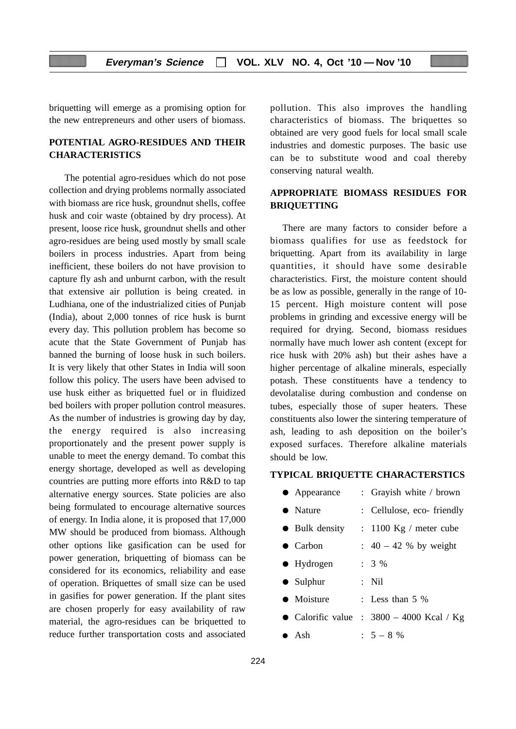briquetting will emerge as a promising option for the new entrepreneurs and other users of biomass.

## POTENTIAL AGRO-RESIDUES AND THEIR CHARACTERISTICS

The potential agro-residues which do not pose collection and drying problems normally associated with biomass are rice husk, groundnut shells, coffee husk and coir waste (obtained by dry process). At present, loose rice husk, groundnut shells and other agro-residues are being used mostly by small scale boilers in process industries. Apart from being inefficient, these boilers do not have provision to capture fly ash and unburnt carbon, with the result that extensive air pollution is being created. in Ludhiana, one of the industrialized cities of Punjab (India), about 2,000 tonnes of rice husk is burnt every day. This pollution problem has become so acute that the State Government of Punjab has banned the burning of loose husk in such boilers. It is very likely that other States in India will soon follow this policy. The users have been advised to use husk either as briquetted fuel or in fluidized bed boilers with proper pollution control measures. As the number of industries is growing day by day, the energy required is also increasing proportionately and the present power supply is unable to meet the energy demand. To combat this energy shortage, developed as well as developing countries are putting more efforts into R&D to tap alternative energy sources. State policies are also being formulated to encourage alternative sources of energy. In India alone, it is proposed that 17,000 MW should be produced from biomass. Although other options like gasification can be used for power generation, briquetting of biomass can be considered for its economics, reliability and ease of operation. Briquettes of small size can be used in gasifies for power generation. If the plant sites are chosen properly for easy availability of raw material, the agro-residues can be briquetted to reduce further transportation costs and associated pollution. This also improves the handling characteristics of biomass. The briquettes so obtained are very good fuels for local small scale industries and domestic purposes. The basic use can be to substitute wood and coal thereby conserving natural wealth.

## APPROPRIATE BIOMASS RESIDUES FOR BRIQUETTING

There are many factors to consider before a biomass qualifies for use as feedstock for briquetting. Apart from its availability in large quantities, it should have some desirable characteristics. First, the moisture content should be as low as possible, generally in the range of 10-15 percent. High moisture content will pose problems in grinding and excessive energy will be required for drying. Second, biomass residues normally have much lower ash content (except for rice husk with 20% ash) but their ashes have a higher percentage of alkaline minerals, especially potash. These constituents have a tendency to devolatalise during combustion and condense on tubes, especially those of super heaters. These constituents also lower the sintering temperature of ash, leading to ash deposition on the boiler's exposed surfaces. Therefore alkaline materials should be low.

### TYPICAL BRIQUETTE CHARACTERSTICS

- Appearance : Grayish white / brown
- Nature : Cellulose, eco- friendly
- Bulk density : 1100 Kg / meter cube
- Carbon : 40 – 42 % by weight
- Hydrogen : 3 %
- Sulphur : Nil
- Moisture : Less than 5 %
- Calorific value : 3800 – 4000 Kcal / Kg
- Ash : 5 – 8 %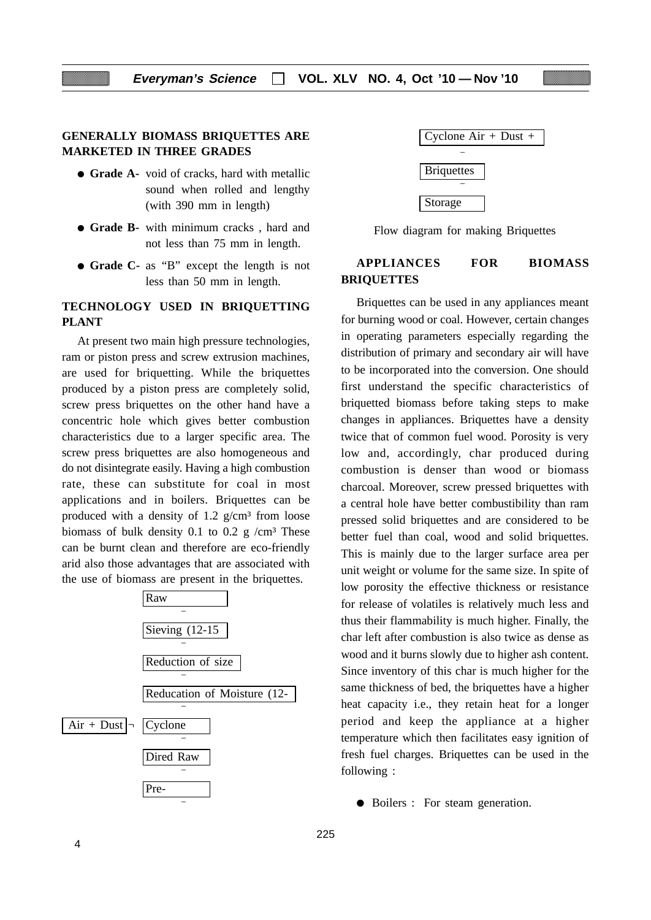## GENERALLY BIOMASS BRIQUETTES ARE MARKETED IN THREE GRADES

- **Grade A-** void of cracks, hard with metallic sound when rolled and lengthy (with 390 mm in length)
- **Grade B-** with minimum cracks , hard and not less than 75 mm in length.
- **Grade C-** as "B" except the length is not less than 50 mm in length.

## TECHNOLOGY USED IN BRIQUETTING PLANT

At present two main high pressure technologies, ram or piston press and screw extrusion machines, are used for briquetting. While the briquettes produced by a piston press are completely solid, screw press briquettes on the other hand have a concentric hole which gives better combustion characteristics due to a larger specific area. The screw press briquettes are also homogeneous and do not disintegrate easily. Having a high combustion rate, these can substitute for coal in most applications and in boilers. Briquettes can be produced with a density of 1.2 g/cm³ from loose biomass of bulk density 0.1 to 0.2 g /cm³ These can be burnt clean and therefore are eco-friendly arid also those advantages that are associated with the use of biomass are present in the briquettes.

Raw
↓
Sieving (12-15
↓
Reduction of size
↓
Reducation of Moisture (12-
↓
Air + Dust ← Cyclone
↓
Dired Raw
↓
Pre-
↓
Cyclone Air + Dust +
↓
Briquettes
↓
Storage

Flow diagram for making Briquettes

## APPLIANCES FOR BIOMASS BRIQUETTES

Briquettes can be used in any appliances meant for burning wood or coal. However, certain changes in operating parameters especially regarding the distribution of primary and secondary air will have to be incorporated into the conversion. One should first understand the specific characteristics of briquetted biomass before taking steps to make changes in appliances. Briquettes have a density twice that of common fuel wood. Porosity is very low and, accordingly, char produced during combustion is denser than wood or biomass charcoal. Moreover, screw pressed briquettes with a central hole have better combustibility than ram pressed solid briquettes and are considered to be better fuel than coal, wood and solid briquettes. This is mainly due to the larger surface area per unit weight or volume for the same size. In spite of low porosity the effective thickness or resistance for release of volatiles is relatively much less and thus their flammability is much higher. Finally, the char left after combustion is also twice as dense as wood and it burns slowly due to higher ash content. Since inventory of this char is much higher for the same thickness of bed, the briquettes have a higher heat capacity i.e., they retain heat for a longer period and keep the appliance at a higher temperature which then facilitates easy ignition of fresh fuel charges. Briquettes can be used in the following :

- Boilers : For steam generation.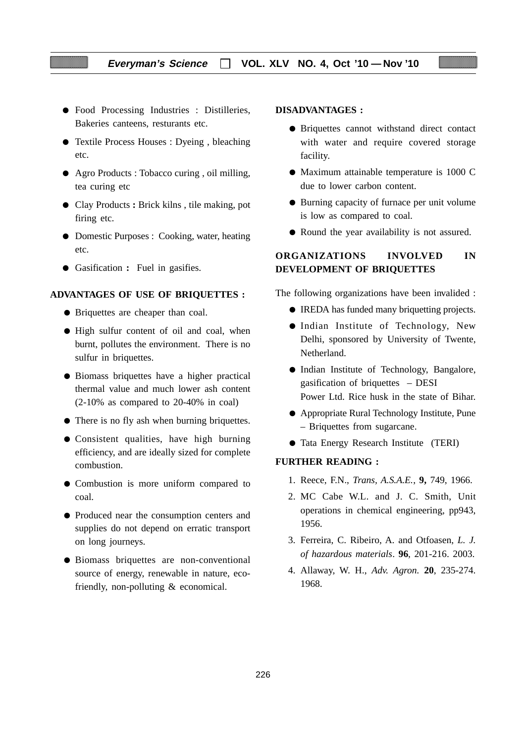- Food Processing Industries : Distilleries, Bakeries canteens, resturants etc.
- Textile Process Houses : Dyeing , bleaching etc.
- Agro Products : Tobacco curing , oil milling, tea curing etc
- Clay Products **:** Brick kilns , tile making, pot firing etc.
- Domestic Purposes : Cooking, water, heating etc.
- Gasification **:** Fuel in gasifies.

**ADVANTAGES OF USE OF BRIQUETTES :**

- Briquettes are cheaper than coal.
- High sulfur content of oil and coal, when burnt, pollutes the environment. There is no sulfur in briquettes.
- Biomass briquettes have a higher practical thermal value and much lower ash content (2-10% as compared to 20-40% in coal)
- There is no fly ash when burning briquettes.
- Consistent qualities, have high burning efficiency, and are ideally sized for complete combustion.
- Combustion is more uniform compared to coal.
- Produced near the consumption centers and supplies do not depend on erratic transport on long journeys.
- Biomass briquettes are non-conventional source of energy, renewable in nature, eco-friendly, non-polluting & economical.

**DISADVANTAGES :**

- Briquettes cannot withstand direct contact with water and require covered storage facility.
- Maximum attainable temperature is 1000 C due to lower carbon content.
- Burning capacity of furnace per unit volume is low as compared to coal.
- Round the year availability is not assured.

**ORGANIZATIONS INVOLVED IN DEVELOPMENT OF BRIQUETTES**

The following organizations have been invalided :

- IREDA has funded many briquetting projects.
- Indian Institute of Technology, New Delhi, sponsored by University of Twente, Netherland.
- Indian Institute of Technology, Bangalore, gasification of briquettes – DESI Power Ltd. Rice husk in the state of Bihar.
- Appropriate Rural Technology Institute, Pune – Briquettes from sugarcane.
- Tata Energy Research Institute (TERI)

**FURTHER READING :**

1. Reece, F.N., *Trans, A.S.A.E.*, **9,** 749, 1966.
2. MC Cabe W.L. and J. C. Smith, Unit operations in chemical engineering, pp943, 1956.
3. Ferreira, C. Ribeiro, A. and Otfoasen, *L. J. of hazardous materials*. **96**, 201-216. 2003.
4. Allaway, W. H., *Adv. Agron.* **20**, 235-274. 1968.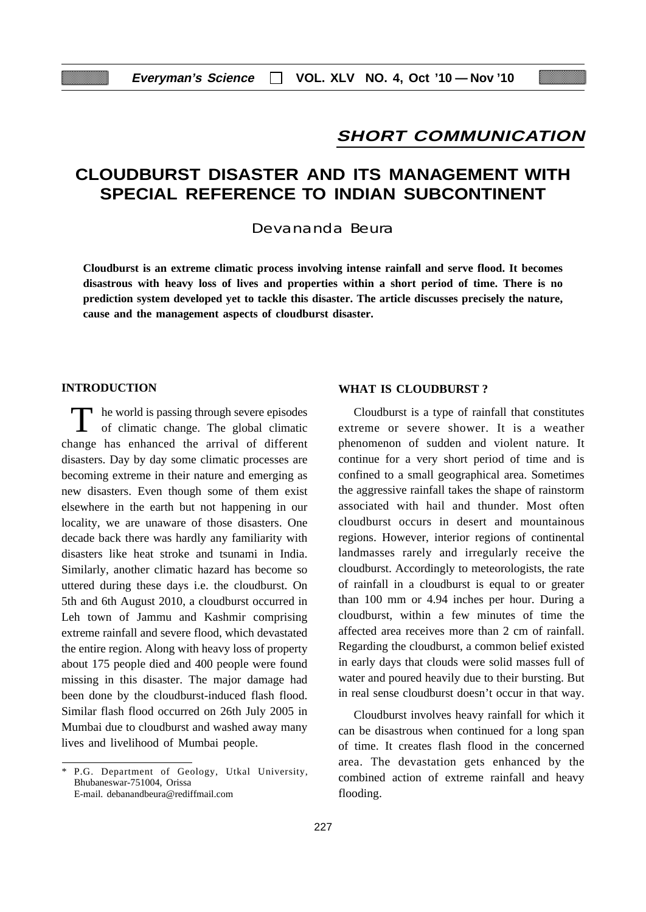## SHORT COMMUNICATION

# CLOUDBURST DISASTER AND ITS MANAGEMENT WITH SPECIAL REFERENCE TO INDIAN SUBCONTINENT

Devananda Beura

**Cloudburst is an extreme climatic process involving intense rainfall and serve flood. It becomes disastrous with heavy loss of lives and properties within a short period of time. There is no prediction system developed yet to tackle this disaster. The article discusses precisely the nature, cause and the management aspects of cloudburst disaster.**

### INTRODUCTION

The world is passing through severe episodes of climatic change. The global climatic change has enhanced the arrival of different disasters. Day by day some climatic processes are becoming extreme in their nature and emerging as new disasters. Even though some of them exist elsewhere in the earth but not happening in our locality, we are unaware of those disasters. One decade back there was hardly any familiarity with disasters like heat stroke and tsunami in India. Similarly, another climatic hazard has become so uttered during these days i.e. the cloudburst. On 5th and 6th August 2010, a cloudburst occurred in Leh town of Jammu and Kashmir comprising extreme rainfall and severe flood, which devastated the entire region. Along with heavy loss of property about 175 people died and 400 people were found missing in this disaster. The major damage had been done by the cloudburst-induced flash flood. Similar flash flood occurred on 26th July 2005 in Mumbai due to cloudburst and washed away many lives and livelihood of Mumbai people.

\* P.G. Department of Geology, Utkal University, Bhubaneswar-751004, Orissa
E-mail. debanandbeura@rediffmail.com

### WHAT IS CLOUDBURST ?

Cloudburst is a type of rainfall that constitutes extreme or severe shower. It is a weather phenomenon of sudden and violent nature. It continue for a very short period of time and is confined to a small geographical area. Sometimes the aggressive rainfall takes the shape of rainstorm associated with hail and thunder. Most often cloudburst occurs in desert and mountainous regions. However, interior regions of continental landmasses rarely and irregularly receive the cloudburst. Accordingly to meteorologists, the rate of rainfall in a cloudburst is equal to or greater than 100 mm or 4.94 inches per hour. During a cloudburst, within a few minutes of time the affected area receives more than 2 cm of rainfall. Regarding the cloudburst, a common belief existed in early days that clouds were solid masses full of water and poured heavily due to their bursting. But in real sense cloudburst doesn't occur in that way.

Cloudburst involves heavy rainfall for which it can be disastrous when continued for a long span of time. It creates flash flood in the concerned area. The devastation gets enhanced by the combined action of extreme rainfall and heavy flooding.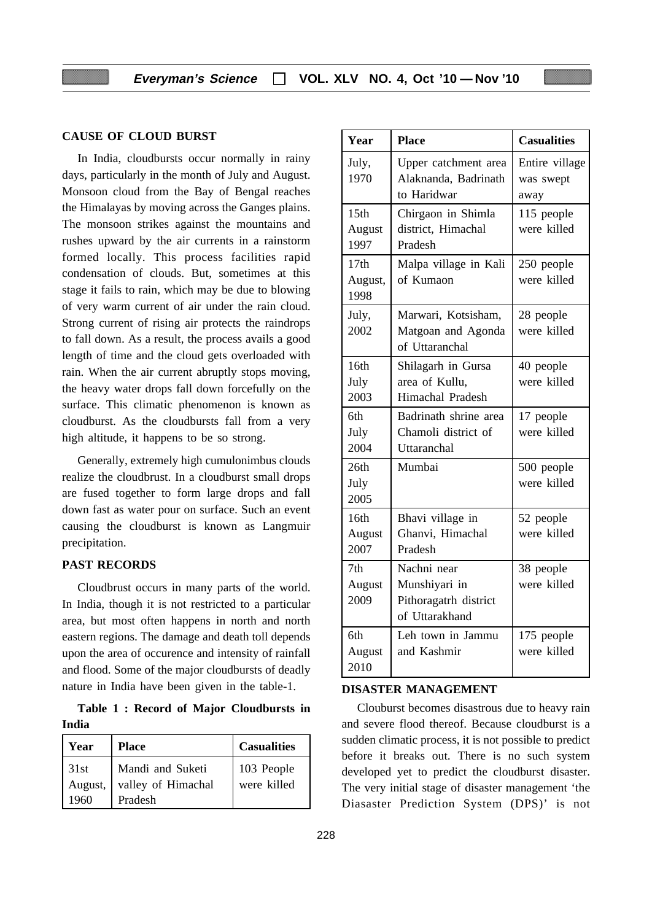## CAUSE OF CLOUD BURST

In India, cloudbursts occur normally in rainy days, particularly in the month of July and August. Monsoon cloud from the Bay of Bengal reaches the Himalayas by moving across the Ganges plains. The monsoon strikes against the mountains and rushes upward by the air currents in a rainstorm formed locally. This process facilities rapid condensation of clouds. But, sometimes at this stage it fails to rain, which may be due to blowing of very warm current of air under the rain cloud. Strong current of rising air protects the raindrops to fall down. As a result, the process avails a good length of time and the cloud gets overloaded with rain. When the air current abruptly stops moving, the heavy water drops fall down forcefully on the surface. This climatic phenomenon is known as cloudburst. As the cloudbursts fall from a very high altitude, it happens to be so strong.

Generally, extremely high cumulonimbus clouds realize the cloudbrust. In a cloudburst small drops are fused together to form large drops and fall down fast as water pour on surface. Such an event causing the cloudburst is known as Langmuir precipitation.

## PAST RECORDS

Cloudbrust occurs in many parts of the world. In India, though it is not restricted to a particular area, but most often happens in north and north eastern regions. The damage and death toll depends upon the area of occurence and intensity of rainfall and flood. Some of the major cloudbursts of deadly nature in India have been given in the table-1.

**Table 1 : Record of Major Cloudbursts in India**

| Year | Place | Casualities |
|---|---|---|
| 31st August, 1960 | Mandi and Suketi valley of Himachal Pradesh | 103 People were killed |
| July, 1970 | Upper catchment area Alaknanda, Badrinath to Haridwar | Entire village was swept away |
| 15th August 1997 | Chirgaon in Shimla district, Himachal Pradesh | 115 people were killed |
| 17th August, 1998 | Malpa village in Kali of Kumaon | 250 people were killed |
| July, 2002 | Marwari, Kotsisham, Matgoan and Agonda of Uttaranchal | 28 people were killed |
| 16th July 2003 | Shilagarh in Gursa area of Kullu, Himachal Pradesh | 40 people were killed |
| 6th July 2004 | Badrinath shrine area Chamoli district of Uttaranchal | 17 people were killed |
| 26th July 2005 | Mumbai | 500 people were killed |
| 16th August 2007 | Bhavi village in Ghanvi, Himachal Pradesh | 52 people were killed |
| 7th August 2009 | Nachni near Munshiyari in Pithoragatrh district of Uttarakhand | 38 people were killed |
| 6th August 2010 | Leh town in Jammu and Kashmir | 175 people were killed |

## DISASTER MANAGEMENT

Clouburst becomes disastrous due to heavy rain and severe flood thereof. Because cloudburst is a sudden climatic process, it is not possible to predict before it breaks out. There is no such system developed yet to predict the cloudburst disaster. The very initial stage of disaster management 'the Diasaster Prediction System (DPS)' is not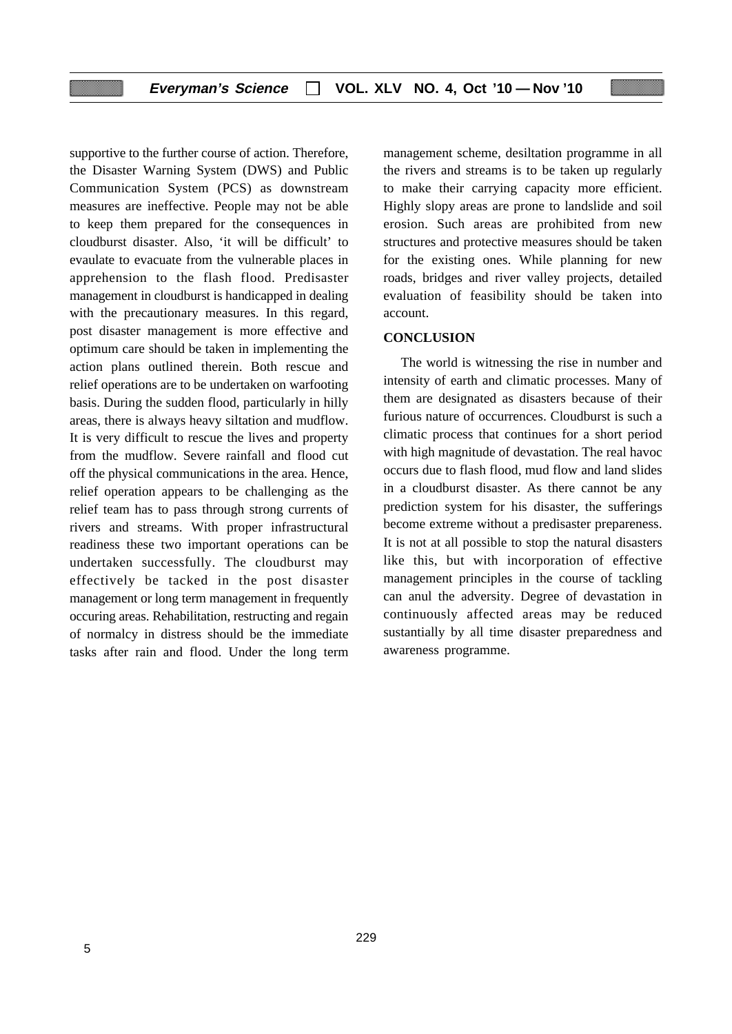supportive to the further course of action. Therefore, the Disaster Warning System (DWS) and Public Communication System (PCS) as downstream measures are ineffective. People may not be able to keep them prepared for the consequences in cloudburst disaster. Also, 'it will be difficult' to evaulate to evacuate from the vulnerable places in apprehension to the flash flood. Predisaster management in cloudburst is handicapped in dealing with the precautionary measures. In this regard, post disaster management is more effective and optimum care should be taken in implementing the action plans outlined therein. Both rescue and relief operations are to be undertaken on warfooting basis. During the sudden flood, particularly in hilly areas, there is always heavy siltation and mudflow. It is very difficult to rescue the lives and property from the mudflow. Severe rainfall and flood cut off the physical communications in the area. Hence, relief operation appears to be challenging as the relief team has to pass through strong currents of rivers and streams. With proper infrastructural readiness these two important operations can be undertaken successfully. The cloudburst may effectively be tacked in the post disaster management or long term management in frequently occuring areas. Rehabilitation, restructing and regain of normalcy in distress should be the immediate tasks after rain and flood. Under the long term management scheme, desiltation programme in all the rivers and streams is to be taken up regularly to make their carrying capacity more efficient. Highly slopy areas are prone to landslide and soil erosion. Such areas are prohibited from new structures and protective measures should be taken for the existing ones. While planning for new roads, bridges and river valley projects, detailed evaluation of feasibility should be taken into account.

## CONCLUSION

The world is witnessing the rise in number and intensity of earth and climatic processes. Many of them are designated as disasters because of their furious nature of occurrences. Cloudburst is such a climatic process that continues for a short period with high magnitude of devastation. The real havoc occurs due to flash flood, mud flow and land slides in a cloudburst disaster. As there cannot be any prediction system for his disaster, the sufferings become extreme without a predisaster prepareness. It is not at all possible to stop the natural disasters like this, but with incorporation of effective management principles in the course of tackling can anul the adversity. Degree of devastation in continuously affected areas may be reduced sustantially by all time disaster preparedness and awareness programme.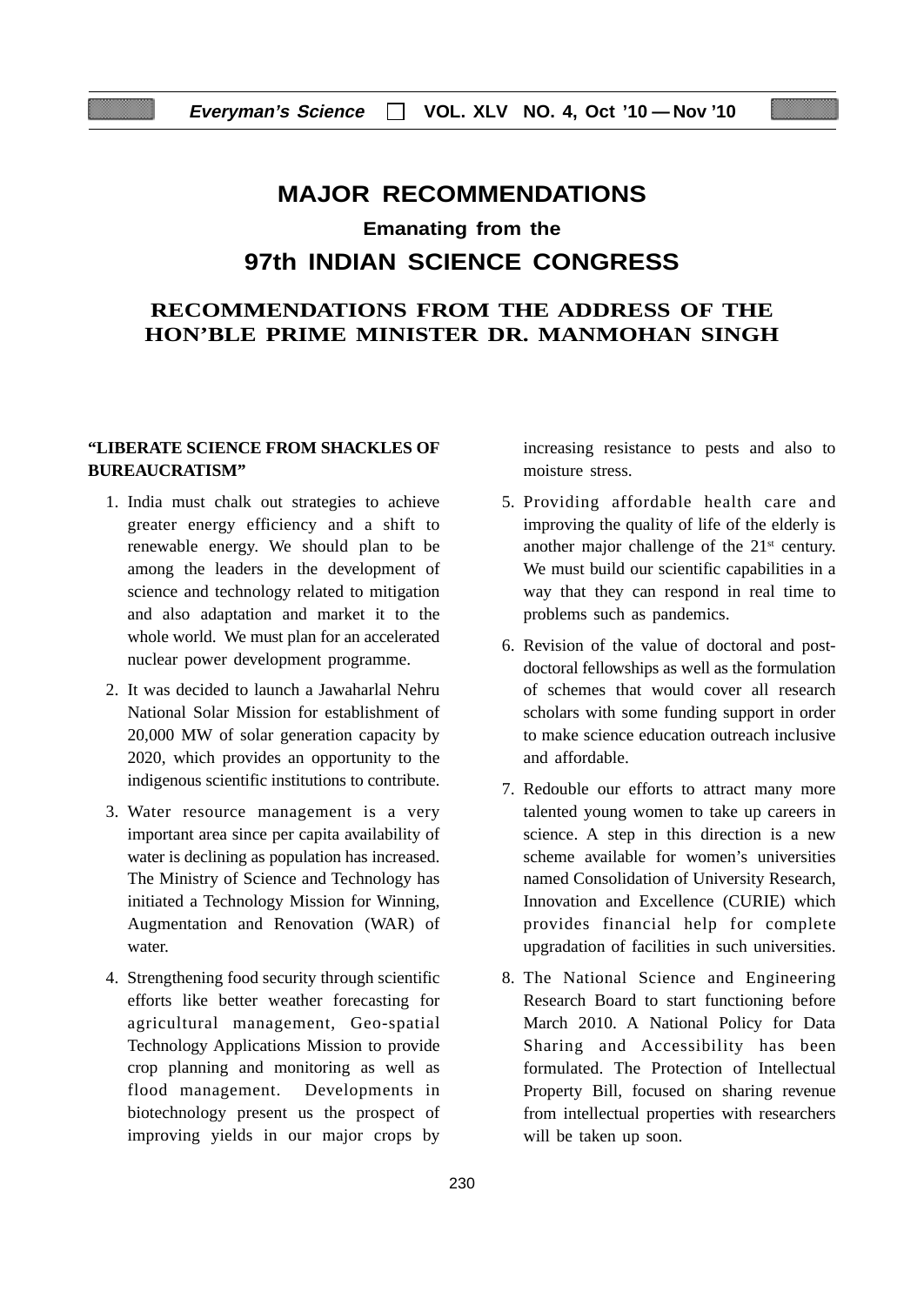# MAJOR RECOMMENDATIONS

### Emanating from the

## 97th INDIAN SCIENCE CONGRESS

## RECOMMENDATIONS FROM THE ADDRESS OF THE HON'BLE PRIME MINISTER DR. MANMOHAN SINGH

**"LIBERATE SCIENCE FROM SHACKLES OF BUREAUCRATISM"**

1. India must chalk out strategies to achieve greater energy efficiency and a shift to renewable energy. We should plan to be among the leaders in the development of science and technology related to mitigation and also adaptation and market it to the whole world. We must plan for an accelerated nuclear power development programme.

2. It was decided to launch a Jawaharlal Nehru National Solar Mission for establishment of 20,000 MW of solar generation capacity by 2020, which provides an opportunity to the indigenous scientific institutions to contribute.

3. Water resource management is a very important area since per capita availability of water is declining as population has increased. The Ministry of Science and Technology has initiated a Technology Mission for Winning, Augmentation and Renovation (WAR) of water.

4. Strengthening food security through scientific efforts like better weather forecasting for agricultural management, Geo-spatial Technology Applications Mission to provide crop planning and monitoring as well as flood management. Developments in biotechnology present us the prospect of improving yields in our major crops by increasing resistance to pests and also to moisture stress.

5. Providing affordable health care and improving the quality of life of the elderly is another major challenge of the 21st century. We must build our scientific capabilities in a way that they can respond in real time to problems such as pandemics.

6. Revision of the value of doctoral and post-doctoral fellowships as well as the formulation of schemes that would cover all research scholars with some funding support in order to make science education outreach inclusive and affordable.

7. Redouble our efforts to attract many more talented young women to take up careers in science. A step in this direction is a new scheme available for women's universities named Consolidation of University Research, Innovation and Excellence (CURIE) which provides financial help for complete upgradation of facilities in such universities.

8. The National Science and Engineering Research Board to start functioning before March 2010. A National Policy for Data Sharing and Accessibility has been formulated. The Protection of Intellectual Property Bill, focused on sharing revenue from intellectual properties with researchers will be taken up soon.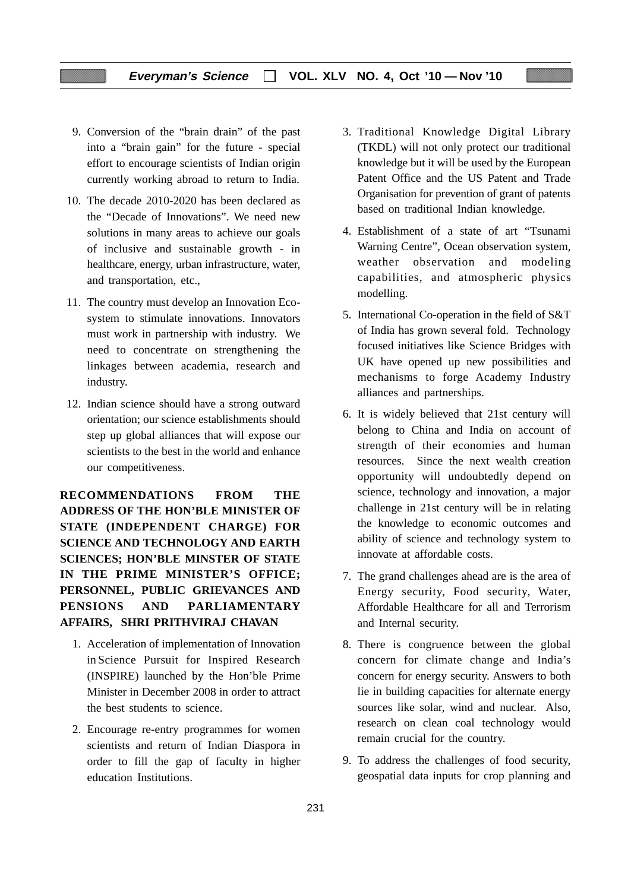9. Conversion of the "brain drain" of the past into a "brain gain" for the future - special effort to encourage scientists of Indian origin currently working abroad to return to India.

10. The decade 2010-2020 has been declared as the "Decade of Innovations". We need new solutions in many areas to achieve our goals of inclusive and sustainable growth - in healthcare, energy, urban infrastructure, water, and transportation, etc.,

11. The country must develop an Innovation Eco-system to stimulate innovations. Innovators must work in partnership with industry. We need to concentrate on strengthening the linkages between academia, research and industry.

12. Indian science should have a strong outward orientation; our science establishments should step up global alliances that will expose our scientists to the best in the world and enhance our competitiveness.

**RECOMMENDATIONS FROM THE ADDRESS OF THE HON'BLE MINISTER OF STATE (INDEPENDENT CHARGE) FOR SCIENCE AND TECHNOLOGY AND EARTH SCIENCES; HON'BLE MINSTER OF STATE IN THE PRIME MINISTER'S OFFICE; PERSONNEL, PUBLIC GRIEVANCES AND PENSIONS AND PARLIAMENTARY AFFAIRS, SHRI PRITHVIRAJ CHAVAN**

1. Acceleration of implementation of Innovation in Science Pursuit for Inspired Research (INSPIRE) launched by the Hon'ble Prime Minister in December 2008 in order to attract the best students to science.

2. Encourage re-entry programmes for women scientists and return of Indian Diaspora in order to fill the gap of faculty in higher education Institutions.

3. Traditional Knowledge Digital Library (TKDL) will not only protect our traditional knowledge but it will be used by the European Patent Office and the US Patent and Trade Organisation for prevention of grant of patents based on traditional Indian knowledge.

4. Establishment of a state of art "Tsunami Warning Centre", Ocean observation system, weather observation and modeling capabilities, and atmospheric physics modelling.

5. International Co-operation in the field of S&T of India has grown several fold. Technology focused initiatives like Science Bridges with UK have opened up new possibilities and mechanisms to forge Academy Industry alliances and partnerships.

6. It is widely believed that 21st century will belong to China and India on account of strength of their economies and human resources. Since the next wealth creation opportunity will undoubtedly depend on science, technology and innovation, a major challenge in 21st century will be in relating the knowledge to economic outcomes and ability of science and technology system to innovate at affordable costs.

7. The grand challenges ahead are is the area of Energy security, Food security, Water, Affordable Healthcare for all and Terrorism and Internal security.

8. There is congruence between the global concern for climate change and India's concern for energy security. Answers to both lie in building capacities for alternate energy sources like solar, wind and nuclear. Also, research on clean coal technology would remain crucial for the country.

9. To address the challenges of food security, geospatial data inputs for crop planning and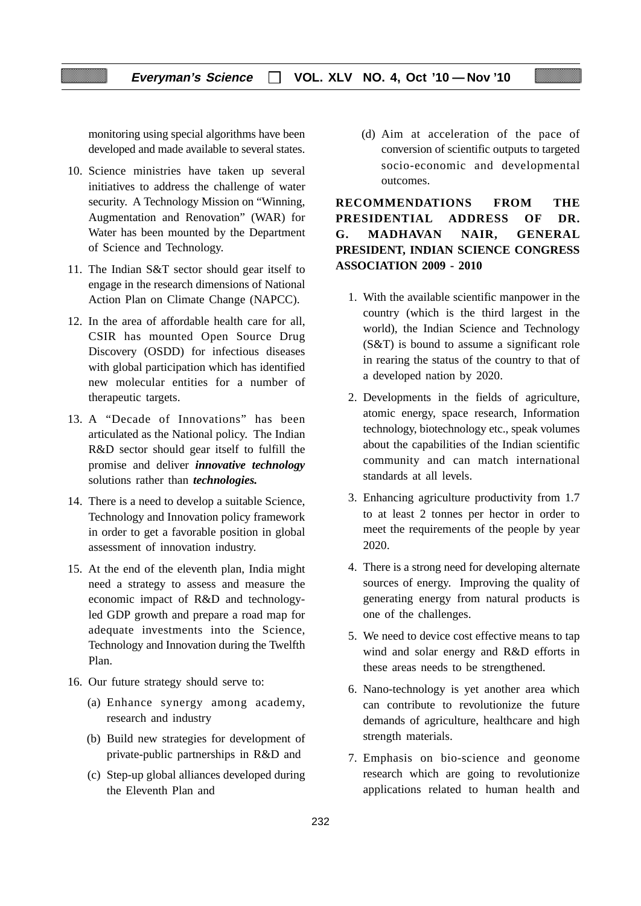monitoring using special algorithms have been developed and made available to several states.

10. Science ministries have taken up several initiatives to address the challenge of water security. A Technology Mission on "Winning, Augmentation and Renovation" (WAR) for Water has been mounted by the Department of Science and Technology.

11. The Indian S&T sector should gear itself to engage in the research dimensions of National Action Plan on Climate Change (NAPCC).

12. In the area of affordable health care for all, CSIR has mounted Open Source Drug Discovery (OSDD) for infectious diseases with global participation which has identified new molecular entities for a number of therapeutic targets.

13. A "Decade of Innovations" has been articulated as the National policy. The Indian R&D sector should gear itself to fulfill the promise and deliver ***innovative technology*** solutions rather than ***technologies.***

14. There is a need to develop a suitable Science, Technology and Innovation policy framework in order to get a favorable position in global assessment of innovation industry.

15. At the end of the eleventh plan, India might need a strategy to assess and measure the economic impact of R&D and technology-led GDP growth and prepare a road map for adequate investments into the Science, Technology and Innovation during the Twelfth Plan.

16. Our future strategy should serve to:

    (a) Enhance synergy among academy, research and industry

    (b) Build new strategies for development of private-public partnerships in R&D and

    (c) Step-up global alliances developed during the Eleventh Plan and

    (d) Aim at acceleration of the pace of conversion of scientific outputs to targeted socio-economic and developmental outcomes.

**RECOMMENDATIONS FROM THE PRESIDENTIAL ADDRESS OF DR. G. MADHAVAN NAIR, GENERAL PRESIDENT, INDIAN SCIENCE CONGRESS ASSOCIATION 2009 - 2010**

1. With the available scientific manpower in the country (which is the third largest in the world), the Indian Science and Technology (S&T) is bound to assume a significant role in rearing the status of the country to that of a developed nation by 2020.

2. Developments in the fields of agriculture, atomic energy, space research, Information technology, biotechnology etc., speak volumes about the capabilities of the Indian scientific community and can match international standards at all levels.

3. Enhancing agriculture productivity from 1.7 to at least 2 tonnes per hector in order to meet the requirements of the people by year 2020.

4. There is a strong need for developing alternate sources of energy. Improving the quality of generating energy from natural products is one of the challenges.

5. We need to device cost effective means to tap wind and solar energy and R&D efforts in these areas needs to be strengthened.

6. Nano-technology is yet another area which can contribute to revolutionize the future demands of agriculture, healthcare and high strength materials.

7. Emphasis on bio-science and geonome research which are going to revolutionize applications related to human health and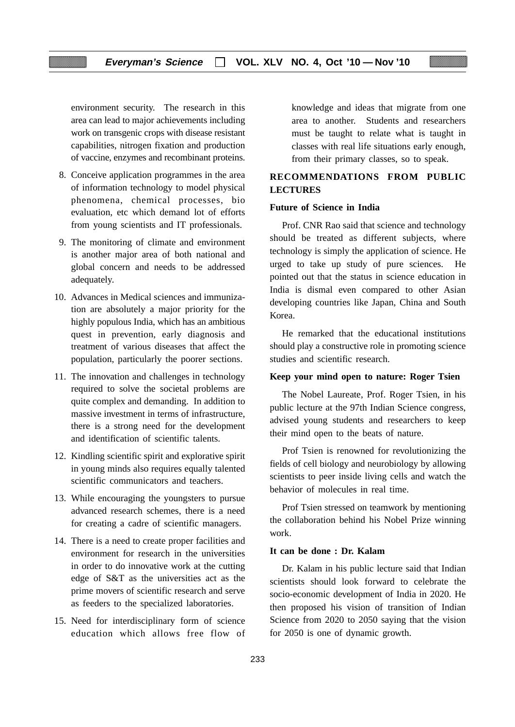environment security. The research in this area can lead to major achievements including work on transgenic crops with disease resistant capabilities, nitrogen fixation and production of vaccine, enzymes and recombinant proteins.

8. Conceive application programmes in the area of information technology to model physical phenomena, chemical processes, bio evaluation, etc which demand lot of efforts from young scientists and IT professionals.
9. The monitoring of climate and environment is another major area of both national and global concern and needs to be addressed adequately.
10. Advances in Medical sciences and immunization are absolutely a major priority for the highly populous India, which has an ambitious quest in prevention, early diagnosis and treatment of various diseases that affect the population, particularly the poorer sections.
11. The innovation and challenges in technology required to solve the societal problems are quite complex and demanding. In addition to massive investment in terms of infrastructure, there is a strong need for the development and identification of scientific talents.
12. Kindling scientific spirit and explorative spirit in young minds also requires equally talented scientific communicators and teachers.
13. While encouraging the youngsters to pursue advanced research schemes, there is a need for creating a cadre of scientific managers.
14. There is a need to create proper facilities and environment for research in the universities in order to do innovative work at the cutting edge of S&T as the universities act as the prime movers of scientific research and serve as feeders to the specialized laboratories.
15. Need for interdisciplinary form of science education which allows free flow of knowledge and ideas that migrate from one area to another. Students and researchers must be taught to relate what is taught in classes with real life situations early enough, from their primary classes, so to speak.

## RECOMMENDATIONS FROM PUBLIC LECTURES

### Future of Science in India

Prof. CNR Rao said that science and technology should be treated as different subjects, where technology is simply the application of science. He urged to take up study of pure sciences. He pointed out that the status in science education in India is dismal even compared to other Asian developing countries like Japan, China and South Korea.

He remarked that the educational institutions should play a constructive role in promoting science studies and scientific research.

### Keep your mind open to nature: Roger Tsien

The Nobel Laureate, Prof. Roger Tsien, in his public lecture at the 97th Indian Science congress, advised young students and researchers to keep their mind open to the beats of nature.

Prof Tsien is renowned for revolutionizing the fields of cell biology and neurobiology by allowing scientists to peer inside living cells and watch the behavior of molecules in real time.

Prof Tsien stressed on teamwork by mentioning the collaboration behind his Nobel Prize winning work.

### It can be done : Dr. Kalam

Dr. Kalam in his public lecture said that Indian scientists should look forward to celebrate the socio-economic development of India in 2020. He then proposed his vision of transition of Indian Science from 2020 to 2050 saying that the vision for 2050 is one of dynamic growth.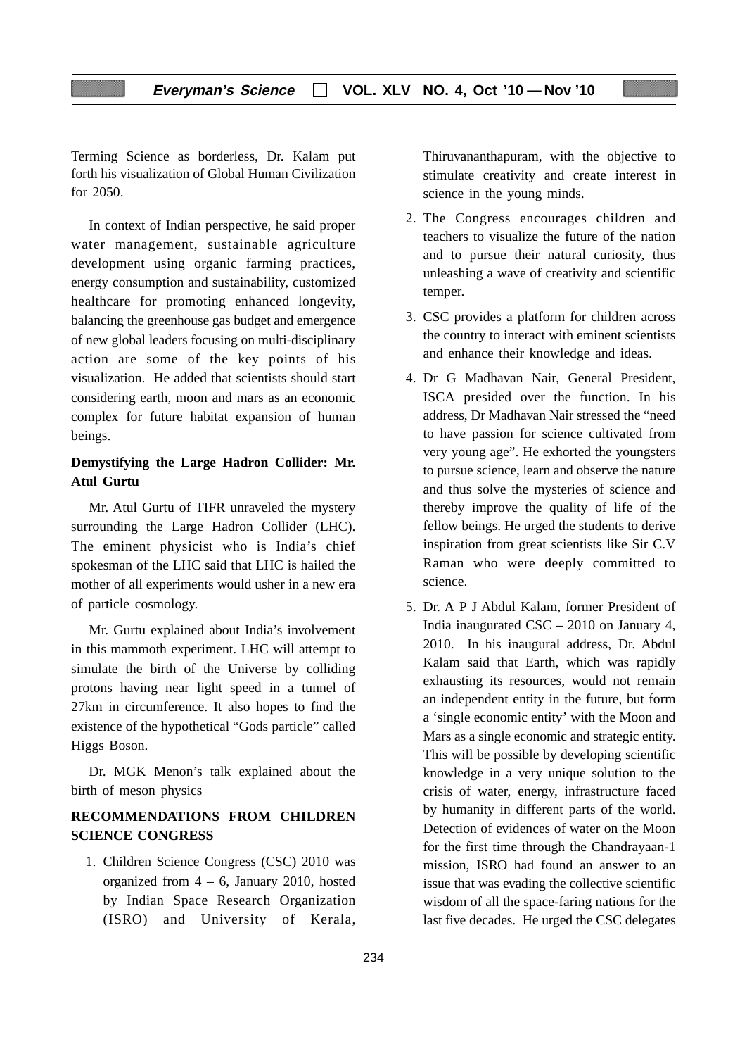Terming Science as borderless, Dr. Kalam put forth his visualization of Global Human Civilization for 2050.

In context of Indian perspective, he said proper water management, sustainable agriculture development using organic farming practices, energy consumption and sustainability, customized healthcare for promoting enhanced longevity, balancing the greenhouse gas budget and emergence of new global leaders focusing on multi-disciplinary action are some of the key points of his visualization. He added that scientists should start considering earth, moon and mars as an economic complex for future habitat expansion of human beings.

### Demystifying the Large Hadron Collider: Mr. Atul Gurtu

Mr. Atul Gurtu of TIFR unraveled the mystery surrounding the Large Hadron Collider (LHC). The eminent physicist who is India's chief spokesman of the LHC said that LHC is hailed the mother of all experiments would usher in a new era of particle cosmology.

Mr. Gurtu explained about India's involvement in this mammoth experiment. LHC will attempt to simulate the birth of the Universe by colliding protons having near light speed in a tunnel of 27km in circumference. It also hopes to find the existence of the hypothetical "Gods particle" called Higgs Boson.

Dr. MGK Menon's talk explained about the birth of meson physics

### RECOMMENDATIONS FROM CHILDREN SCIENCE CONGRESS

1. Children Science Congress (CSC) 2010 was organized from 4 – 6, January 2010, hosted by Indian Space Research Organization (ISRO) and University of Kerala, Thiruvananthapuram, with the objective to stimulate creativity and create interest in science in the young minds.
2. The Congress encourages children and teachers to visualize the future of the nation and to pursue their natural curiosity, thus unleashing a wave of creativity and scientific temper.
3. CSC provides a platform for children across the country to interact with eminent scientists and enhance their knowledge and ideas.
4. Dr G Madhavan Nair, General President, ISCA presided over the function. In his address, Dr Madhavan Nair stressed the "need to have passion for science cultivated from very young age". He exhorted the youngsters to pursue science, learn and observe the nature and thus solve the mysteries of science and thereby improve the quality of life of the fellow beings. He urged the students to derive inspiration from great scientists like Sir C.V Raman who were deeply committed to science.
5. Dr. A P J Abdul Kalam, former President of India inaugurated CSC – 2010 on January 4, 2010. In his inaugural address, Dr. Abdul Kalam said that Earth, which was rapidly exhausting its resources, would not remain an independent entity in the future, but form a 'single economic entity' with the Moon and Mars as a single economic and strategic entity. This will be possible by developing scientific knowledge in a very unique solution to the crisis of water, energy, infrastructure faced by humanity in different parts of the world. Detection of evidences of water on the Moon for the first time through the Chandrayaan-1 mission, ISRO had found an answer to an issue that was evading the collective scientific wisdom of all the space-faring nations for the last five decades. He urged the CSC delegates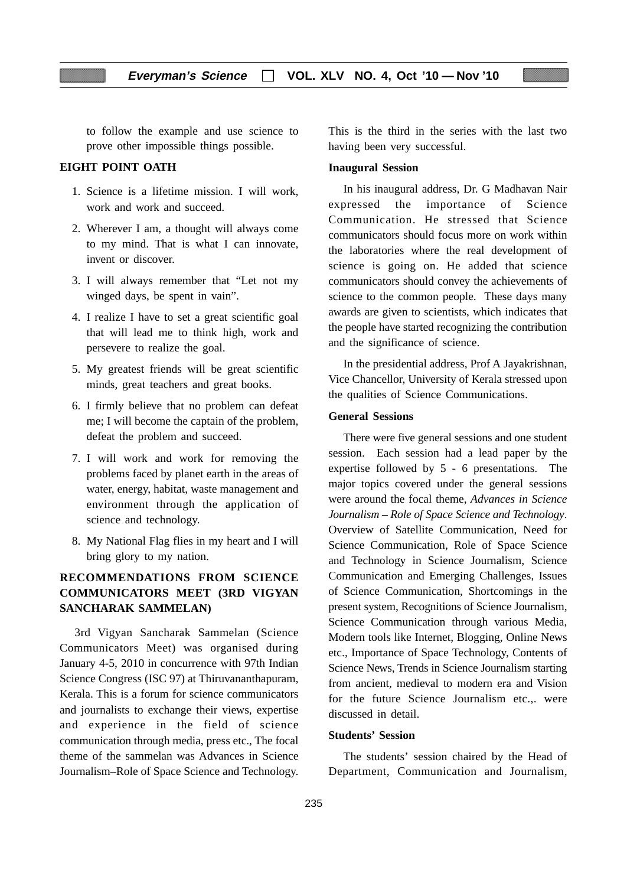to follow the example and use science to prove other impossible things possible.

## EIGHT POINT OATH

1. Science is a lifetime mission. I will work, work and work and succeed.
2. Wherever I am, a thought will always come to my mind. That is what I can innovate, invent or discover.
3. I will always remember that "Let not my winged days, be spent in vain".
4. I realize I have to set a great scientific goal that will lead me to think high, work and persevere to realize the goal.
5. My greatest friends will be great scientific minds, great teachers and great books.
6. I firmly believe that no problem can defeat me; I will become the captain of the problem, defeat the problem and succeed.
7. I will work and work for removing the problems faced by planet earth in the areas of water, energy, habitat, waste management and environment through the application of science and technology.
8. My National Flag flies in my heart and I will bring glory to my nation.

## RECOMMENDATIONS FROM SCIENCE COMMUNICATORS MEET (3RD VIGYAN SANCHARAK SAMMELAN)

3rd Vigyan Sancharak Sammelan (Science Communicators Meet) was organised during January 4-5, 2010 in concurrence with 97th Indian Science Congress (ISC 97) at Thiruvananthapuram, Kerala. This is a forum for science communicators and journalists to exchange their views, expertise and experience in the field of science communication through media, press etc., The focal theme of the sammelan was Advances in Science Journalism–Role of Space Science and Technology. This is the third in the series with the last two having been very successful.

### Inaugural Session

In his inaugural address, Dr. G Madhavan Nair expressed the importance of Science Communication. He stressed that Science communicators should focus more on work within the laboratories where the real development of science is going on. He added that science communicators should convey the achievements of science to the common people. These days many awards are given to scientists, which indicates that the people have started recognizing the contribution and the significance of science.

In the presidential address, Prof A Jayakrishnan, Vice Chancellor, University of Kerala stressed upon the qualities of Science Communications.

### General Sessions

There were five general sessions and one student session. Each session had a lead paper by the expertise followed by 5 - 6 presentations. The major topics covered under the general sessions were around the focal theme, *Advances in Science Journalism – Role of Space Science and Technology*. Overview of Satellite Communication, Need for Science Communication, Role of Space Science and Technology in Science Journalism, Science Communication and Emerging Challenges, Issues of Science Communication, Shortcomings in the present system, Recognitions of Science Journalism, Science Communication through various Media, Modern tools like Internet, Blogging, Online News etc., Importance of Space Technology, Contents of Science News, Trends in Science Journalism starting from ancient, medieval to modern era and Vision for the future Science Journalism etc.,. were discussed in detail.

### Students' Session

The students' session chaired by the Head of Department, Communication and Journalism,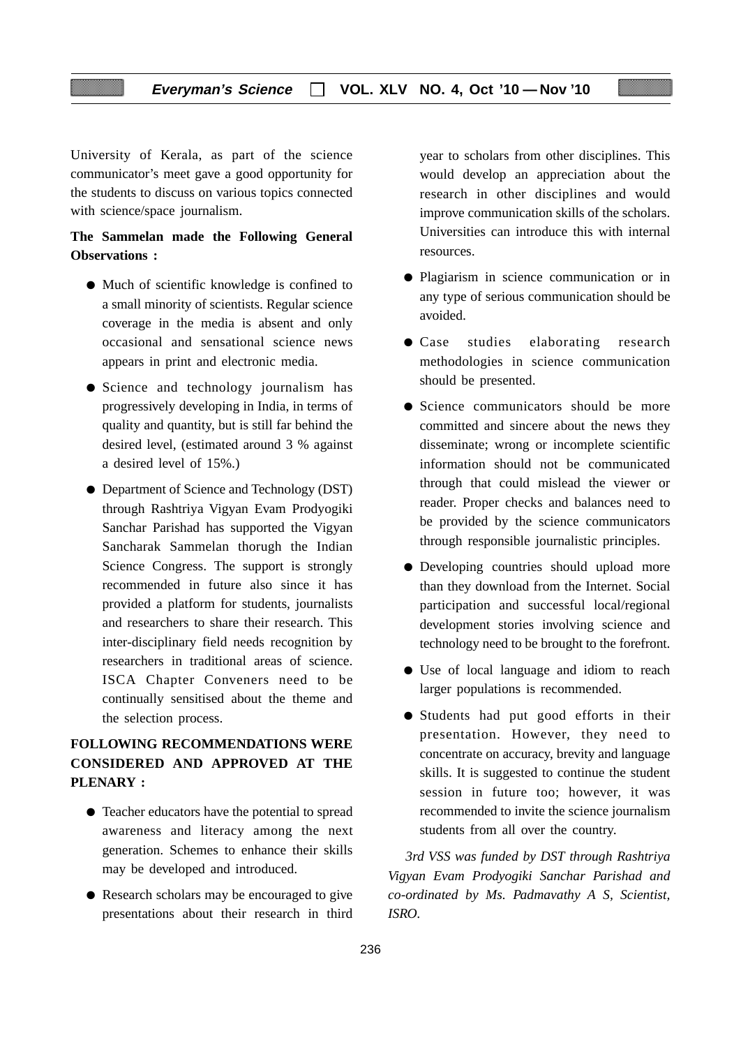University of Kerala, as part of the science communicator's meet gave a good opportunity for the students to discuss on various topics connected with science/space journalism.

**The Sammelan made the Following General Observations :**

- Much of scientific knowledge is confined to a small minority of scientists. Regular science coverage in the media is absent and only occasional and sensational science news appears in print and electronic media.
- Science and technology journalism has progressively developing in India, in terms of quality and quantity, but is still far behind the desired level, (estimated around 3 % against a desired level of 15%.)
- Department of Science and Technology (DST) through Rashtriya Vigyan Evam Prodyogiki Sanchar Parishad has supported the Vigyan Sancharak Sammelan thorugh the Indian Science Congress. The support is strongly recommended in future also since it has provided a platform for students, journalists and researchers to share their research. This inter-disciplinary field needs recognition by researchers in traditional areas of science. ISCA Chapter Conveners need to be continually sensitised about the theme and the selection process.

**FOLLOWING RECOMMENDATIONS WERE CONSIDERED AND APPROVED AT THE PLENARY :**

- Teacher educators have the potential to spread awareness and literacy among the next generation. Schemes to enhance their skills may be developed and introduced.
- Research scholars may be encouraged to give presentations about their research in third year to scholars from other disciplines. This would develop an appreciation about the research in other disciplines and would improve communication skills of the scholars. Universities can introduce this with internal resources.
- Plagiarism in science communication or in any type of serious communication should be avoided.
- Case studies elaborating research methodologies in science communication should be presented.
- Science communicators should be more committed and sincere about the news they disseminate; wrong or incomplete scientific information should not be communicated through that could mislead the viewer or reader. Proper checks and balances need to be provided by the science communicators through responsible journalistic principles.
- Developing countries should upload more than they download from the Internet. Social participation and successful local/regional development stories involving science and technology need to be brought to the forefront.
- Use of local language and idiom to reach larger populations is recommended.
- Students had put good efforts in their presentation. However, they need to concentrate on accuracy, brevity and language skills. It is suggested to continue the student session in future too; however, it was recommended to invite the science journalism students from all over the country.

*3rd VSS was funded by DST through Rashtriya Vigyan Evam Prodyogiki Sanchar Parishad and co-ordinated by Ms. Padmavathy A S, Scientist, ISRO.*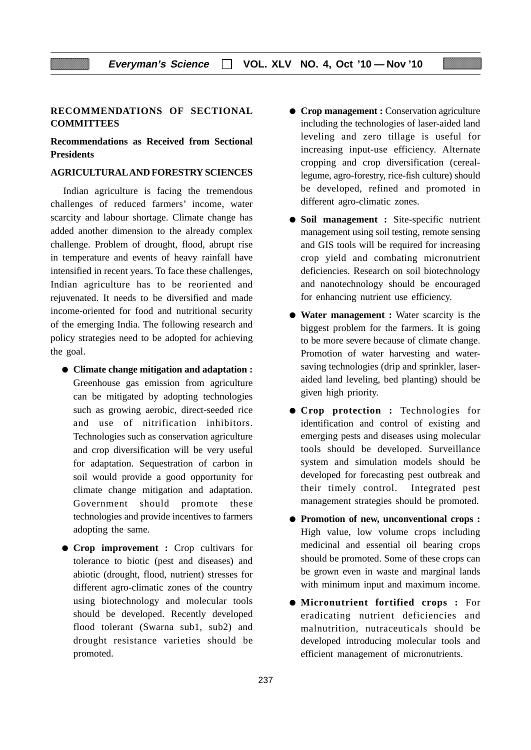## RECOMMENDATIONS OF SECTIONAL COMMITTEES

### Recommendations as Received from Sectional Presidents

### AGRICULTURAL AND FORESTRY SCIENCES

Indian agriculture is facing the tremendous challenges of reduced farmers' income, water scarcity and labour shortage. Climate change has added another dimension to the already complex challenge. Problem of drought, flood, abrupt rise in temperature and events of heavy rainfall have intensified in recent years. To face these challenges, Indian agriculture has to be reoriented and rejuvenated. It needs to be diversified and made income-oriented for food and nutritional security of the emerging India. The following research and policy strategies need to be adopted for achieving the goal.

- **Climate change mitigation and adaptation :** Greenhouse gas emission from agriculture can be mitigated by adopting technologies such as growing aerobic, direct-seeded rice and use of nitrification inhibitors. Technologies such as conservation agriculture and crop diversification will be very useful for adaptation. Sequestration of carbon in soil would provide a good opportunity for climate change mitigation and adaptation. Government should promote these technologies and provide incentives to farmers adopting the same.
- **Crop improvement :** Crop cultivars for tolerance to biotic (pest and diseases) and abiotic (drought, flood, nutrient) stresses for different agro-climatic zones of the country using biotechnology and molecular tools should be developed. Recently developed flood tolerant (Swarna sub1, sub2) and drought resistance varieties should be promoted.
- **Crop management :** Conservation agriculture including the technologies of laser-aided land leveling and zero tillage is useful for increasing input-use efficiency. Alternate cropping and crop diversification (cereal-legume, agro-forestry, rice-fish culture) should be developed, refined and promoted in different agro-climatic zones.
- **Soil management :** Site-specific nutrient management using soil testing, remote sensing and GIS tools will be required for increasing crop yield and combating micronutrient deficiencies. Research on soil biotechnology and nanotechnology should be encouraged for enhancing nutrient use efficiency.
- **Water management :** Water scarcity is the biggest problem for the farmers. It is going to be more severe because of climate change. Promotion of water harvesting and water-saving technologies (drip and sprinkler, laser-aided land leveling, bed planting) should be given high priority.
- **Crop protection :** Technologies for identification and control of existing and emerging pests and diseases using molecular tools should be developed. Surveillance system and simulation models should be developed for forecasting pest outbreak and their timely control. Integrated pest management strategies should be promoted.
- **Promotion of new, unconventional crops :** High value, low volume crops including medicinal and essential oil bearing crops should be promoted. Some of these crops can be grown even in waste and marginal lands with minimum input and maximum income.
- **Micronutrient fortified crops :** For eradicating nutrient deficiencies and malnutrition, nutraceuticals should be developed introducing molecular tools and efficient management of micronutrients.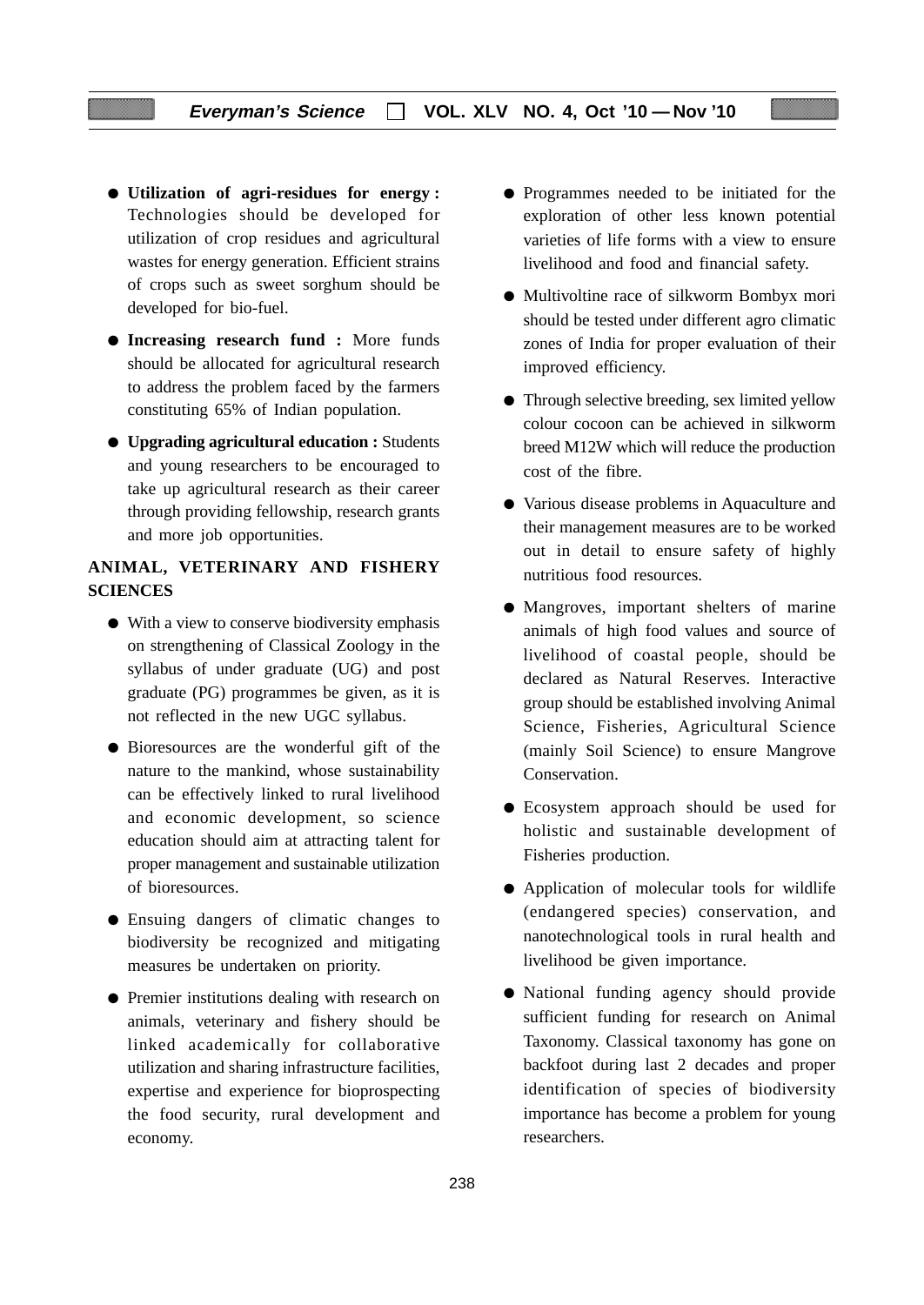- **Utilization of agri-residues for energy :** Technologies should be developed for utilization of crop residues and agricultural wastes for energy generation. Efficient strains of crops such as sweet sorghum should be developed for bio-fuel.

- **Increasing research fund :** More funds should be allocated for agricultural research to address the problem faced by the farmers constituting 65% of Indian population.

- **Upgrading agricultural education :** Students and young researchers to be encouraged to take up agricultural research as their career through providing fellowship, research grants and more job opportunities.

## ANIMAL, VETERINARY AND FISHERY SCIENCES

- With a view to conserve biodiversity emphasis on strengthening of Classical Zoology in the syllabus of under graduate (UG) and post graduate (PG) programmes be given, as it is not reflected in the new UGC syllabus.

- Bioresources are the wonderful gift of the nature to the mankind, whose sustainability can be effectively linked to rural livelihood and economic development, so science education should aim at attracting talent for proper management and sustainable utilization of bioresources.

- Ensuing dangers of climatic changes to biodiversity be recognized and mitigating measures be undertaken on priority.

- Premier institutions dealing with research on animals, veterinary and fishery should be linked academically for collaborative utilization and sharing infrastructure facilities, expertise and experience for bioprospecting the food security, rural development and economy.

- Programmes needed to be initiated for the exploration of other less known potential varieties of life forms with a view to ensure livelihood and food and financial safety.

- Multivoltine race of silkworm Bombyx mori should be tested under different agro climatic zones of India for proper evaluation of their improved efficiency.

- Through selective breeding, sex limited yellow colour cocoon can be achieved in silkworm breed M12W which will reduce the production cost of the fibre.

- Various disease problems in Aquaculture and their management measures are to be worked out in detail to ensure safety of highly nutritious food resources.

- Mangroves, important shelters of marine animals of high food values and source of livelihood of coastal people, should be declared as Natural Reserves. Interactive group should be established involving Animal Science, Fisheries, Agricultural Science (mainly Soil Science) to ensure Mangrove Conservation.

- Ecosystem approach should be used for holistic and sustainable development of Fisheries production.

- Application of molecular tools for wildlife (endangered species) conservation, and nanotechnological tools in rural health and livelihood be given importance.

- National funding agency should provide sufficient funding for research on Animal Taxonomy. Classical taxonomy has gone on backfoot during last 2 decades and proper identification of species of biodiversity importance has become a problem for young researchers.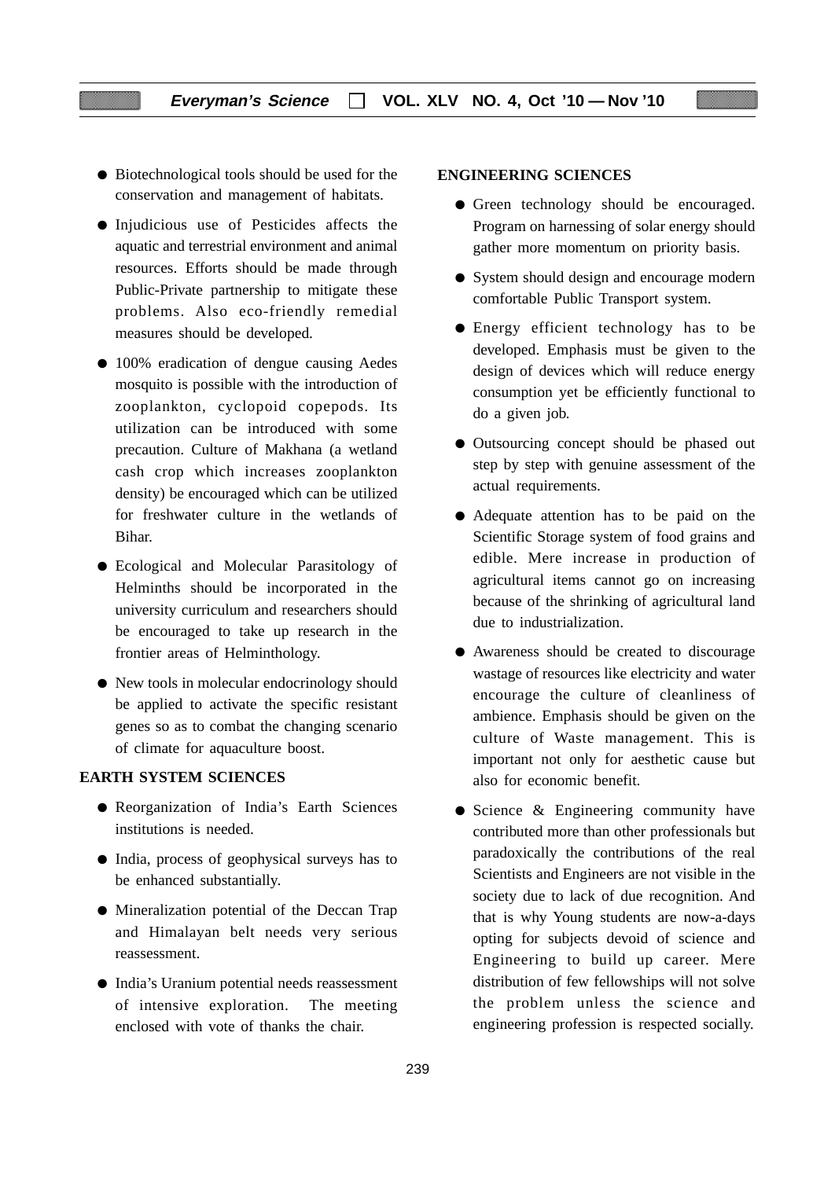- Biotechnological tools should be used for the conservation and management of habitats.
- Injudicious use of Pesticides affects the aquatic and terrestrial environment and animal resources. Efforts should be made through Public-Private partnership to mitigate these problems. Also eco-friendly remedial measures should be developed.
- 100% eradication of dengue causing Aedes mosquito is possible with the introduction of zooplankton, cyclopoid copepods. Its utilization can be introduced with some precaution. Culture of Makhana (a wetland cash crop which increases zooplankton density) be encouraged which can be utilized for freshwater culture in the wetlands of Bihar.
- Ecological and Molecular Parasitology of Helminths should be incorporated in the university curriculum and researchers should be encouraged to take up research in the frontier areas of Helminthology.
- New tools in molecular endocrinology should be applied to activate the specific resistant genes so as to combat the changing scenario of climate for aquaculture boost.

**EARTH SYSTEM SCIENCES**

- Reorganization of India's Earth Sciences institutions is needed.
- India, process of geophysical surveys has to be enhanced substantially.
- Mineralization potential of the Deccan Trap and Himalayan belt needs very serious reassessment.
- India's Uranium potential needs reassessment of intensive exploration. The meeting enclosed with vote of thanks the chair.

**ENGINEERING SCIENCES**

- Green technology should be encouraged. Program on harnessing of solar energy should gather more momentum on priority basis.
- System should design and encourage modern comfortable Public Transport system.
- Energy efficient technology has to be developed. Emphasis must be given to the design of devices which will reduce energy consumption yet be efficiently functional to do a given job.
- Outsourcing concept should be phased out step by step with genuine assessment of the actual requirements.
- Adequate attention has to be paid on the Scientific Storage system of food grains and edible. Mere increase in production of agricultural items cannot go on increasing because of the shrinking of agricultural land due to industrialization.
- Awareness should be created to discourage wastage of resources like electricity and water encourage the culture of cleanliness of ambience. Emphasis should be given on the culture of Waste management. This is important not only for aesthetic cause but also for economic benefit.
- Science & Engineering community have contributed more than other professionals but paradoxically the contributions of the real Scientists and Engineers are not visible in the society due to lack of due recognition. And that is why Young students are now-a-days opting for subjects devoid of science and Engineering to build up career. Mere distribution of few fellowships will not solve the problem unless the science and engineering profession is respected socially.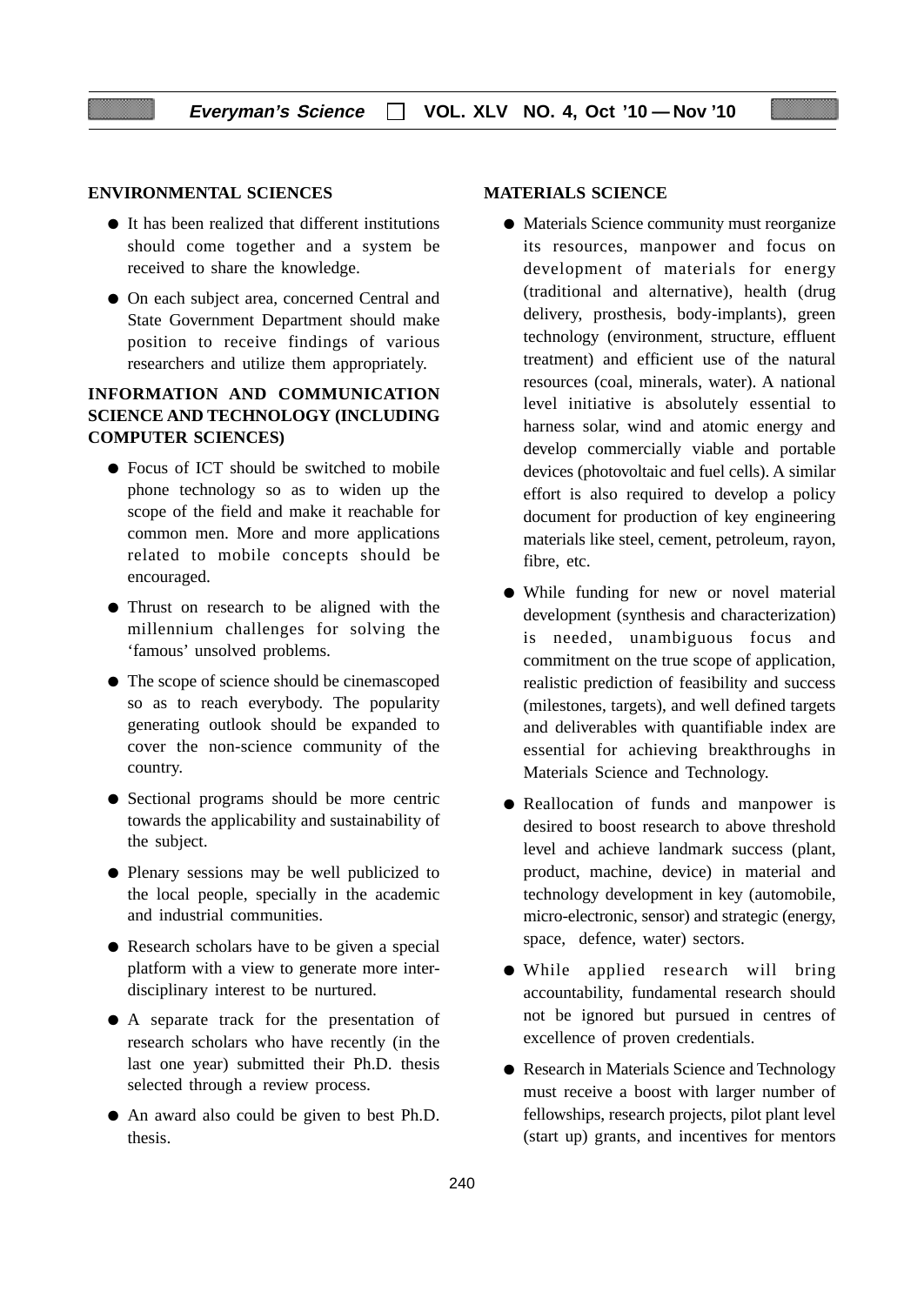## ENVIRONMENTAL SCIENCES

- It has been realized that different institutions should come together and a system be received to share the knowledge.
- On each subject area, concerned Central and State Government Department should make position to receive findings of various researchers and utilize them appropriately.

## INFORMATION AND COMMUNICATION SCIENCE AND TECHNOLOGY (INCLUDING COMPUTER SCIENCES)

- Focus of ICT should be switched to mobile phone technology so as to widen up the scope of the field and make it reachable for common men. More and more applications related to mobile concepts should be encouraged.
- Thrust on research to be aligned with the millennium challenges for solving the 'famous' unsolved problems.
- The scope of science should be cinemascoped so as to reach everybody. The popularity generating outlook should be expanded to cover the non-science community of the country.
- Sectional programs should be more centric towards the applicability and sustainability of the subject.
- Plenary sessions may be well publicized to the local people, specially in the academic and industrial communities.
- Research scholars have to be given a special platform with a view to generate more inter-disciplinary interest to be nurtured.
- A separate track for the presentation of research scholars who have recently (in the last one year) submitted their Ph.D. thesis selected through a review process.
- An award also could be given to best Ph.D. thesis.

## MATERIALS SCIENCE

- Materials Science community must reorganize its resources, manpower and focus on development of materials for energy (traditional and alternative), health (drug delivery, prosthesis, body-implants), green technology (environment, structure, effluent treatment) and efficient use of the natural resources (coal, minerals, water). A national level initiative is absolutely essential to harness solar, wind and atomic energy and develop commercially viable and portable devices (photovoltaic and fuel cells). A similar effort is also required to develop a policy document for production of key engineering materials like steel, cement, petroleum, rayon, fibre, etc.
- While funding for new or novel material development (synthesis and characterization) is needed, unambiguous focus and commitment on the true scope of application, realistic prediction of feasibility and success (milestones, targets), and well defined targets and deliverables with quantifiable index are essential for achieving breakthroughs in Materials Science and Technology.
- Reallocation of funds and manpower is desired to boost research to above threshold level and achieve landmark success (plant, product, machine, device) in material and technology development in key (automobile, micro-electronic, sensor) and strategic (energy, space, defence, water) sectors.
- While applied research will bring accountability, fundamental research should not be ignored but pursued in centres of excellence of proven credentials.
- Research in Materials Science and Technology must receive a boost with larger number of fellowships, research projects, pilot plant level (start up) grants, and incentives for mentors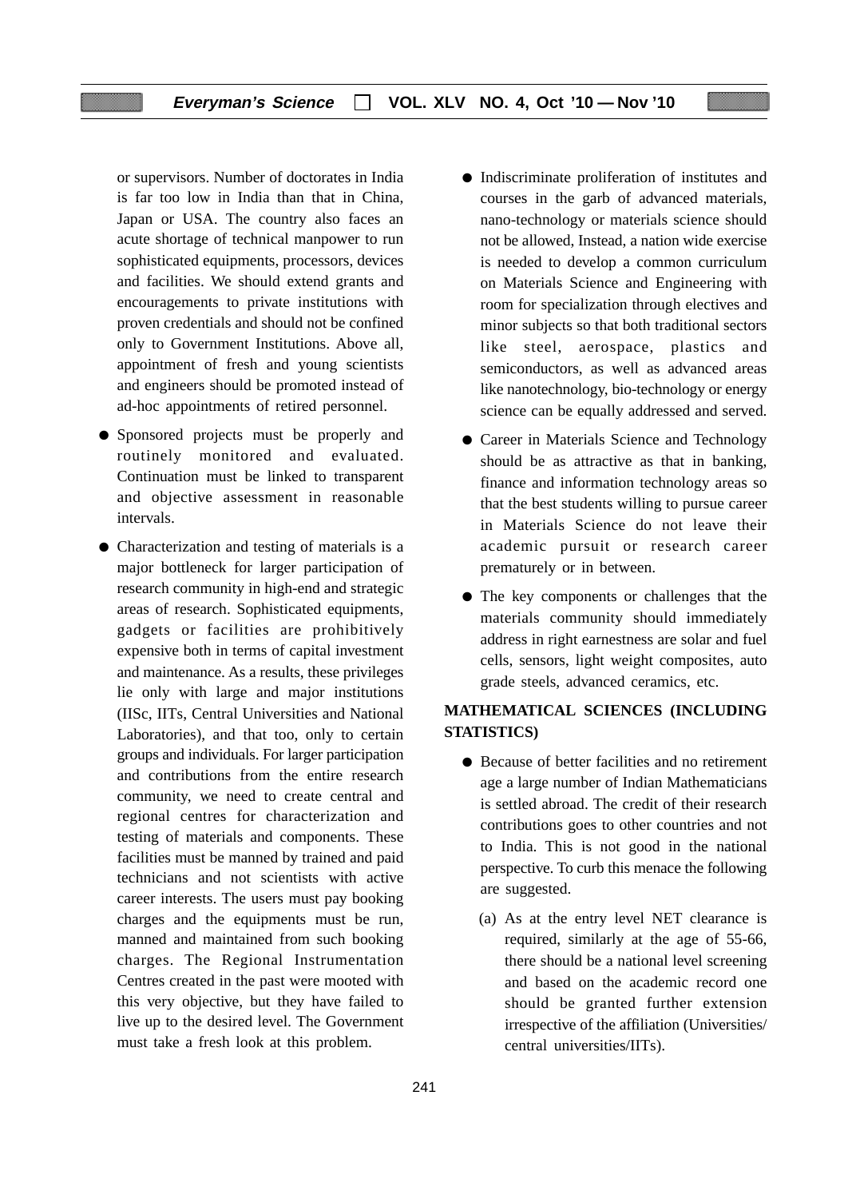or supervisors. Number of doctorates in India is far too low in India than that in China, Japan or USA. The country also faces an acute shortage of technical manpower to run sophisticated equipments, processors, devices and facilities. We should extend grants and encouragements to private institutions with proven credentials and should not be confined only to Government Institutions. Above all, appointment of fresh and young scientists and engineers should be promoted instead of ad-hoc appointments of retired personnel.

- Sponsored projects must be properly and routinely monitored and evaluated. Continuation must be linked to transparent and objective assessment in reasonable intervals.

- Characterization and testing of materials is a major bottleneck for larger participation of research community in high-end and strategic areas of research. Sophisticated equipments, gadgets or facilities are prohibitively expensive both in terms of capital investment and maintenance. As a results, these privileges lie only with large and major institutions (IISc, IITs, Central Universities and National Laboratories), and that too, only to certain groups and individuals. For larger participation and contributions from the entire research community, we need to create central and regional centres for characterization and testing of materials and components. These facilities must be manned by trained and paid technicians and not scientists with active career interests. The users must pay booking charges and the equipments must be run, manned and maintained from such booking charges. The Regional Instrumentation Centres created in the past were mooted with this very objective, but they have failed to live up to the desired level. The Government must take a fresh look at this problem.

- Indiscriminate proliferation of institutes and courses in the garb of advanced materials, nano-technology or materials science should not be allowed, Instead, a nation wide exercise is needed to develop a common curriculum on Materials Science and Engineering with room for specialization through electives and minor subjects so that both traditional sectors like steel, aerospace, plastics and semiconductors, as well as advanced areas like nanotechnology, bio-technology or energy science can be equally addressed and served.

- Career in Materials Science and Technology should be as attractive as that in banking, finance and information technology areas so that the best students willing to pursue career in Materials Science do not leave their academic pursuit or research career prematurely or in between.

- The key components or challenges that the materials community should immediately address in right earnestness are solar and fuel cells, sensors, light weight composites, auto grade steels, advanced ceramics, etc.

**MATHEMATICAL SCIENCES (INCLUDING STATISTICS)**

- Because of better facilities and no retirement age a large number of Indian Mathematicians is settled abroad. The credit of their research contributions goes to other countries and not to India. This is not good in the national perspective. To curb this menace the following are suggested.

  (a) As at the entry level NET clearance is required, similarly at the age of 55-66, there should be a national level screening and based on the academic record one should be granted further extension irrespective of the affiliation (Universities/ central universities/IITs).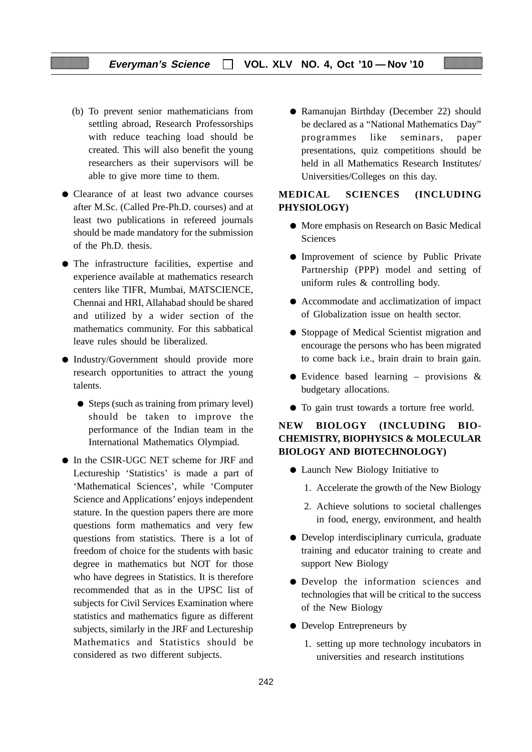(b) To prevent senior mathematicians from settling abroad, Research Professorships with reduce teaching load should be created. This will also benefit the young researchers as their supervisors will be able to give more time to them.

- Clearance of at least two advance courses after M.Sc. (Called Pre-Ph.D. courses) and at least two publications in refereed journals should be made mandatory for the submission of the Ph.D. thesis.
- The infrastructure facilities, expertise and experience available at mathematics research centers like TIFR, Mumbai, MATSCIENCE, Chennai and HRI, Allahabad should be shared and utilized by a wider section of the mathematics community. For this sabbatical leave rules should be liberalized.
- Industry/Government should provide more research opportunities to attract the young talents.
  - Steps (such as training from primary level) should be taken to improve the performance of the Indian team in the International Mathematics Olympiad.
- In the CSIR-UGC NET scheme for JRF and Lectureship 'Statistics' is made a part of 'Mathematical Sciences', while 'Computer Science and Applications' enjoys independent stature. In the question papers there are more questions form mathematics and very few questions from statistics. There is a lot of freedom of choice for the students with basic degree in mathematics but NOT for those who have degrees in Statistics. It is therefore recommended that as in the UPSC list of subjects for Civil Services Examination where statistics and mathematics figure as different subjects, similarly in the JRF and Lectureship Mathematics and Statistics should be considered as two different subjects.
- Ramanujan Birthday (December 22) should be declared as a "National Mathematics Day" programmes like seminars, paper presentations, quiz competitions should be held in all Mathematics Research Institutes/ Universities/Colleges on this day.

## MEDICAL SCIENCES (INCLUDING PHYSIOLOGY)

- More emphasis on Research on Basic Medical Sciences
- Improvement of science by Public Private Partnership (PPP) model and setting of uniform rules & controlling body.
- Accommodate and acclimatization of impact of Globalization issue on health sector.
- Stoppage of Medical Scientist migration and encourage the persons who has been migrated to come back i.e., brain drain to brain gain.
- Evidence based learning – provisions & budgetary allocations.
- To gain trust towards a torture free world.

## NEW BIOLOGY (INCLUDING BIO-CHEMISTRY, BIOPHYSICS & MOLECULAR BIOLOGY AND BIOTECHNOLOGY)

- Launch New Biology Initiative to
  1. Accelerate the growth of the New Biology
  2. Achieve solutions to societal challenges in food, energy, environment, and health
- Develop interdisciplinary curricula, graduate training and educator training to create and support New Biology
- Develop the information sciences and technologies that will be critical to the success of the New Biology
- Develop Entrepreneurs by
  1. setting up more technology incubators in universities and research institutions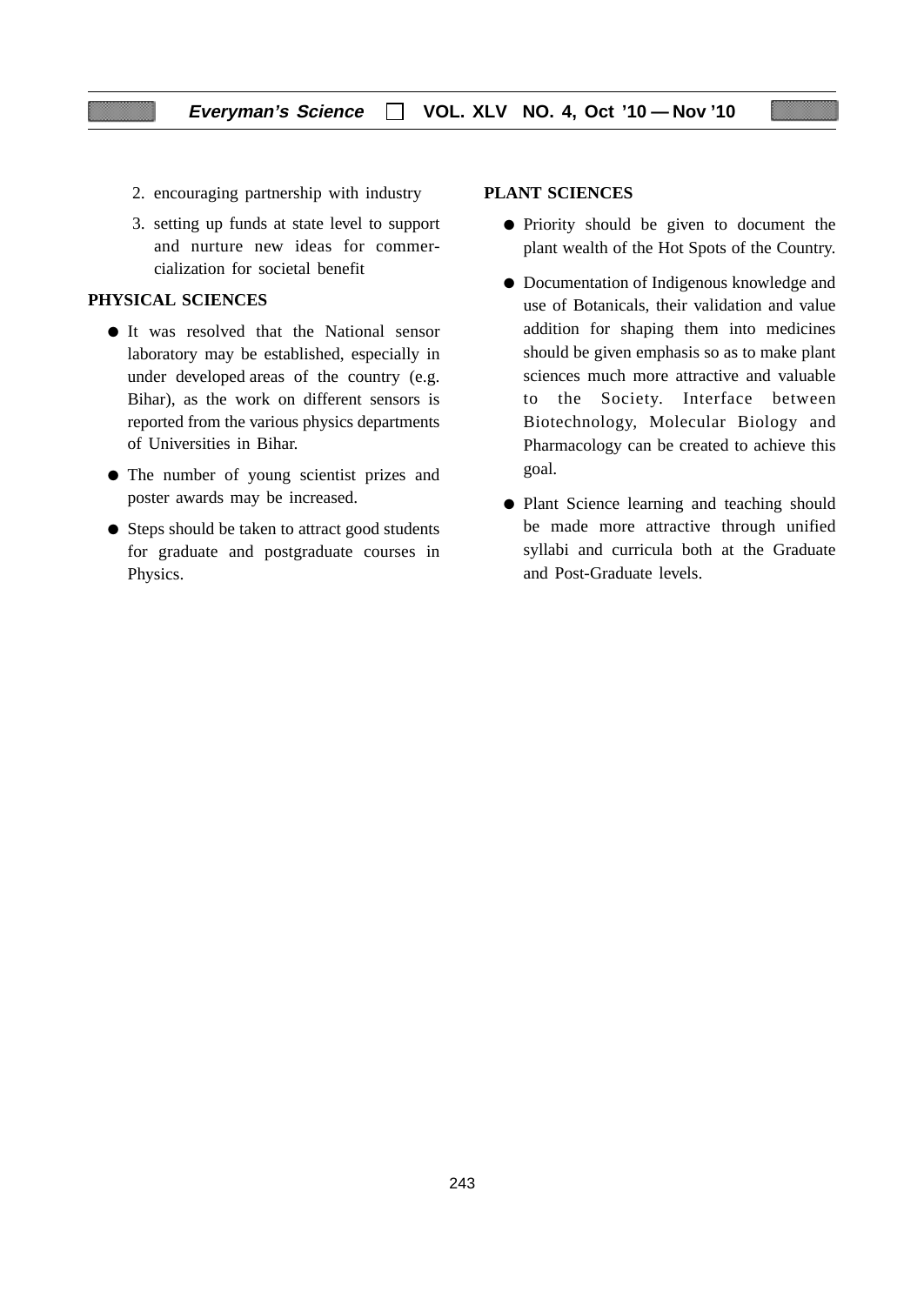2. encouraging partnership with industry
3. setting up funds at state level to support and nurture new ideas for commercialization for societal benefit

**PHYSICAL SCIENCES**

- It was resolved that the National sensor laboratory may be established, especially in under developed areas of the country (e.g. Bihar), as the work on different sensors is reported from the various physics departments of Universities in Bihar.
- The number of young scientist prizes and poster awards may be increased.
- Steps should be taken to attract good students for graduate and postgraduate courses in Physics.

**PLANT SCIENCES**

- Priority should be given to document the plant wealth of the Hot Spots of the Country.
- Documentation of Indigenous knowledge and use of Botanicals, their validation and value addition for shaping them into medicines should be given emphasis so as to make plant sciences much more attractive and valuable to the Society. Interface between Biotechnology, Molecular Biology and Pharmacology can be created to achieve this goal.
- Plant Science learning and teaching should be made more attractive through unified syllabi and curricula both at the Graduate and Post-Graduate levels.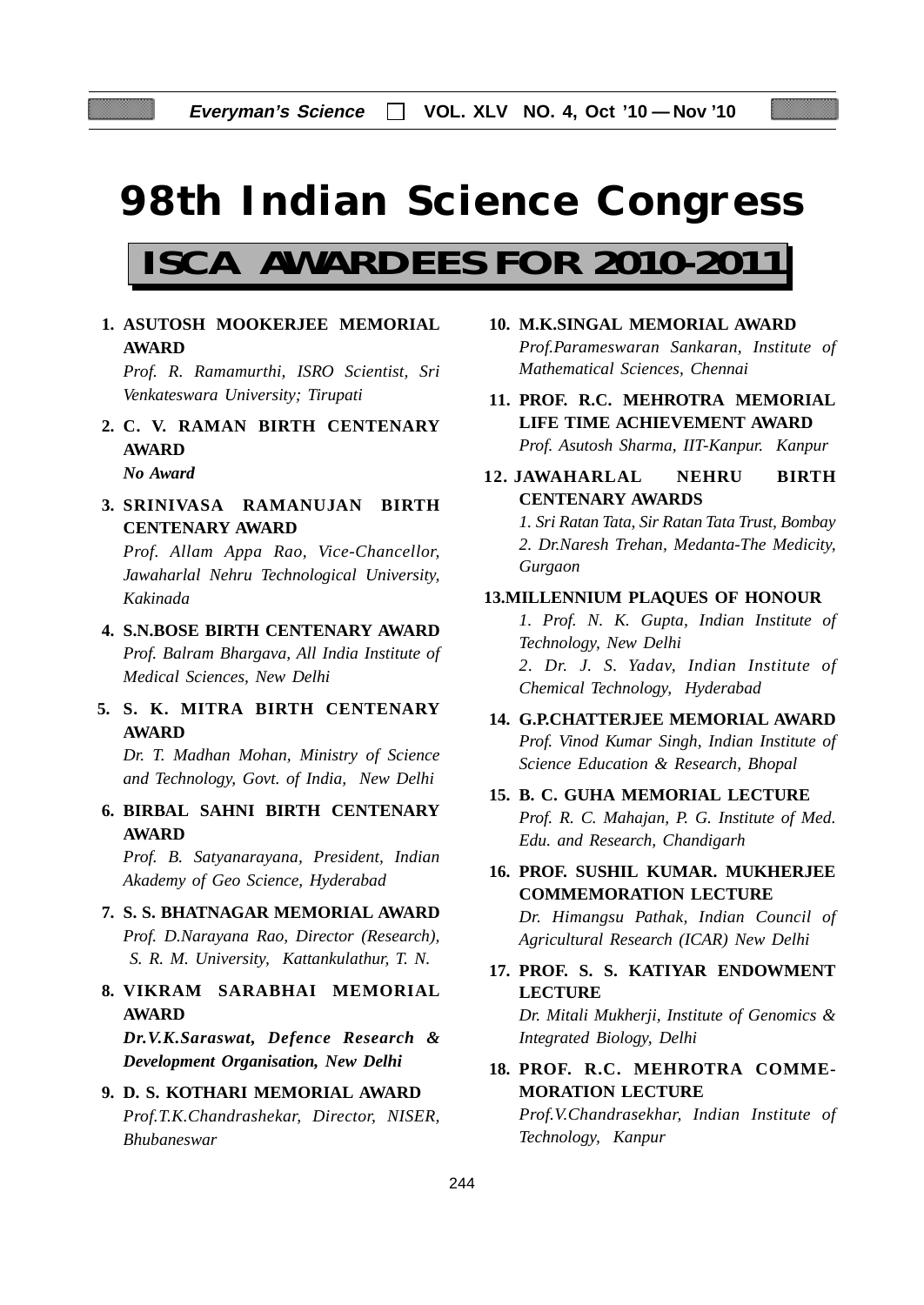# 98th Indian Science Congress

## ISCA AWARDEES FOR 2010-2011

**1. ASUTOSH MOOKERJEE MEMORIAL AWARD**
*Prof. R. Ramamurthi, ISRO Scientist, Sri Venkateswara University; Tirupati*

**2. C. V. RAMAN BIRTH CENTENARY AWARD**
***No Award***

**3. SRINIVASA RAMANUJAN BIRTH CENTENARY AWARD**
*Prof. Allam Appa Rao, Vice-Chancellor, Jawaharlal Nehru Technological University, Kakinada*

**4. S.N.BOSE BIRTH CENTENARY AWARD**
*Prof. Balram Bhargava, All India Institute of Medical Sciences, New Delhi*

**5. S. K. MITRA BIRTH CENTENARY AWARD**
*Dr. T. Madhan Mohan, Ministry of Science and Technology, Govt. of India, New Delhi*

**6. BIRBAL SAHNI BIRTH CENTENARY AWARD**
*Prof. B. Satyanarayana, President, Indian Akademy of Geo Science, Hyderabad*

**7. S. S. BHATNAGAR MEMORIAL AWARD**
*Prof. D.Narayana Rao, Director (Research), S. R. M. University, Kattankulathur, T. N.*

**8. VIKRAM SARABHAI MEMORIAL AWARD**
***Dr.V.K.Saraswat, Defence Research & Development Organisation, New Delhi***

**9. D. S. KOTHARI MEMORIAL AWARD**
*Prof.T.K.Chandrashekar, Director, NISER, Bhubaneswar*

**10. M.K.SINGAL MEMORIAL AWARD**
*Prof.Parameswaran Sankaran, Institute of Mathematical Sciences, Chennai*

**11. PROF. R.C. MEHROTRA MEMORIAL LIFE TIME ACHIEVEMENT AWARD**
*Prof. Asutosh Sharma, IIT-Kanpur. Kanpur*

**12. JAWAHARLAL NEHRU BIRTH CENTENARY AWARDS**
*1. Sri Ratan Tata, Sir Ratan Tata Trust, Bombay*
*2. Dr.Naresh Trehan, Medanta-The Medicity, Gurgaon*

**13. MILLENNIUM PLAQUES OF HONOUR**
*1. Prof. N. K. Gupta, Indian Institute of Technology, New Delhi*
*2. Dr. J. S. Yadav, Indian Institute of Chemical Technology, Hyderabad*

**14. G.P.CHATTERJEE MEMORIAL AWARD**
*Prof. Vinod Kumar Singh, Indian Institute of Science Education & Research, Bhopal*

**15. B. C. GUHA MEMORIAL LECTURE**
*Prof. R. C. Mahajan, P. G. Institute of Med. Edu. and Research, Chandigarh*

**16. PROF. SUSHIL KUMAR. MUKHERJEE COMMEMORATION LECTURE**
*Dr. Himangsu Pathak, Indian Council of Agricultural Research (ICAR) New Delhi*

**17. PROF. S. S. KATIYAR ENDOWMENT LECTURE**
*Dr. Mitali Mukherji, Institute of Genomics & Integrated Biology, Delhi*

**18. PROF. R.C. MEHROTRA COMMEMORATION LECTURE**
*Prof.V.Chandrasekhar, Indian Institute of Technology, Kanpur*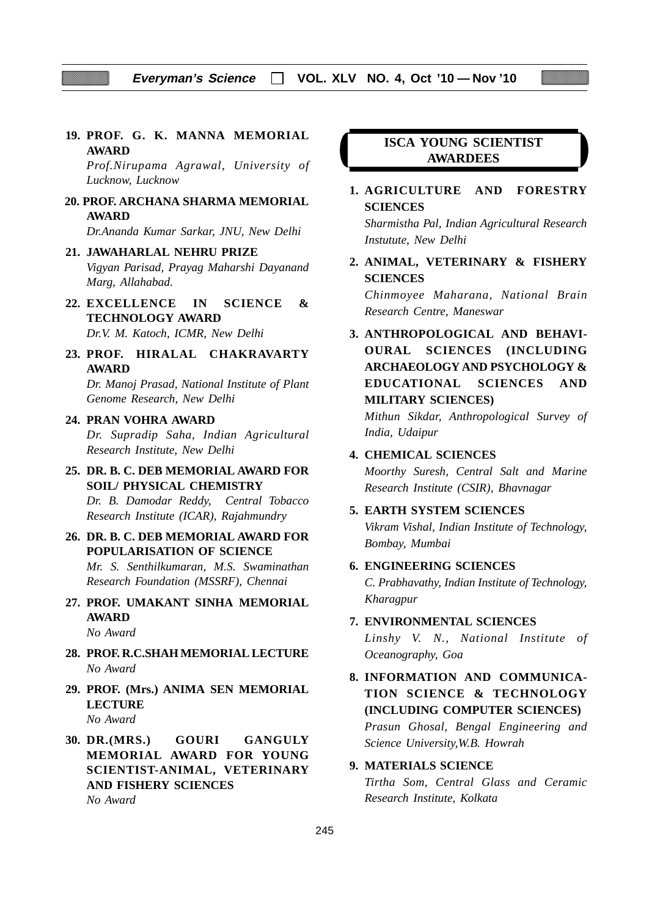**19. PROF. G. K. MANNA MEMORIAL AWARD**

*Prof.Nirupama Agrawal, University of Lucknow, Lucknow*

**20. PROF. ARCHANA SHARMA MEMORIAL AWARD**

*Dr.Ananda Kumar Sarkar, JNU, New Delhi*

**21. JAWAHARLAL NEHRU PRIZE**

*Vigyan Parisad, Prayag Maharshi Dayanand Marg, Allahabad.*

**22. EXCELLENCE IN SCIENCE & TECHNOLOGY AWARD**

*Dr.V. M. Katoch, ICMR, New Delhi*

**23. PROF. HIRALAL CHAKRAVARTY AWARD**

*Dr. Manoj Prasad, National Institute of Plant Genome Research, New Delhi*

**24. PRAN VOHRA AWARD**

*Dr. Supradip Saha, Indian Agricultural Research Institute, New Delhi*

**25. DR. B. C. DEB MEMORIAL AWARD FOR SOIL/ PHYSICAL CHEMISTRY**

*Dr. B. Damodar Reddy, Central Tobacco Research Institute (ICAR), Rajahmundry*

**26. DR. B. C. DEB MEMORIAL AWARD FOR POPULARISATION OF SCIENCE**

*Mr. S. Senthilkumaran, M.S. Swaminathan Research Foundation (MSSRF), Chennai*

**27. PROF. UMAKANT SINHA MEMORIAL AWARD**

*No Award*

**28. PROF. R.C.SHAH MEMORIAL LECTURE**

*No Award*

**29. PROF. (Mrs.) ANIMA SEN MEMORIAL LECTURE**

*No Award*

**30. DR.(MRS.) GOURI GANGULY MEMORIAL AWARD FOR YOUNG SCIENTIST-ANIMAL, VETERINARY AND FISHERY SCIENCES**

*No Award*

## ISCA YOUNG SCIENTIST AWARDEES

**1. AGRICULTURE AND FORESTRY SCIENCES**

*Sharmistha Pal, Indian Agricultural Research Instutute, New Delhi*

**2. ANIMAL, VETERINARY & FISHERY SCIENCES**

*Chinmoyee Maharana, National Brain Research Centre, Maneswar*

**3. ANTHROPOLOGICAL AND BEHAVIOURAL SCIENCES (INCLUDING ARCHAEOLOGY AND PSYCHOLOGY & EDUCATIONAL SCIENCES AND MILITARY SCIENCES)**

*Mithun Sikdar, Anthropological Survey of India, Udaipur*

**4. CHEMICAL SCIENCES**

*Moorthy Suresh, Central Salt and Marine Research Institute (CSIR), Bhavnagar*

**5. EARTH SYSTEM SCIENCES**

*Vikram Vishal, Indian Institute of Technology, Bombay, Mumbai*

**6. ENGINEERING SCIENCES**

*C. Prabhavathy, Indian Institute of Technology, Kharagpur*

**7. ENVIRONMENTAL SCIENCES**

*Linshy V. N., National Institute of Oceanography, Goa*

**8. INFORMATION AND COMMUNICATION SCIENCE & TECHNOLOGY (INCLUDING COMPUTER SCIENCES)**

*Prasun Ghosal, Bengal Engineering and Science University,W.B. Howrah*

**9. MATERIALS SCIENCE**

*Tirtha Som, Central Glass and Ceramic Research Institute, Kolkata*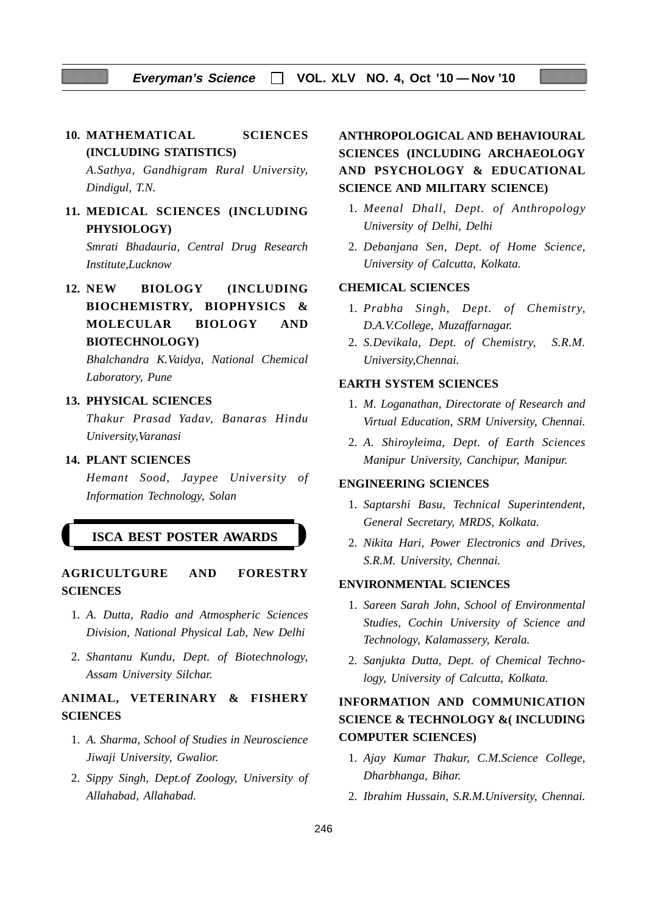**10. MATHEMATICAL SCIENCES (INCLUDING STATISTICS)**

*A.Sathya, Gandhigram Rural University, Dindigul, T.N.*

**11. MEDICAL SCIENCES (INCLUDING PHYSIOLOGY)**

*Smrati Bhadauria, Central Drug Research Institute,Lucknow*

**12. NEW BIOLOGY (INCLUDING BIOCHEMISTRY, BIOPHYSICS & MOLECULAR BIOLOGY AND BIOTECHNOLOGY)**

*Bhalchandra K.Vaidya, National Chemical Laboratory, Pune*

**13. PHYSICAL SCIENCES**

*Thakur Prasad Yadav, Banaras Hindu University,Varanasi*

**14. PLANT SCIENCES**

*Hemant Sood, Jaypee University of Information Technology, Solan*

## ISCA BEST POSTER AWARDS

### AGRICULTGURE AND FORESTRY SCIENCES

1. *A. Dutta, Radio and Atmospheric Sciences Division, National Physical Lab, New Delhi*
2. *Shantanu Kundu, Dept. of Biotechnology, Assam University Silchar.*

### ANIMAL, VETERINARY & FISHERY SCIENCES

1. *A. Sharma, School of Studies in Neuroscience Jiwaji University, Gwalior.*
2. *Sippy Singh, Dept.of Zoology, University of Allahabad, Allahabad.*

### ANTHROPOLOGICAL AND BEHAVIOURAL SCIENCES (INCLUDING ARCHAEOLOGY AND PSYCHOLOGY & EDUCATIONAL SCIENCE AND MILITARY SCIENCE)

1. *Meenal Dhall, Dept. of Anthropology University of Delhi, Delhi*
2. *Debanjana Sen, Dept. of Home Science, University of Calcutta, Kolkata.*

### CHEMICAL SCIENCES

1. *Prabha Singh, Dept. of Chemistry, D.A.V.College, Muzaffarnagar.*
2. *S.Devikala, Dept. of Chemistry, S.R.M. University,Chennai.*

### EARTH SYSTEM SCIENCES

1. *M. Loganathan, Directorate of Research and Virtual Education, SRM University, Chennai.*
2. *A. Shiroyleima, Dept. of Earth Sciences Manipur University, Canchipur, Manipur.*

### ENGINEERING SCIENCES

1. *Saptarshi Basu, Technical Superintendent, General Secretary, MRDS, Kolkata.*
2. *Nikita Hari, Power Electronics and Drives, S.R.M. University, Chennai.*

### ENVIRONMENTAL SCIENCES

1. *Sareen Sarah John, School of Environmental Studies, Cochin University of Science and Technology, Kalamassery, Kerala.*
2. *Sanjukta Dutta, Dept. of Chemical Technology, University of Calcutta, Kolkata.*

### INFORMATION AND COMMUNICATION SCIENCE & TECHNOLOGY &( INCLUDING COMPUTER SCIENCES)

1. *Ajay Kumar Thakur, C.M.Science College, Dharbhanga, Bihar.*
2. *Ibrahim Hussain, S.R.M.University, Chennai.*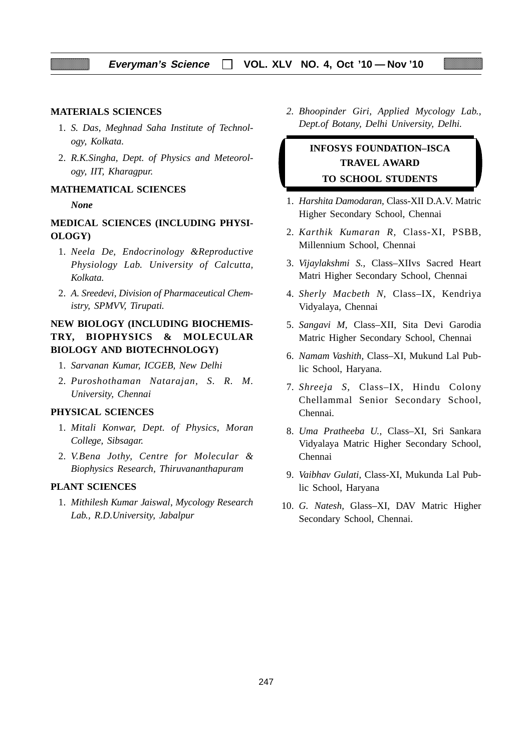**MATERIALS SCIENCES**

1. *S. Das, Meghnad Saha Institute of Technology, Kolkata.*
2. *R.K.Singha, Dept. of Physics and Meteorology, IIT, Kharagpur.*

**MATHEMATICAL SCIENCES**

*None*

**MEDICAL SCIENCES (INCLUDING PHYSIOLOGY)**

1. *Neela De, Endocrinology &Reproductive Physiology Lab. University of Calcutta, Kolkata.*
2. *A. Sreedevi, Division of Pharmaceutical Chemistry, SPMVV, Tirupati.*

**NEW BIOLOGY (INCLUDING BIOCHEMISTRY, BIOPHYSICS & MOLECULAR BIOLOGY AND BIOTECHNOLOGY)**

1. *Sarvanan Kumar, ICGEB, New Delhi*
2. *Puroshothaman Natarajan, S. R. M. University, Chennai*

**PHYSICAL SCIENCES**

1. *Mitali Konwar, Dept. of Physics, Moran College, Sibsagar.*
2. *V.Bena Jothy, Centre for Molecular & Biophysics Research, Thiruvananthapuram*

**PLANT SCIENCES**

1. *Mithilesh Kumar Jaiswal, Mycology Research Lab., R.D.University, Jabalpur*
2. *Bhoopinder Giri, Applied Mycology Lab., Dept.of Botany, Delhi University, Delhi.*

## INFOSYS FOUNDATION–ISCA TRAVEL AWARD TO SCHOOL STUDENTS

1. *Harshita Damodaran,* Class-XII D.A.V. Matric Higher Secondary School, Chennai
2. *Karthik Kumaran R,* Class-XI, PSBB, Millennium School, Chennai
3. *Vijaylakshmi S.,* Class–XIIvs Sacred Heart Matri Higher Secondary School, Chennai
4. *Sherly Macbeth N,* Class–IX, Kendriya Vidyalaya, Chennai
5. *Sangavi M,* Class–XII, Sita Devi Garodia Matric Higher Secondary School, Chennai
6. *Namam Vashith,* Class–XI, Mukund Lal Public School, Haryana.
7. *Shreeja S,* Class–IX, Hindu Colony Chellammal Senior Secondary School, Chennai.
8. *Uma Pratheeba U.,* Class–XI, Sri Sankara Vidyalaya Matric Higher Secondary School, Chennai
9. *Vaibhav Gulati,* Class-XI, Mukunda Lal Public School, Haryana
10. *G. Natesh,* Glass–XI, DAV Matric Higher Secondary School, Chennai.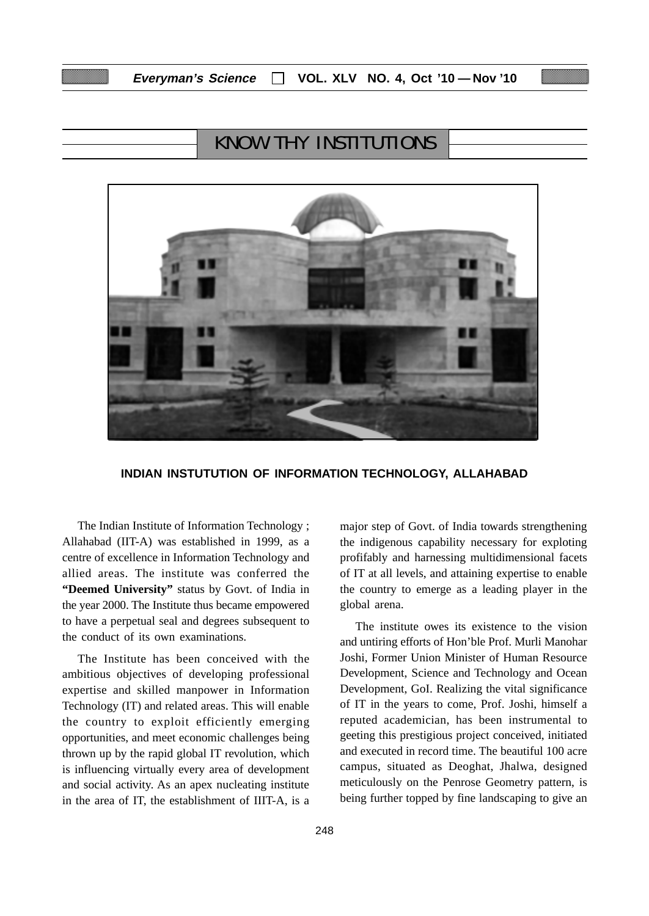# KNOW THY INSTITUTIONS

**INDIAN INSTUTUTION OF INFORMATION TECHNOLOGY, ALLAHABAD**

The Indian Institute of Information Technology ; Allahabad (IIT-A) was established in 1999, as a centre of excellence in Information Technology and allied areas. The institute was conferred the **"Deemed University"** status by Govt. of India in the year 2000. The Institute thus became empowered to have a perpetual seal and degrees subsequent to the conduct of its own examinations.

The Institute has been conceived with the ambitious objectives of developing professional expertise and skilled manpower in Information Technology (IT) and related areas. This will enable the country to exploit efficiently emerging opportunities, and meet economic challenges being thrown up by the rapid global IT revolution, which is influencing virtually every area of development and social activity. As an apex nucleating institute in the area of IT, the establishment of IIIT-A, is a major step of Govt. of India towards strengthening the indigenous capability necessary for exploting profifably and harnessing multidimensional facets of IT at all levels, and attaining expertise to enable the country to emerge as a leading player in the global arena.

The institute owes its existence to the vision and untiring efforts of Hon'ble Prof. Murli Manohar Joshi, Former Union Minister of Human Resource Development, Science and Technology and Ocean Development, GoI. Realizing the vital significance of IT in the years to come, Prof. Joshi, himself a reputed academician, has been instrumental to geeting this prestigious project conceived, initiated and executed in record time. The beautiful 100 acre campus, situated as Deoghat, Jhalwa, designed meticulously on the Penrose Geometry pattern, is being further topped by fine landscaping to give an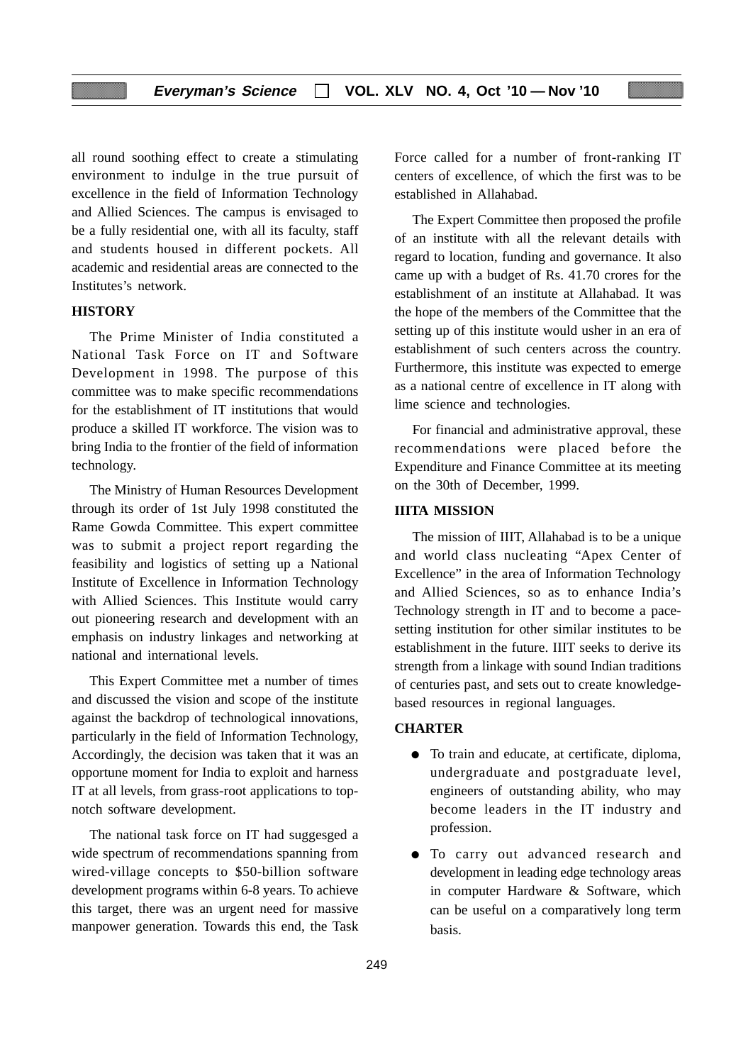all round soothing effect to create a stimulating environment to indulge in the true pursuit of excellence in the field of Information Technology and Allied Sciences. The campus is envisaged to be a fully residential one, with all its faculty, staff and students housed in different pockets. All academic and residential areas are connected to the Institutes's network.

## HISTORY

The Prime Minister of India constituted a National Task Force on IT and Software Development in 1998. The purpose of this committee was to make specific recommendations for the establishment of IT institutions that would produce a skilled IT workforce. The vision was to bring India to the frontier of the field of information technology.

The Ministry of Human Resources Development through its order of 1st July 1998 constituted the Rame Gowda Committee. This expert committee was to submit a project report regarding the feasibility and logistics of setting up a National Institute of Excellence in Information Technology with Allied Sciences. This Institute would carry out pioneering research and development with an emphasis on industry linkages and networking at national and international levels.

This Expert Committee met a number of times and discussed the vision and scope of the institute against the backdrop of technological innovations, particularly in the field of Information Technology, Accordingly, the decision was taken that it was an opportune moment for India to exploit and harness IT at all levels, from grass-root applications to top-notch software development.

The national task force on IT had suggesged a wide spectrum of recommendations spanning from wired-village concepts to $50-billion software development programs within 6-8 years. To achieve this target, there was an urgent need for massive manpower generation. Towards this end, the Task Force called for a number of front-ranking IT centers of excellence, of which the first was to be established in Allahabad.

The Expert Committee then proposed the profile of an institute with all the relevant details with regard to location, funding and governance. It also came up with a budget of Rs. 41.70 crores for the establishment of an institute at Allahabad. It was the hope of the members of the Committee that the setting up of this institute would usher in an era of establishment of such centers across the country. Furthermore, this institute was expected to emerge as a national centre of excellence in IT along with lime science and technologies.

For financial and administrative approval, these recommendations were placed before the Expenditure and Finance Committee at its meeting on the 30th of December, 1999.

## IIITA MISSION

The mission of IIIT, Allahabad is to be a unique and world class nucleating "Apex Center of Excellence" in the area of Information Technology and Allied Sciences, so as to enhance India's Technology strength in IT and to become a pace-setting institution for other similar institutes to be establishment in the future. IIIT seeks to derive its strength from a linkage with sound Indian traditions of centuries past, and sets out to create knowledge-based resources in regional languages.

## CHARTER

- To train and educate, at certificate, diploma, undergraduate and postgraduate level, engineers of outstanding ability, who may become leaders in the IT industry and profession.
- To carry out advanced research and development in leading edge technology areas in computer Hardware & Software, which can be useful on a comparatively long term basis.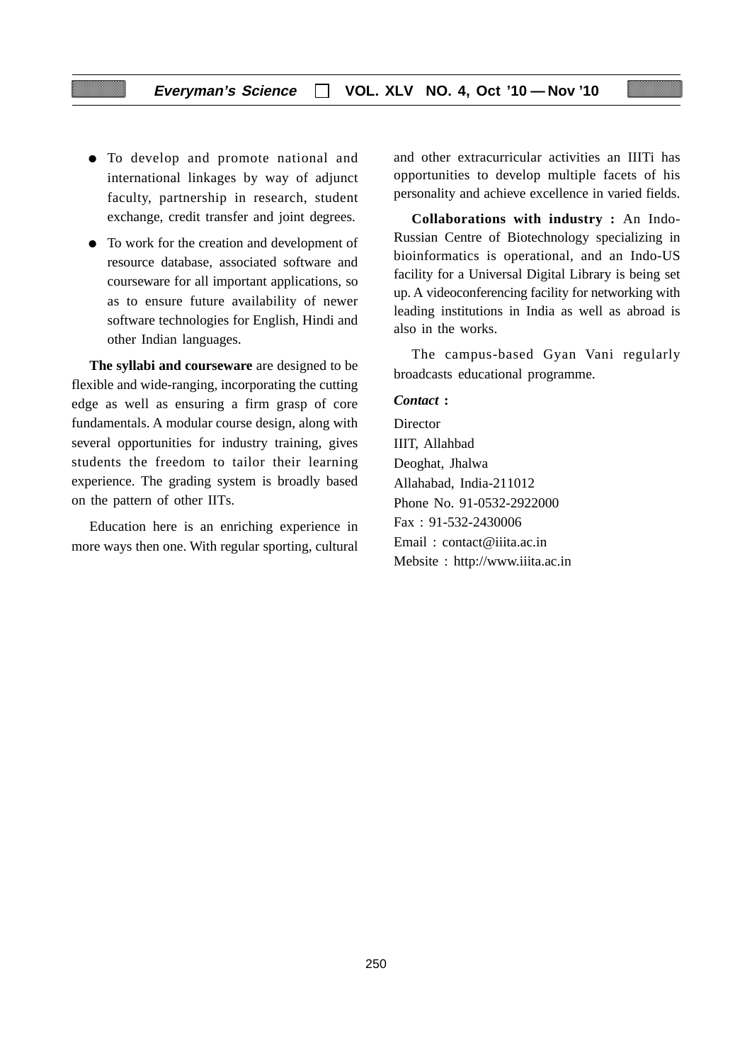- To develop and promote national and international linkages by way of adjunct faculty, partnership in research, student exchange, credit transfer and joint degrees.
- To work for the creation and development of resource database, associated software and courseware for all important applications, so as to ensure future availability of newer software technologies for English, Hindi and other Indian languages.

**The syllabi and courseware** are designed to be flexible and wide-ranging, incorporating the cutting edge as well as ensuring a firm grasp of core fundamentals. A modular course design, along with several opportunities for industry training, gives students the freedom to tailor their learning experience. The grading system is broadly based on the pattern of other IITs.

Education here is an enriching experience in more ways then one. With regular sporting, cultural and other extracurricular activities an IIITi has opportunities to develop multiple facets of his personality and achieve excellence in varied fields.

**Collaborations with industry :** An Indo-Russian Centre of Biotechnology specializing in bioinformatics is operational, and an Indo-US facility for a Universal Digital Library is being set up. A videoconferencing facility for networking with leading institutions in India as well as abroad is also in the works.

The campus-based Gyan Vani regularly broadcasts educational programme.

***Contact* :**

Director
IIIT, Allahbad
Deoghat, Jhalwa
Allahabad, India-211012
Phone No. 91-0532-2922000
Fax : 91-532-2430006
Email : contact@iiita.ac.in
Mebsite : http://www.iiita.ac.in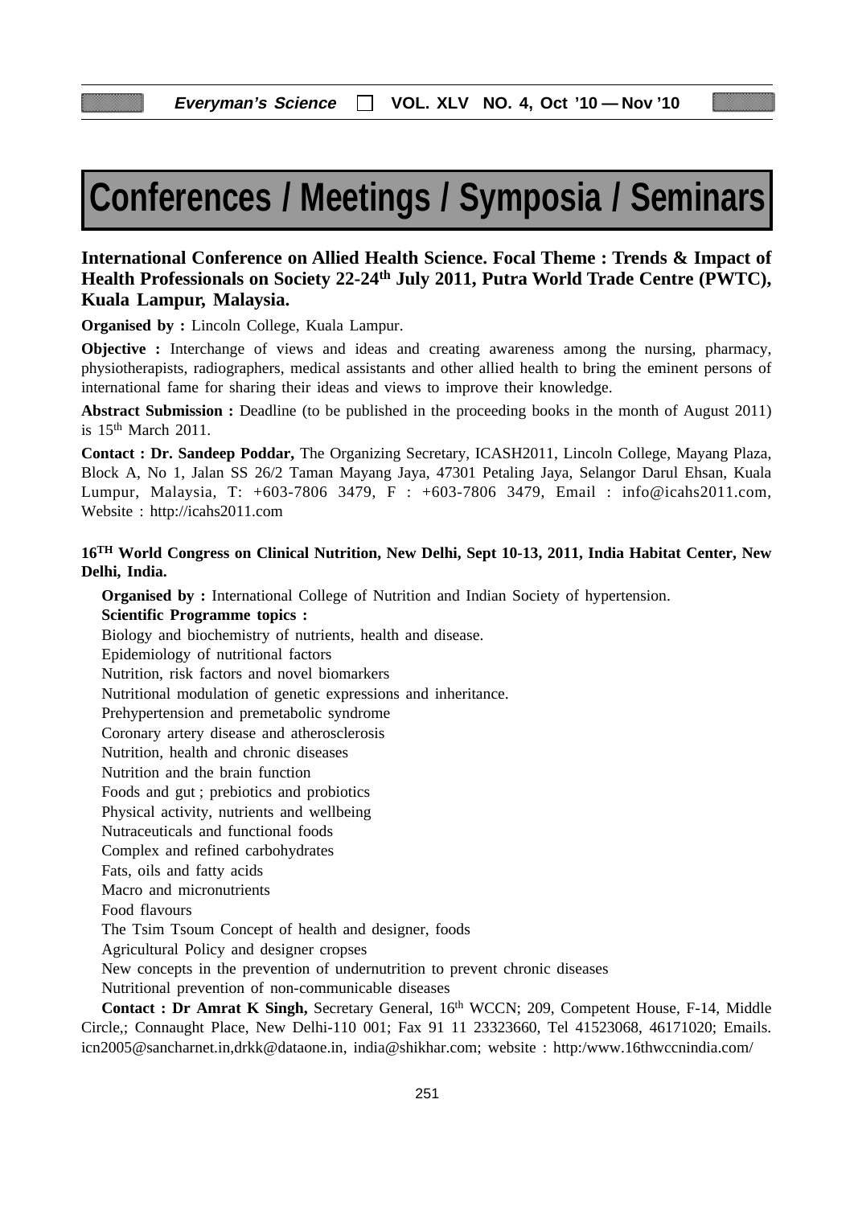# Conferences / Meetings / Symposia / Seminars

### International Conference on Allied Health Science. Focal Theme : Trends & Impact of Health Professionals on Society 22-24th July 2011, Putra World Trade Centre (PWTC), Kuala Lampur, Malaysia.

**Organised by :** Lincoln College, Kuala Lampur.

**Objective :** Interchange of views and ideas and creating awareness among the nursing, pharmacy, physiotherapists, radiographers, medical assistants and other allied health to bring the eminent persons of international fame for sharing their ideas and views to improve their knowledge.

**Abstract Submission :** Deadline (to be published in the proceeding books in the month of August 2011) is 15th March 2011.

**Contact : Dr. Sandeep Poddar,** The Organizing Secretary, ICASH2011, Lincoln College, Mayang Plaza, Block A, No 1, Jalan SS 26/2 Taman Mayang Jaya, 47301 Petaling Jaya, Selangor Darul Ehsan, Kuala Lumpur, Malaysia, T: +603-7806 3479, F : +603-7806 3479, Email : info@icahs2011.com, Website : http://icahs2011.com

### 16TH World Congress on Clinical Nutrition, New Delhi, Sept 10-13, 2011, India Habitat Center, New Delhi, India.

**Organised by :** International College of Nutrition and Indian Society of hypertension.

**Scientific Programme topics :**

Biology and biochemistry of nutrients, health and disease.
Epidemiology of nutritional factors
Nutrition, risk factors and novel biomarkers
Nutritional modulation of genetic expressions and inheritance.
Prehypertension and premetabolic syndrome
Coronary artery disease and atherosclerosis
Nutrition, health and chronic diseases
Nutrition and the brain function
Foods and gut ; prebiotics and probiotics
Physical activity, nutrients and wellbeing
Nutraceuticals and functional foods
Complex and refined carbohydrates
Fats, oils and fatty acids
Macro and micronutrients
Food flavours
The Tsim Tsoum Concept of health and designer, foods
Agricultural Policy and designer cropses
New concepts in the prevention of undernutrition to prevent chronic diseases
Nutritional prevention of non-communicable diseases

**Contact : Dr Amrat K Singh,** Secretary General, 16th WCCN; 209, Competent House, F-14, Middle Circle,; Connaught Place, New Delhi-110 001; Fax 91 11 23323660, Tel 41523068, 46171020; Emails. icn2005@sancharnet.in,drkk@dataone.in, india@shikhar.com; website : http:/www.16thwccnindia.com/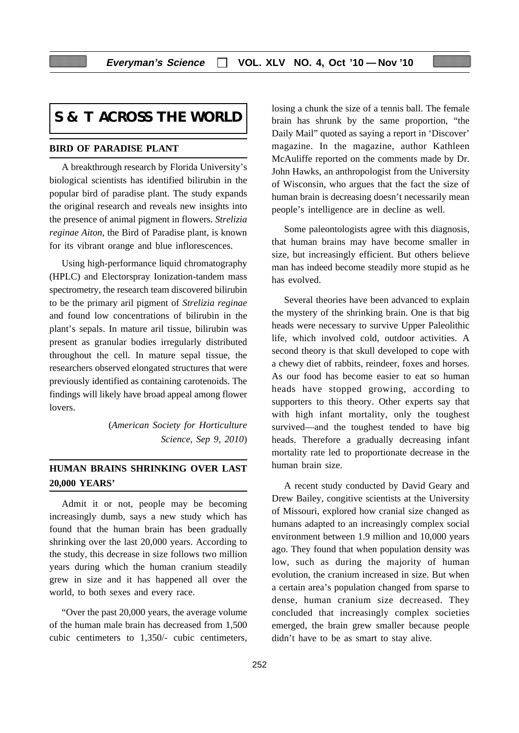# S & T ACROSS THE WORLD

## BIRD OF PARADISE PLANT

A breakthrough research by Florida University's biological scientists has identified bilirubin in the popular bird of paradise plant. The study expands the original research and reveals new insights into the presence of animal pigment in flowers. *Strelizia reginae Aiton*, the Bird of Paradise plant, is known for its vibrant orange and blue inflorescences.

Using high-performance liquid chromatography (HPLC) and Electorspray Ionization-tandem mass spectrometry, the research team discovered bilirubin to be the primary aril pigment of *Strelizia reginae* and found low concentrations of bilirubin in the plant's sepals. In mature aril tissue, bilirubin was present as granular bodies irregularly distributed throughout the cell. In mature sepal tissue, the researchers observed elongated structures that were previously identified as containing carotenoids. The findings will likely have broad appeal among flower lovers.

(*American Society for Horticulture Science, Sep 9, 2010*)

## HUMAN BRAINS SHRINKING OVER LAST 20,000 YEARS'

Admit it or not, people may be becoming increasingly dumb, says a new study which has found that the human brain has been gradually shrinking over the last 20,000 years. According to the study, this decrease in size follows two million years during which the human cranium steadily grew in size and it has happened all over the world, to both sexes and every race.

"Over the past 20,000 years, the average volume of the human male brain has decreased from 1,500 cubic centimeters to 1,350/- cubic centimeters, losing a chunk the size of a tennis ball. The female brain has shrunk by the same proportion, "the Daily Mail" quoted as saying a report in 'Discover' magazine. In the magazine, author Kathleen McAuliffe reported on the comments made by Dr. John Hawks, an anthropologist from the University of Wisconsin, who argues that the fact the size of human brain is decreasing doesn't necessarily mean people's intelligence are in decline as well.

Some paleontologists agree with this diagnosis, that human brains may have become smaller in size, but increasingly efficient. But others believe man has indeed become steadily more stupid as he has evolved.

Several theories have been advanced to explain the mystery of the shrinking brain. One is that big heads were necessary to survive Upper Paleolithic life, which involved cold, outdoor activities. A second theory is that skull developed to cope with a chewy diet of rabbits, reindeer, foxes and horses. As our food has become easier to eat so human heads have stopped growing, according to supporters to this theory. Other experts say that with high infant mortality, only the toughest survived—and the toughest tended to have big heads. Therefore a gradually decreasing infant mortality rate led to proportionate decrease in the human brain size.

A recent study conducted by David Geary and Drew Bailey, congitive scientists at the University of Missouri, explored how cranial size changed as humans adapted to an increasingly complex social environment between 1.9 million and 10,000 years ago. They found that when population density was low, such as during the majority of human evolution, the cranium increased in size. But when a certain area's population changed from sparse to dense, human cranium size decreased. They concluded that increasingly complex societies emerged, the brain grew smaller because people didn't have to be as smart to stay alive.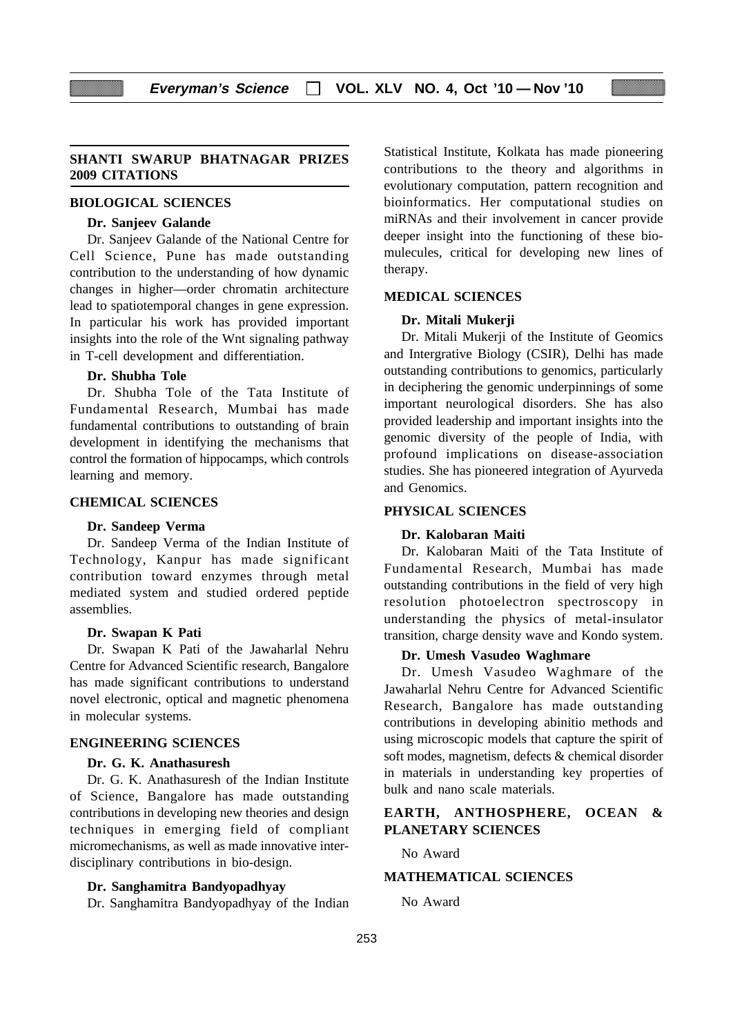## SHANTI SWARUP BHATNAGAR PRIZES 2009 CITATIONS

### BIOLOGICAL SCIENCES

**Dr. Sanjeev Galande**

Dr. Sanjeev Galande of the National Centre for Cell Science, Pune has made outstanding contribution to the understanding of how dynamic changes in higher—order chromatin architecture lead to spatiotemporal changes in gene expression. In particular his work has provided important insights into the role of the Wnt signaling pathway in T-cell development and differentiation.

**Dr. Shubha Tole**

Dr. Shubha Tole of the Tata Institute of Fundamental Research, Mumbai has made fundamental contributions to outstanding of brain development in identifying the mechanisms that control the formation of hippocamps, which controls learning and memory.

### CHEMICAL SCIENCES

**Dr. Sandeep Verma**

Dr. Sandeep Verma of the Indian Institute of Technology, Kanpur has made significant contribution toward enzymes through metal mediated system and studied ordered peptide assemblies.

**Dr. Swapan K Pati**

Dr. Swapan K Pati of the Jawaharlal Nehru Centre for Advanced Scientific research, Bangalore has made significant contributions to understand novel electronic, optical and magnetic phenomena in molecular systems.

### ENGINEERING SCIENCES

**Dr. G. K. Anathasuresh**

Dr. G. K. Anathasuresh of the Indian Institute of Science, Bangalore has made outstanding contributions in developing new theories and design techniques in emerging field of compliant micromechanisms, as well as made innovative inter-disciplinary contributions in bio-design.

**Dr. Sanghamitra Bandyopadhyay**

Dr. Sanghamitra Bandyopadhyay of the Indian Statistical Institute, Kolkata has made pioneering contributions to the theory and algorithms in evolutionary computation, pattern recognition and bioinformatics. Her computational studies on miRNAs and their involvement in cancer provide deeper insight into the functioning of these bio-mulecules, critical for developing new lines of therapy.

### MEDICAL SCIENCES

**Dr. Mitali Mukerji**

Dr. Mitali Mukerji of the Institute of Geomics and Intergrative Biology (CSIR), Delhi has made outstanding contributions to genomics, particularly in deciphering the genomic underpinnings of some important neurological disorders. She has also provided leadership and important insights into the genomic diversity of the people of India, with profound implications on disease-association studies. She has pioneered integration of Ayurveda and Genomics.

### PHYSICAL SCIENCES

**Dr. Kalobaran Maiti**

Dr. Kalobaran Maiti of the Tata Institute of Fundamental Research, Mumbai has made outstanding contributions in the field of very high resolution photoelectron spectroscopy in understanding the physics of metal-insulator transition, charge density wave and Kondo system.

**Dr. Umesh Vasudeo Waghmare**

Dr. Umesh Vasudeo Waghmare of the Jawaharlal Nehru Centre for Advanced Scientific Research, Bangalore has made outstanding contributions in developing abinitio methods and using microscopic models that capture the spirit of soft modes, magnetism, defects & chemical disorder in materials in understanding key properties of bulk and nano scale materials.

### EARTH, ANTHOSPHERE, OCEAN & PLANETARY SCIENCES

No Award

### MATHEMATICAL SCIENCES

No Award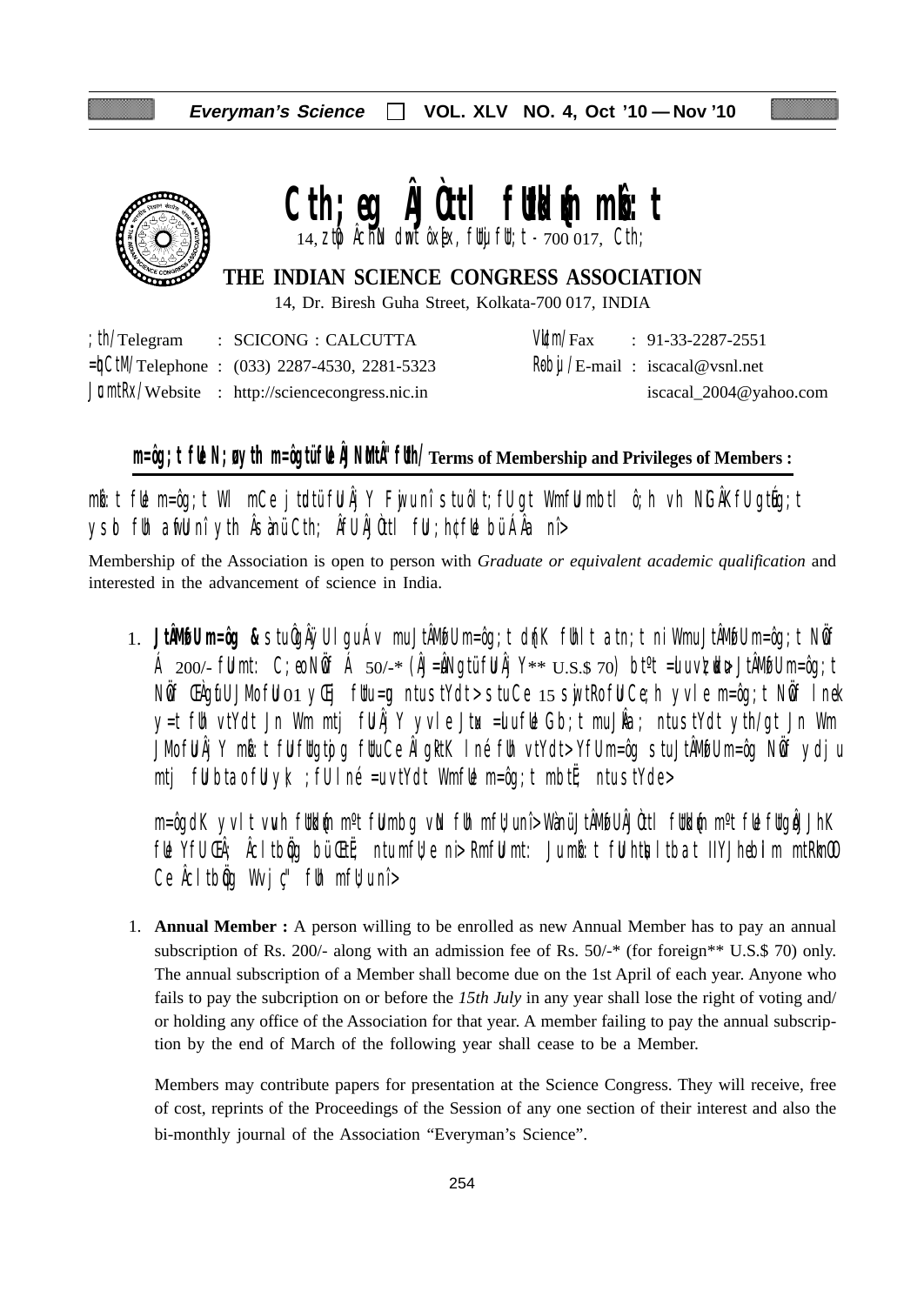# Cth;eg ÂJÒttl fUtkkn mbâ:t

14, ztp ÂchN dmtôx fx, fUtju fUt;t - 700 017, Cth;

## THE INDIAN SCIENCE CONGRESS ASSOCIATION

14, Dr. Biresh Guha Street, Kolkata-700 017, INDIA

| | | | |
|---|---|---|---|
| ;th/Telegram | : SCICONG : CALCUTTA | Vâam/Fax | : 91-33-2287-2551 |
| =hCtM/Telephone | : (033) 2287-4530, 2281-5323 | Rebju/E-mail | : iscacal@vsnl.net |
| JumtRx/Website | : http://sciencecongress.nic.in | | iscacal_2004@yahoo.com |

### m=ôg;t fUe N;eyth m=ôgtü fUe ÂJNtUtÂ" fUth/ Terms of Membership and Privileges of Members :

mbâ:t fUe m=ôg;t WI mCe jtdtü fUtÂj Y Fjwunî stuôlt;fUgt WmfUt mbtl ô;h vh NiGÂKfU gtûg;t ysb fUh afwUnî yth Âssnü Cth; ÂfUÂJÒttl fUt;hçfUe büÂÂa nî>

Membership of the Association is open to person with *Graduate or equivalent academic qualification* and interested in the advancement of science in India.

1. **JtÂMkfU m=ôg &** stuÔgÂÿUI guÁv muJtÂMkfU m=ôg;t dq{K fUhlt atn;t ni WmuJtÂMkfU m=ôg;t NÙf Á 200/- fUmt: C;eoNÙf Á 50/-* (Â}=uNgtü fUtÂj Y** U.S.$ 70) bt°t =uuvz;ut> JtÂMkfU m=ôg;t NÙf ŒÂgfU JMofU 01 yŒij fUtu =g ntustYdt> stuCe 15 sjwtRofU Ce;h yvle m=ôg;t NÙf lnek y=t fUh vtYdt Jn Wm mtj fUtÂjY yvle Jtu= =uuvfUe Gb;t muJÂa; ntustYdt yth/gt Jn Wm JMofU tÂjY mbâ:t fUt fUtgtp g fUtuCe Âl gkÂtK lné fUh vtYdt> YfU m=ôg stu JtÂMkfU m=ôg NÙf ydju mtj fUt btaofU yk; ;fU lné =uvtYdt WmfUe m=ôg;t mbtË; ntustYde>

   m=ôgdK yvlt vuuh fUtkkn m°t fUt mbg vN fUh mfU;unî> WanüJtÂMkfU ÂÒttl fUtkkn m°t fUe fUtgoJthK fUe YfU ŒÂ; Âcl tbqõg büŒË; ntumfU;e nî> RmfUt: Jumbâ:t fUt ht;u ltbat IlYJheblm mtRkmÕ Ce Âcl tbqõg Wvj ç" fUh mfU;unî>

1. **Annual Member :** A person willing to be enrolled as new Annual Member has to pay an annual subscription of Rs. 200/- along with an admission fee of Rs. 50/-* (for foreign** U.S.$ 70) only. The annual subscription of a Member shall become due on the 1st April of each year. Anyone who fails to pay the subcription on or before the *15th July* in any year shall lose the right of voting and/ or holding any office of the Association for that year. A member failing to pay the annual subscription by the end of March of the following year shall cease to be a Member.

   Members may contribute papers for presentation at the Science Congress. They will receive, free of cost, reprints of the Proceedings of the Session of any one section of their interest and also the bi-monthly journal of the Association "Everyman's Science".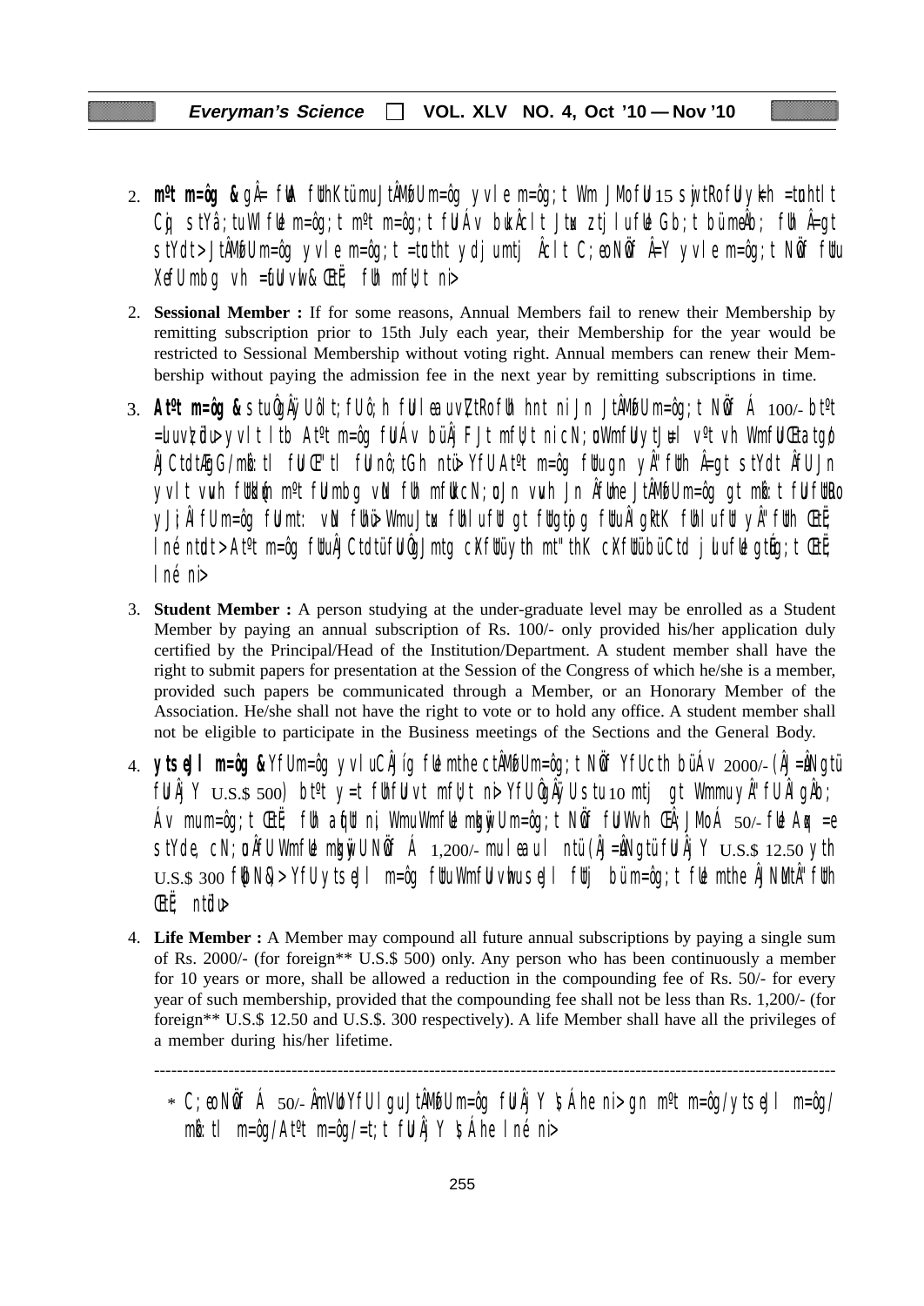2. **Sessional Member :** If for some reasons, Annual Members fail to renew their Membership by remitting subscription prior to 15th July each year, their Membership for the year would be restricted to Sessional Membership without voting right. Annual members can renew their Membership without paying the admission fee in the next year by remitting subscriptions in time.

3. **Student Member :** A person studying at the under-graduate level may be enrolled as a Student Member by paying an annual subscription of Rs. 100/- only provided his/her application duly certified by the Principal/Head of the Institution/Department. A student member shall have the right to submit papers for presentation at the Session of the Congress of which he/she is a member, provided such papers be communicated through a Member, or an Honorary Member of the Association. He/she shall not have the right to vote or to hold any office. A student member shall not be eligible to participate in the Business meetings of the Sections and the General Body.

4. **Life Member :** A Member may compound all future annual subscriptions by paying a single sum of Rs. 2000/- (for foreign** U.S.$ 500) only. Any person who has been continuously a member for 10 years or more, shall be allowed a reduction in the compounding fee of Rs. 50/- for every year of such membership, provided that the compounding fee shall not be less than Rs. 1,200/- (for foreign** U.S.$ 12.50 and U.S.$. 300 respectively). A life Member shall have all the privileges of a member during his/her lifetime.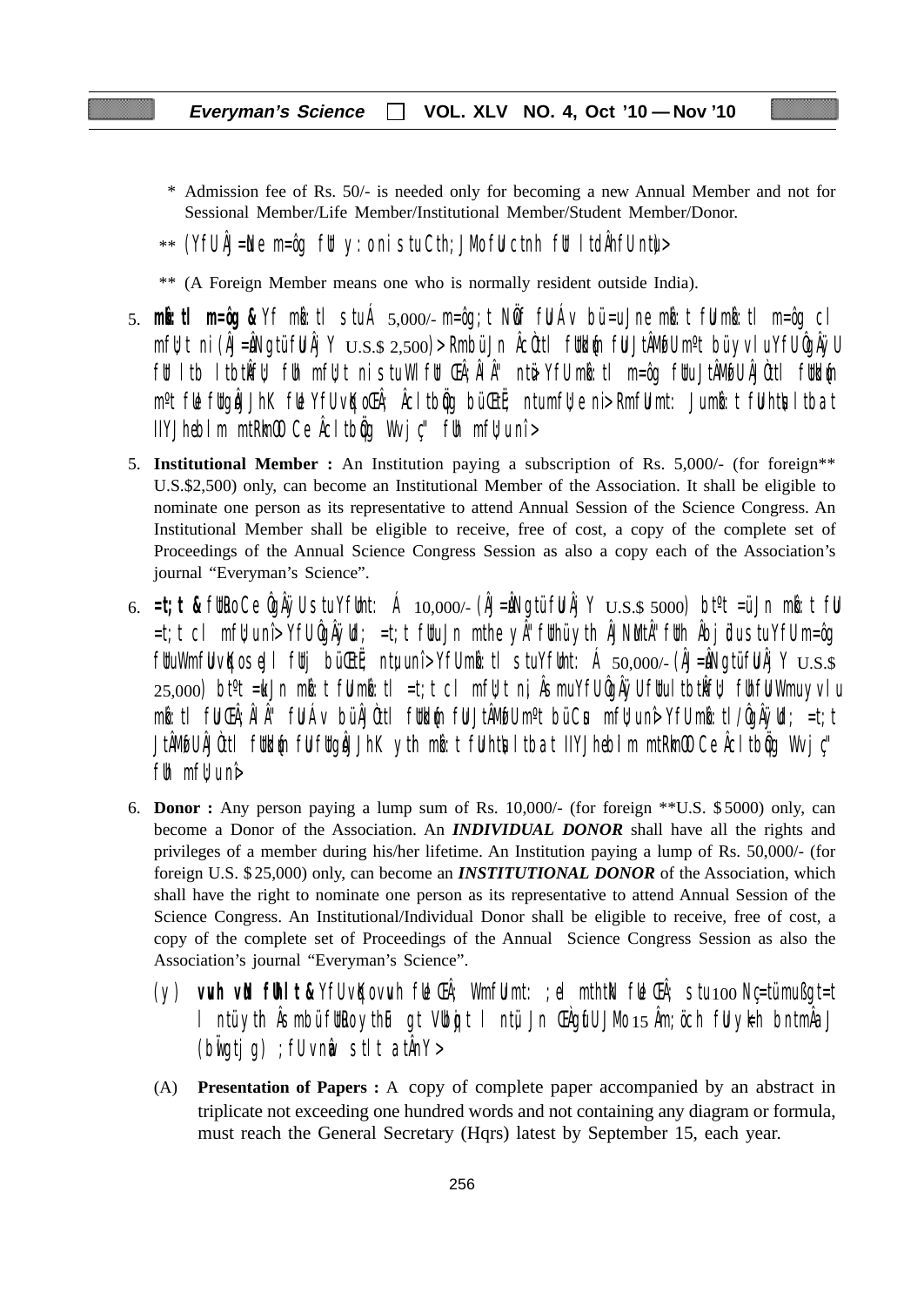\* Admission fee of Rs. 50/- is needed only for becoming a new Annual Member and not for Sessional Member/Life Member/Institutional Member/Student Member/Donor.

\*\* (YfUÂj=Ne m=ôg fU y:oni stuCth;JMofUctnh fU ltdÂnfUntû>

\*\* (A Foreign Member means one who is normally resident outside India).

5. **mkê:tl m=ôg &** Yf mkê:tl stuÁ 5,000/- m=ôg;t NÜf fUÁv bü=uJne mkê:t fUmkê:tl m=ôg cl mfU;t ni (Âj=ÂNgtüfUÂj Y U.S.$ 2,500)> RmbüJn ÂcÖtl fUtkd´m fU JtÂMofU m�º t büyvlu YfU ÂgÂÿU fU ltb ltbtÂfU; fUh mfU;t ni stu WI fU ŒÂ;ÂlÂ" ntü> YfU mkê:tl m=ôg fUtu JtÂMofU ÂjÖtl fUtkd´m m¸t fUe fUtgoÂJÂhK fUe YfU vqKoŒÂ; Âcl tbÖg büŒtË; ntumfU;e ni> RmfU mt: Jumkê:t fUhtu ltbat llYJhebIm mtRkmOO Ce Âcl tbÖg Wvjç" fUh mfU;u nî>

5. **Institutional Member :** An Institution paying a subscription of Rs. 5,000/- (for foreign\*\* U.S.$2,500) only, can become an Institutional Member of the Association. It shall be eligible to nominate one person as its representative to attend Annual Session of the Science Congress. An Institutional Member shall be eligible to receive, free of cost, a copy of the complete set of Proceedings of the Annual Science Congress Session as also a copy each of the Association's journal "Everyman's Science".

6. **=t;t &** fUtRoCe ÔgÂÿU stuYfUmt: Á 10,000/- (Âj=ÂNgtüfUÂj Y U.S.$ 5000) bt<sup></sup>º t =üJn mkê:t fU =t;t cl mfU;u nî> YfU ÔgÂÿUd; =t;t fUtuJn mthe yÂ"fUth ÂjNu tÂ"fUth Âbj ûuustuYfU m=ôg fUtuWmfU vqKo seJl fUtj büŒtË; ntu;u nî> YfU mkê:tl stuYfUmt: Á 50,000/- (Âj=ÂNgtüfUÂj Y U.S.$ 25,000) bt<sup></sup>º t =ukJn mkê:t fUmkê:tl =t;t cl mfU;t ni, ÂsmuYfU ÔgÂÿU fUtultbtÂfU; fUhfU WmuyvIu mkê:tl fU ŒÂ;ÂlÂ" fUÁv bü ÂjÖtl fUtkd´m fU JtÂMofU m¸t büCu mfU;u nî> YfU mkê:tl/ÔgÂÿUd; =t;t JtÂMofU ÂjÖtl fUtkd´m fU fUtgoÂJÂhK yth mkê:t fUhtu ltbat llYJhebIm mtRkmOO Ce Âcl tbÖg Wvjç" fUh mfU;u nî>

6. **Donor :** Any person paying a lump sum of Rs. 10,000/- (for foreign \*\*U.S. $ 5000) only, can become a Donor of the Association. An ***INDIVIDUAL DONOR*** shall have all the rights and privileges of a member during his/her lifetime. An Institution paying a lump of Rs. 50,000/- (for foreign U.S. $ 25,000) only, can become an ***INSTITUTIONAL DONOR*** of the Association, which shall have the right to nominate one person as its representative to attend Annual Session of the Science Congress. An Institutional/Individual Donor shall be eligible to receive, free of cost, a copy of the complete set of Proceedings of the Annual Science Congress Session as also the Association's journal "Everyman's Science".

(y) **vuh vÑ fUh ltÂ&** YfU vqKo vuh fUe ŒÂ; WmfU mt: ;el mthtÑ fUe ŒÂ; stu 100 Nç=tümußgt=t l ntüyth Âsmbü fUtRoyth Ði gt VtbüoJt l ntü, Jn ŒÀgufU JMo 15 Âm;öch fUtyk;h bntmÂaJ (bügtj g) ;fU vnüa stlt atÂnY>

(A) **Presentation of Papers :** A copy of complete paper accompanied by an abstract in triplicate not exceeding one hundred words and not containing any diagram or formula, must reach the General Secretary (Hqrs) latest by September 15, each year.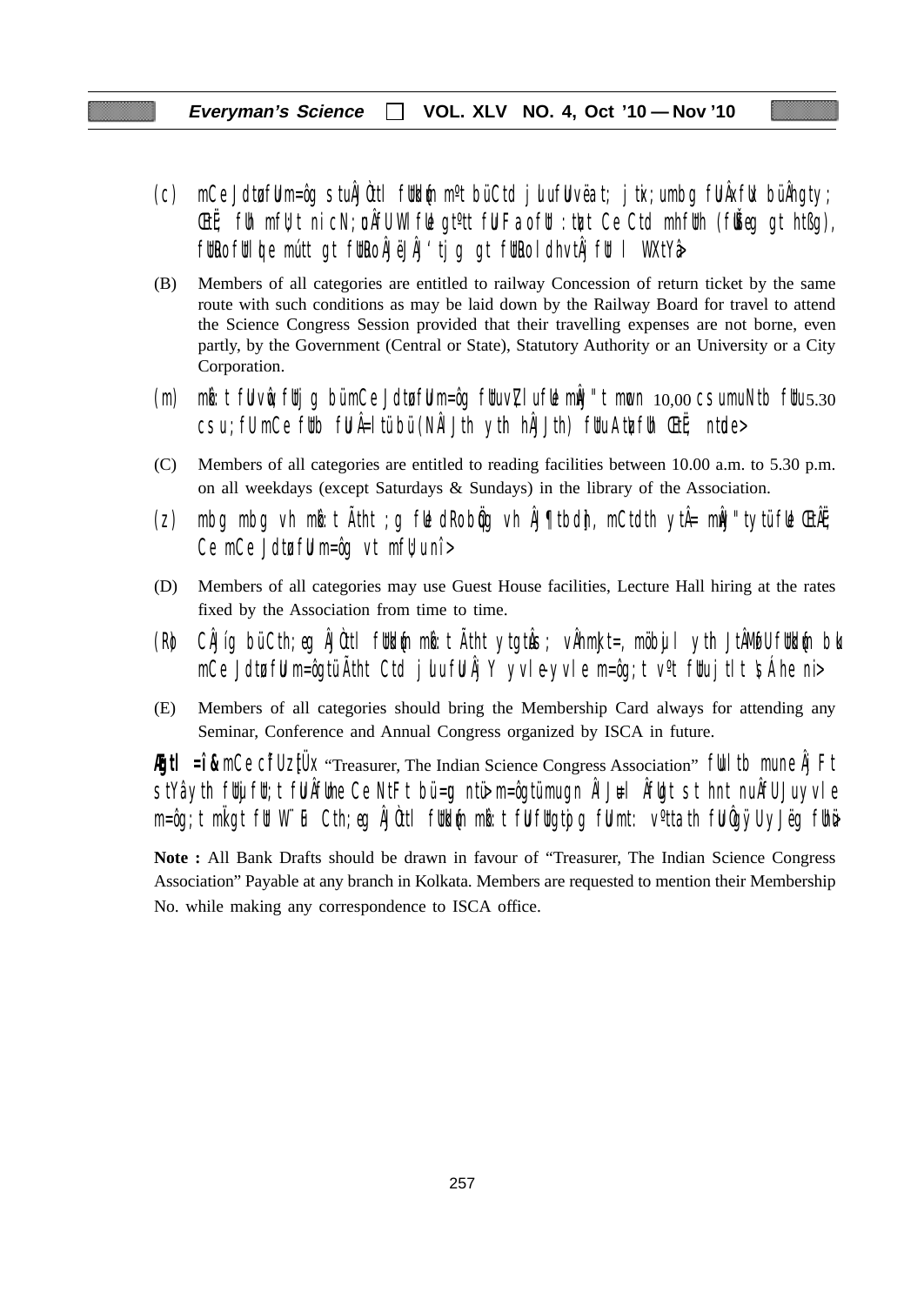(c) mCe JdtøfUm=ôg stuÂJÒtl fUkÂtøf mºtbüCtd jUufUvëat; jtx;umbg fUÂxfUx büÂhgty; ŒtÈ; fUh mfU;t nicN;ÿÂfUWl fUe gtºtt fUFaofU :tut Ce Ctd mhfUth (fUüÿeg gt htßg), fUÿtofUl Ike mútt gt fUÿoÂJëJÂJ‘tjg gt fUÿol dhvtÂj fUl WXtYa>

(B) Members of all categories are entitled to railway Concession of return ticket by the same route with such conditions as may be laid down by the Railway Board for travel to attend the Science Congress Session provided that their travelling expenses are not borne, even partly, by the Government (Central or State), Statutory Authority or an University or a City Corporation.

(m) mk:t fUvôq;fUtjg büÿmCe JdtøfUm=ôg fUuvZlufUe mÂJ"t mwvn 10,00 csumuNtb fUu 5.30 csu;fU mCe fUtb fUÂ=ltübü (NÂlJth yth hÂJJth) fUuAtuzfUh ŒtÈ; ntde>

(C) Members of all categories are entitled to reading facilities between 10.00 a.m. to 5.30 p.m. on all weekdays (except Saturdays & Sundays) in the library of the Association.

(z) mbg mbg vh mk:t Ãtht ;g fUe dRobôüg vh ÂJ¶tbdn, mCtdth ytÂ= mÂJ"tytü fUe ŒtÂÈ; Ce mCe JdtøfUm=ôg vt mfU;unî>

(D) Members of all categories may use Guest House facilities, Lecture Hall hiring at the rates fixed by the Association from time to time.

(R) CÂJíg büCth;eg ÂJÒtl fUkÂtøf mk:t Ãtht ytgtuÂs; vÂhmkJt=, möbuJl yth JtÂMofU fUkÂtøf bu mCe JdtøfUm=ôgtüÃtht Ctd jUufUÂJY yvle-yvle m=ôg;t vºt fUujtlt ÷Áhe ni>

(E) Members of all categories should bring the Membership Card always for attending any Seminar, Conference and Annual Congress organized by ISCA in future.

**Ægtl =î&** mCe cÎUz]Üx "Treasurer, The Indian Science Congress Association" fUlltb muneÂJ Ft stYâyth fUtujfU;t fUÂfUme Ce NtFt bü=g ntü> m=ôgtümugn ÂlJu=l ÂfUgt stht nuÂfU Juyvle m=ôg;t mkÏgt fUt W¨u Cth;eg ÂJÒtl fUkÂtøf mk:t fUfUtgtøg fUmt: vºttath fUÂôgÿUyJëg fUhü>

**Note :** All Bank Drafts should be drawn in favour of "Treasurer, The Indian Science Congress Association" Payable at any branch in Kolkata. Members are requested to mention their Membership No. while making any correspondence to ISCA office.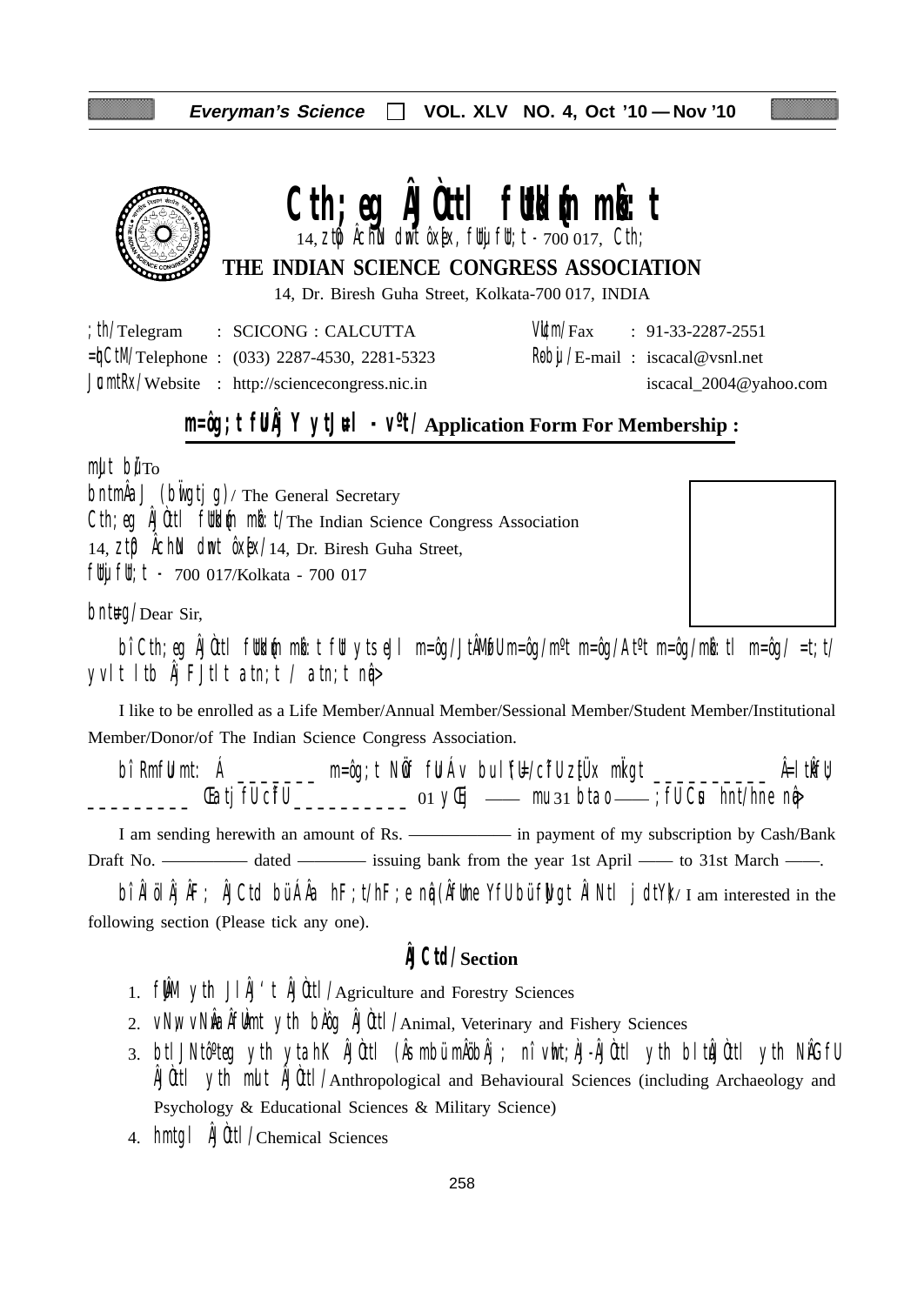# Cth;eg ÂJÒttl fUtkd{m mk½:t

14, ztp Âch\N dwnt ôx{x, fUtujfUt;t - 700 017, Cth;

## THE INDIAN SCIENCE CONGRESS ASSOCIATION

14, Dr. Biresh Guha Street, Kolkata-700 017, INDIA

| | | | |
|---|---|---|---|
| ;th/Telegram | : SCICONG : CALCUTTA | VUtm/Fax | : 91-33-2287-2551 |
| =bCtM/Telephone | : (033) 2287-4530, 2281-5323 | Robju/E-mail | : iscacal@vsnl.net |
| JumtRx/Website | : http://sciencecongress.nic.in | | iscacal_2004@yahoo.com |

### m=ôg;t fUuÂj Y ytJu#l - vºt/ **Application Form For Membership :**

mJt btuTo

bntmÂa J (bÏwgtjg)/ The General Secretary

Cth;eg ÂJÒttl fUtkd{m mk½:t/The Indian Science Congress Association

14, ztp Âch\N dwnt ôx{x/14, Dr. Biresh Guha Street,

fUtujfUt;t - 700 017/Kolkata - 700 017

bntu#g/Dear Sir,

bî Cth;eg ÂJÒttl fUtkd{m mk½:t fUt ytseJl m=ôg/JtÂMfU m=ôg/m*ºt m=ôg/At*ºt m=ôg/mk½:tl m=ôg/ =t;t/ yvlt ltb ÂjFJtlt atn;t / atn;e nwk>

I like to be enrolled as a Life Member/Annual Member/Sessional Member/Student Member/Institutional Member/Donor/of The Indian Science Congress Association.

bî RmfuU mt:  Á _______ m=ôg;t NwÖf fuUÁv bul fu/cîfU zÙtÜx mkØgt __________ Â=ltkfU __________ Ûatj fUcîfU__________ 01 yÆu —— mu 31 btao —— ;fU Cus hnt/hne nwk>

I am sending herewith an amount of Rs. ———— in payment of my subscription by Cash/Bank Draft No. ———— dated ———— issuing bank from the year 1st April —— to 31st March ——.

bî ÂlölÂj ÂF; ÂJCtd bü ÁÂa hF;t/hF;e nwk (ÂfUme YfU bü fUÌgt ÂNtl jdtY\)/ I am interested in the following section (Please tick any one).

### ÂJCtd/Section

1. fUÂM ytih JlÂj'’t ÂJÒttl/Agriculture and Forestry Sciences
2. vNw, vNwÂa ÂfUÀmt ytih bÀôg ÂJÒttl/Animal, Veterinary and Fishery Sciences
3. btlJNtôºteg ytih ytahK ÂJÒttl (Âsmbü mÂöbÂj; nî vwht;Àj-ÂJÒttl ytih bltuÂJÒttl ytih NÂGfU ÂJÒttl ytih mulf ÂJÒttl/Anthropological and Behavioural Sciences (including Archaeology and Psychology & Educational Sciences & Military Science)
4. hmtgl ÂJÒttl/Chemical Sciences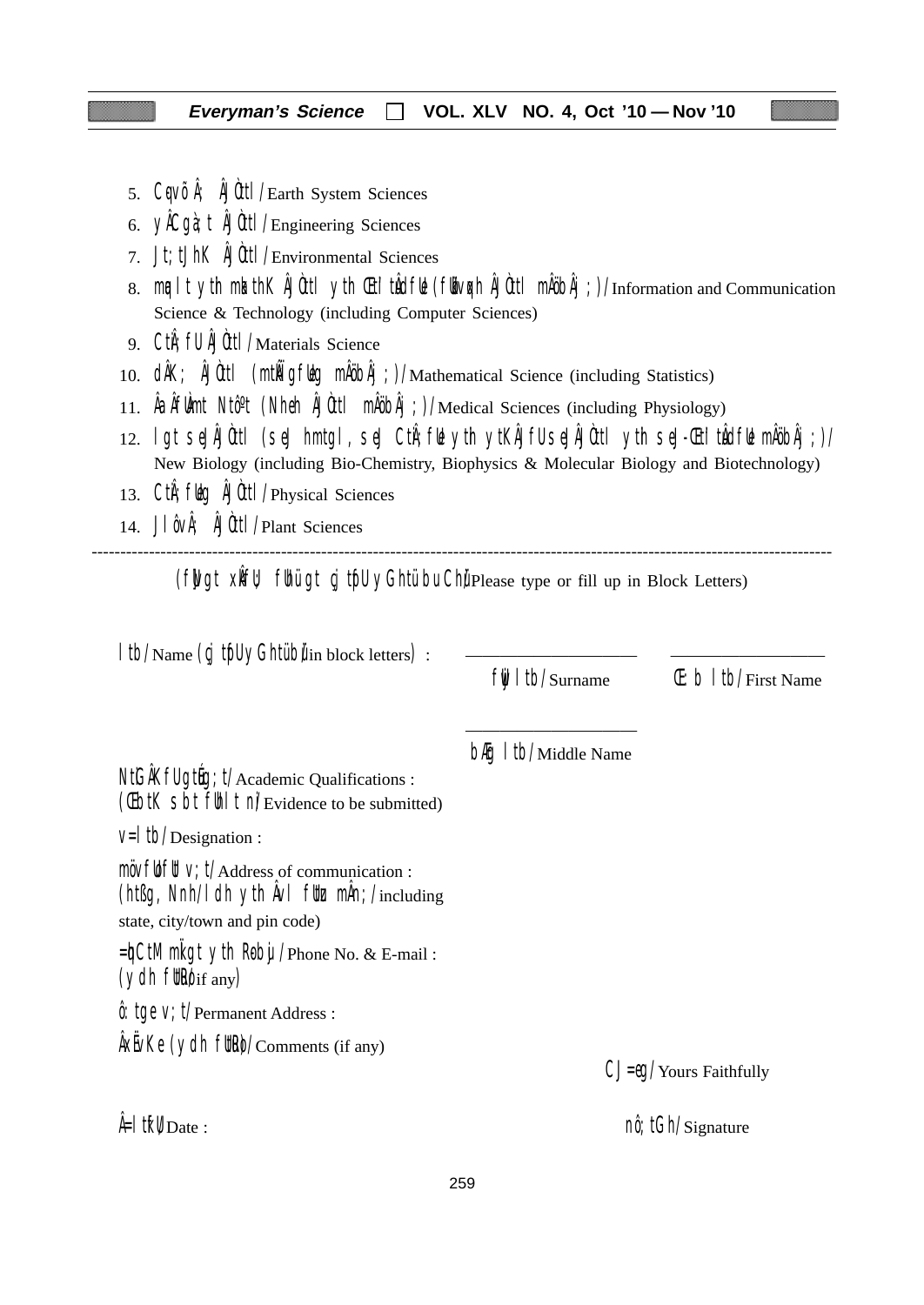5. Cqvõ Â; ÂJÒtl /Earth System Sciences
6. yÂCgà; t ÂJÒtl /Engineering Sciences
7. Jt; tJhK ÂJÒtl /Environmental Sciences
8. mqlt yth mkthK ÂJÒtl yth Œtl tÂdfUe (fUBv*qh ÂJÒtl mÂöbÂj ; )/Information and Communication Science & Technology (including Computer Sciences)
9. CtÂ; fU ÂJÒtl /Materials Science
10. dÂK; ÂJÒtl (mtÂÏgfUeg mÂöbÂj ; )/Mathematical Science (including Statistics)
11. ÂaÂfUÀmt Ntôºt (Nheh ÂJÒtl mÂöbÂj ; )/Medical Sciences (including Physiology)
12. lgt seJ ÂJÒtl (seJ hmtgl, seJ CtÂ; fUe yth ytKÂJfU seJ ÂJÒtl yth seJ-Œtl tÂdfUe mÂöbÂj ; )/New Biology (including Bio-Chemistry, Biophysics & Molecular Biology and Biotechnology)
13. CtÂ; fUeg ÂJÒtl /Physical Sciences
14. Jlôv Â; ÂJÒtl /Plant Sciences

---

(fUÍgt xÂ§fU fUhü gt c¸ tfUh yGhtü bu ChuU/Please type or fill up in Block Letters)

ltb /Name (c¸ tfUh yGhtü bu/in block letters) : ____________ ____________

fUÙ ltb /Surname Œ:b ltb /First Name

____________

bÆg ltb /Middle Name

NtGÂKfU gtuÉg; t/Academic Qualifications :
(ŒbtK sbt fUhlt n/Evidence to be submitted)

v=ltb /Designation :

möv fUfU v; t/Address of communication :
(htßg, Nnh/ldh yth Âvl fUtu mÂn; /including state, city/town and pin code)

=tuCtM mÏgt yth Rbuj /Phone No. & E-mail :
(ydh fUtuRo/if any)

ô: tge v; t/Permanent Address :

ÂxÃvKe (ydh fUtuRo)/Comments (if any)

CJ=eg /Yours Faithfully

Â=ltfU/Date :

nô; tGh /Signature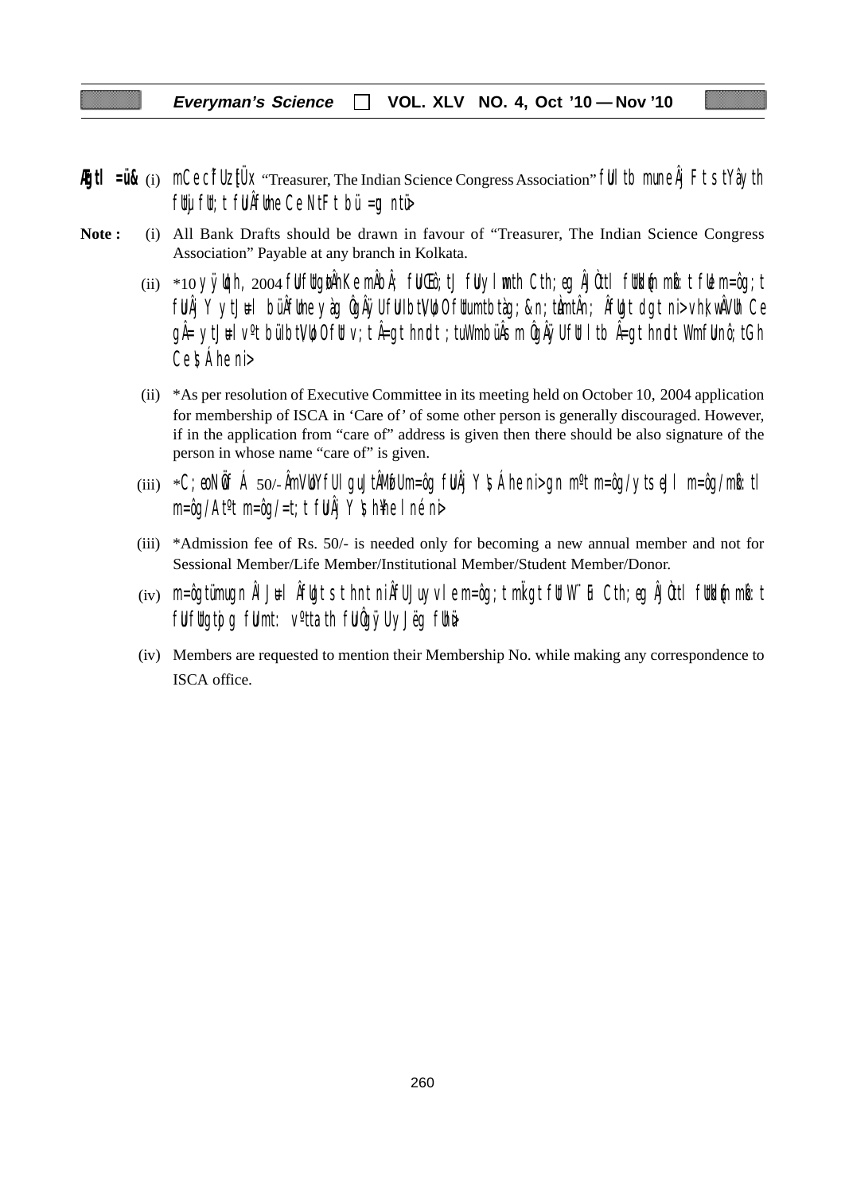**Æg¢tl =ü&** (i) mCecÏUzÆÜx "Treasurer, The Indian Science Congress Association" fUl tb muneÂj F t s tYâyth fUtu; fUt; t fUÂfUne Ce NtF t bü =g ntü>

**Note :** (i) All Bank Drafts should be drawn in favour of "Treasurer, The Indian Science Congress Association" Payable at any branch in Kolkata.

(ii) *10 yÿUh, 2004 fUfUgbÂhKemÂbÂ; fUŒô; tJ fUy lmth Cth; eg ÂjÒtl fUtkd¢n mk: t fU¢e m=ôg; t fUÂj Y ytJ¢ul büÂfUne yàg ÔgÂÿ UfUlbtVU/O fUumtbtàg; &n; tùmtÂn; ÂfUgt dgt ni> vh,wÂVUh Ce gÂ= ytJ¢ul v°tbü lbtVU/O fUv; tÂ=gt hndt ; tuWmbüÂs mÔgÂÿ UfUtl tb Â=gt hndt WmfUnô; tGh Ce\$ Áhe ni>

(ii) *As per resolution of Executive Committee in its meeting held on October 10, 2004 application for membership of ISCA in 'Care of' of some other person is generally discouraged. However, if in the application from "care of" address is given then there should be also signature of the person in whose name "care of" is given.

(iii) *C; eNüf Á 50/- ÂmVUYf fUl guJtÂMfUm=ôg fUÂj Y \$ Áhe ni> gn m°tm=ôg/yts eJl m=ôg/mk: tl m=ôg/At°tm=ôg/=t; t fUÂj Y \$ h¥he lné ni>

(iii) *Admission fee of Rs. 50/- is needed only for becoming a new annual member and not for Sessional Member/Life Member/Institutional Member/Student Member/Donor.

(iv) m=ôgtümugn ÂJ J¢ul ÂfUgt s thnt niÂfUJuy vl e m=ôg; tmkgt fUtW¨ Eü Cth; eg ÂjÒtl fUtkd¢n mk: t fUfUtgtþg fUmt: v°ttath fUÔgÿ Uy Jëg fUhü>

(iv) Members are requested to mention their Membership No. while making any correspondence to ISCA office.